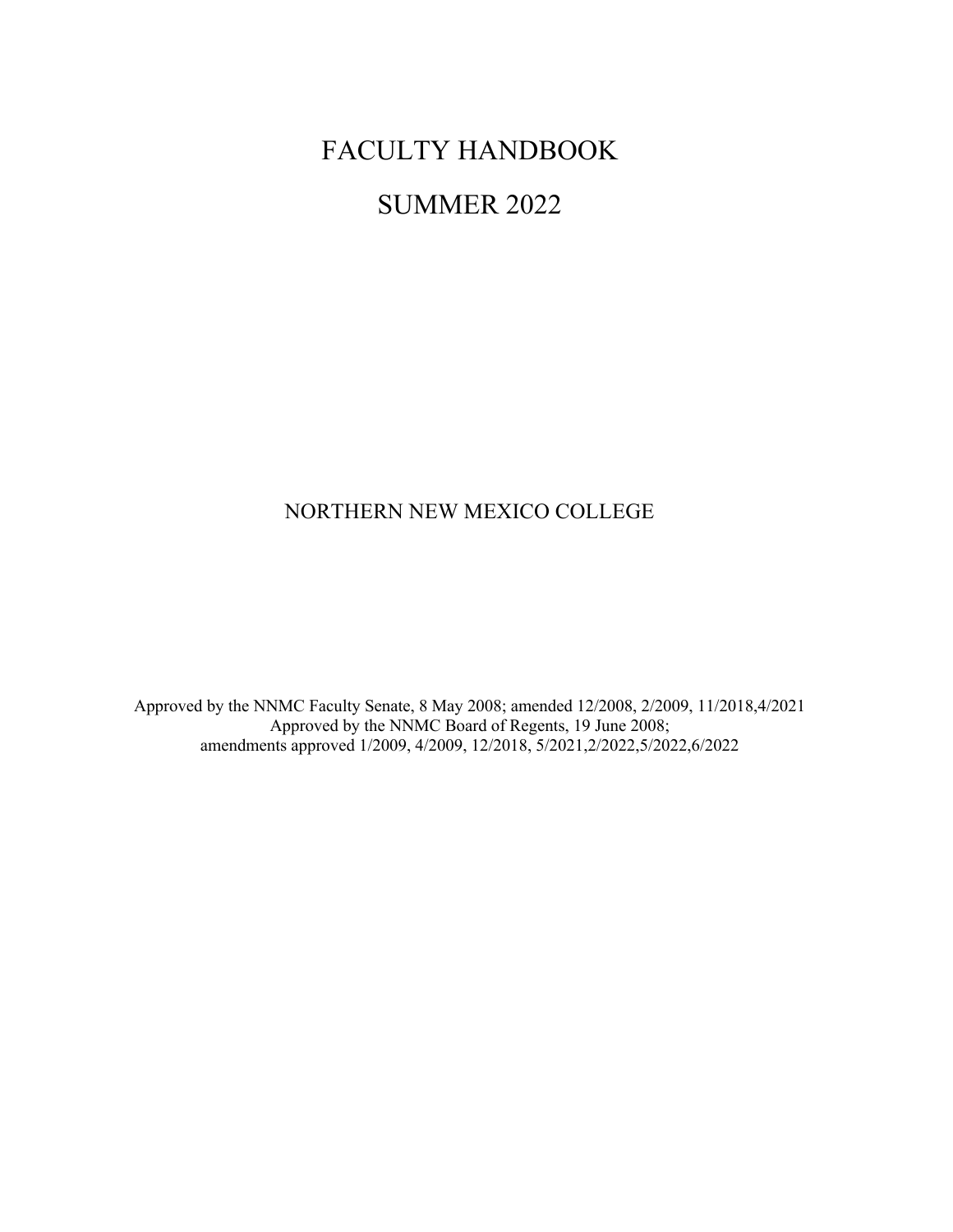# FACULTY HANDBOOK

# SUMMER 2022

NORTHERN NEW MEXICO COLLEGE

Approved by the NNMC Faculty Senate, 8 May 2008; amended 12/2008, 2/2009, 11/2018,4/2021
Approved by the NNMC Board of Regents, 19 June 2008;
amendments approved 1/2009, 4/2009, 12/2018, 5/2021,2/2022,5/2022,6/2022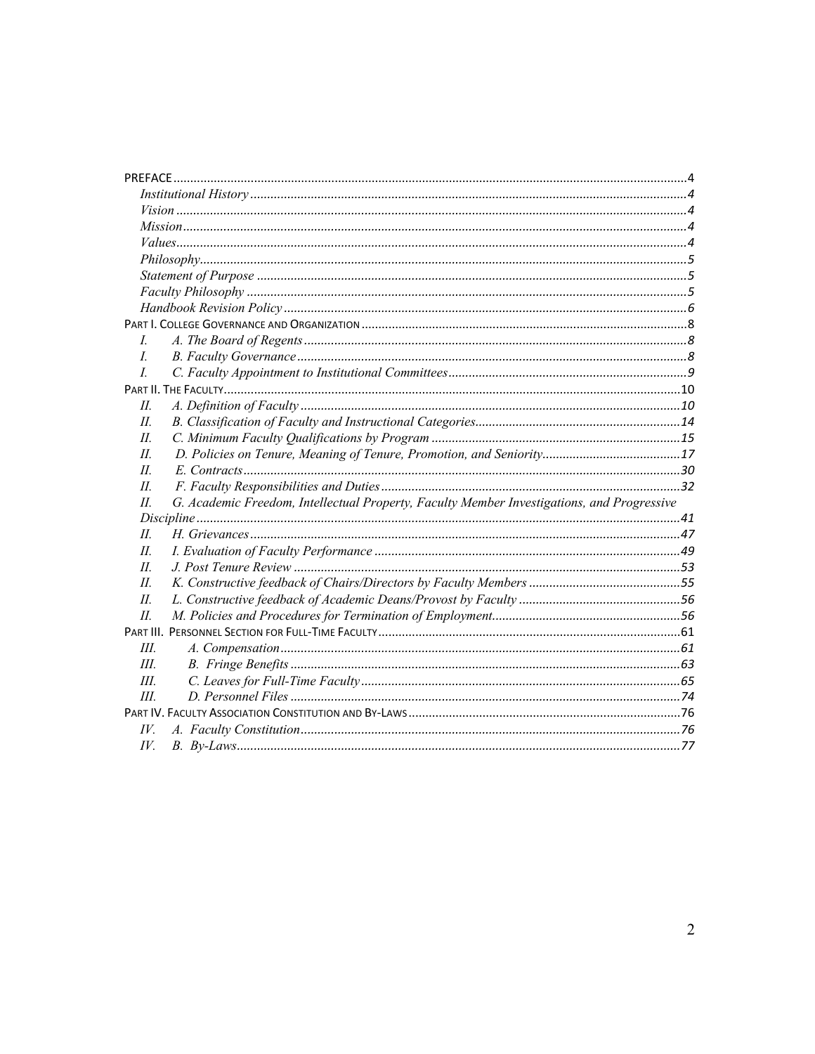PREFACE ....................................................................................................................................................4

*Institutional History* ....................................................................................................................4

*Vision* ..........................................................................................................................................4

*Mission* .......................................................................................................................................4

*Values* .........................................................................................................................................4

*Philosophy* ..................................................................................................................................5

*Statement of Purpose* .................................................................................................................5

*Faculty Philosophy* ....................................................................................................................5

*Handbook Revision Policy* .........................................................................................................6

PART I. COLLEGE GOVERNANCE AND ORGANIZATION ...........................................................................................8

*I. A. The Board of Regents* ...........................................................................................................8

*I. B. Faculty Governance* ..............................................................................................................8

*I. C. Faculty Appointment to Institutional Committees* .................................................................9

PART II. THE FACULTY .............................................................................................................................................10

*II. A. Definition of Faculty* ..........................................................................................................10

*II. B. Classification of Faculty and Instructional Categories* .......................................................14

*II. C. Minimum Faculty Qualifications by Program* ....................................................................15

*II. D. Policies on Tenure, Meaning of Tenure, Promotion, and Seniority* ......................................17

*II. E. Contracts* ............................................................................................................................30

*II. F. Faculty Responsibilities and Duties* ....................................................................................32

*II. G. Academic Freedom, Intellectual Property, Faculty Member Investigations, and Progressive Discipline* ......................................................................................................................................41

*II. H. Grievances* ..........................................................................................................................47

*II. I. Evaluation of Faculty Performance* .....................................................................................49

*II. J. Post Tenure Review* .............................................................................................................53

*II. K. Constructive feedback of Chairs/Directors by Faculty Members* ........................................55

*II. L. Constructive feedback of Academic Deans/Provost by Faculty* ...........................................56

*II. M. Policies and Procedures for Termination of Employment* ...................................................56

PART III. PERSONNEL SECTION FOR FULL-TIME FACULTY ...................................................................................61

*III. A. Compensation* ....................................................................................................................61

*III. B. Fringe Benefits* ..................................................................................................................63

*III. C. Leaves for Full-Time Faculty* .............................................................................................65

*III. D. Personnel Files* ..................................................................................................................74

PART IV. FACULTY ASSOCIATION CONSTITUTION AND BY-LAWS .........................................................................76

*IV. A. Faculty Constitution* ...........................................................................................................76

*IV. B. By-Laws* .............................................................................................................................77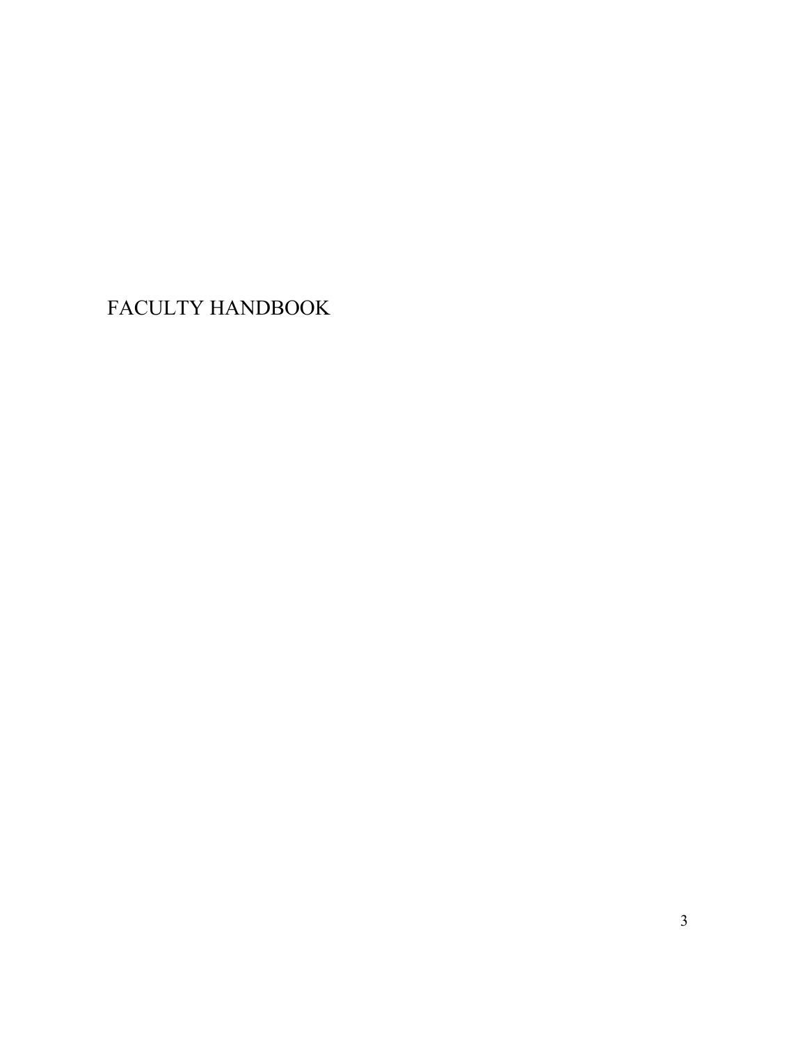# FACULTY HANDBOOK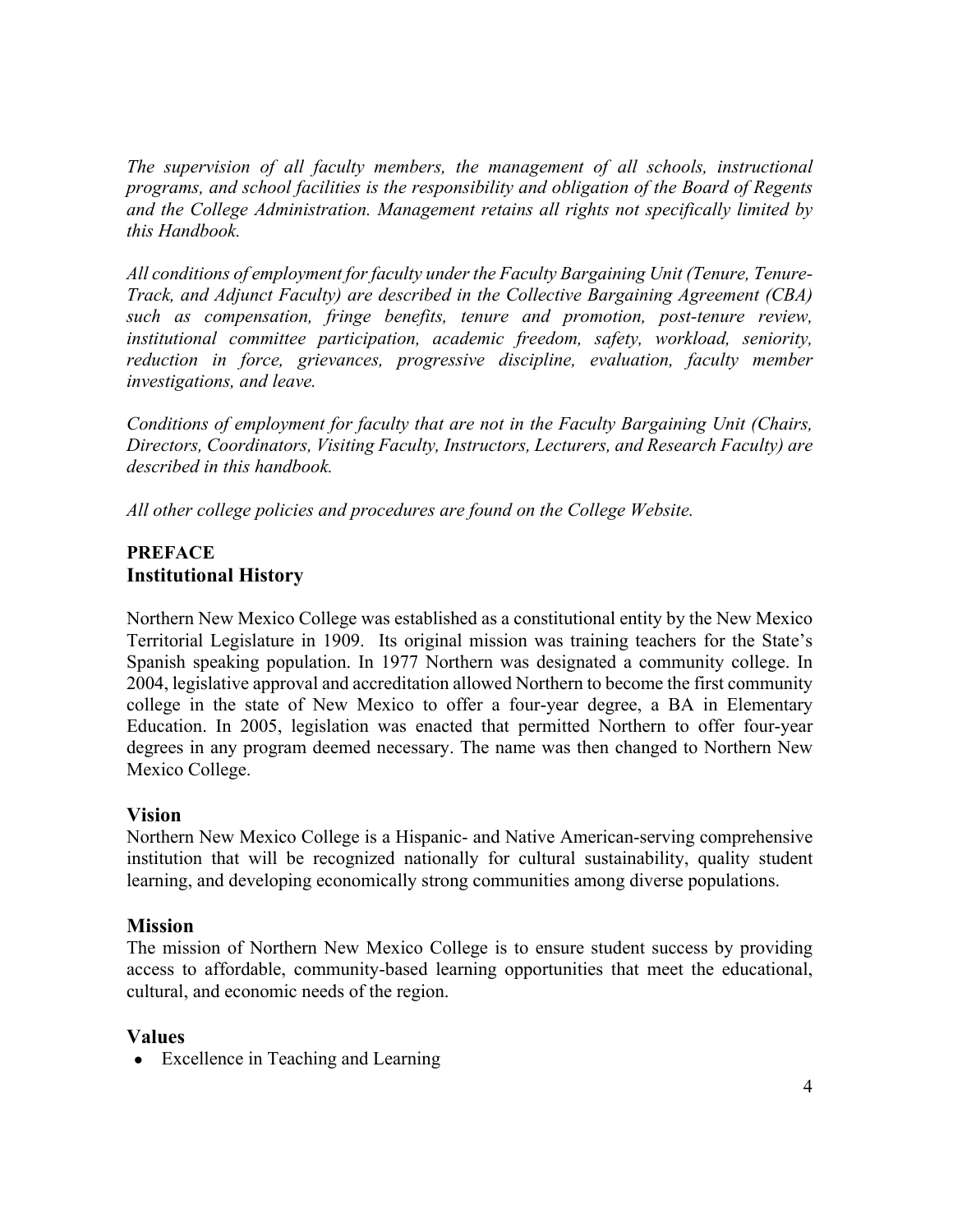*The supervision of all faculty members, the management of all schools, instructional programs, and school facilities is the responsibility and obligation of the Board of Regents and the College Administration. Management retains all rights not specifically limited by this Handbook.*

*All conditions of employment for faculty under the Faculty Bargaining Unit (Tenure, Tenure-Track, and Adjunct Faculty) are described in the Collective Bargaining Agreement (CBA) such as compensation, fringe benefits, tenure and promotion, post-tenure review, institutional committee participation, academic freedom, safety, workload, seniority, reduction in force, grievances, progressive discipline, evaluation, faculty member investigations, and leave.*

*Conditions of employment for faculty that are not in the Faculty Bargaining Unit (Chairs, Directors, Coordinators, Visiting Faculty, Instructors, Lecturers, and Research Faculty) are described in this handbook.*

*All other college policies and procedures are found on the College Website.*

**PREFACE**

## Institutional History

Northern New Mexico College was established as a constitutional entity by the New Mexico Territorial Legislature in 1909. Its original mission was training teachers for the State's Spanish speaking population. In 1977 Northern was designated a community college. In 2004, legislative approval and accreditation allowed Northern to become the first community college in the state of New Mexico to offer a four-year degree, a BA in Elementary Education. In 2005, legislation was enacted that permitted Northern to offer four-year degrees in any program deemed necessary. The name was then changed to Northern New Mexico College.

## Vision

Northern New Mexico College is a Hispanic- and Native American-serving comprehensive institution that will be recognized nationally for cultural sustainability, quality student learning, and developing economically strong communities among diverse populations.

## Mission

The mission of Northern New Mexico College is to ensure student success by providing access to affordable, community-based learning opportunities that meet the educational, cultural, and economic needs of the region.

## Values

- Excellence in Teaching and Learning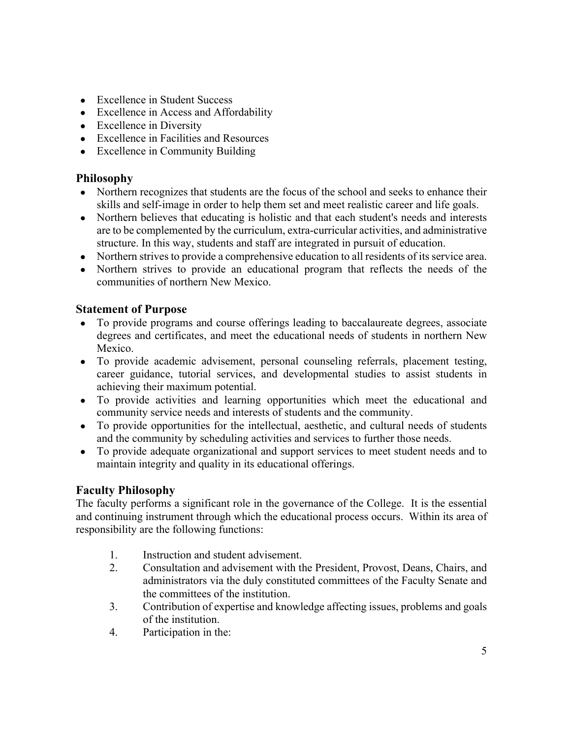- Excellence in Student Success
- Excellence in Access and Affordability
- Excellence in Diversity
- Excellence in Facilities and Resources
- Excellence in Community Building

## Philosophy

- Northern recognizes that students are the focus of the school and seeks to enhance their skills and self-image in order to help them set and meet realistic career and life goals.
- Northern believes that educating is holistic and that each student's needs and interests are to be complemented by the curriculum, extra-curricular activities, and administrative structure. In this way, students and staff are integrated in pursuit of education.
- Northern strives to provide a comprehensive education to all residents of its service area.
- Northern strives to provide an educational program that reflects the needs of the communities of northern New Mexico.

## Statement of Purpose

- To provide programs and course offerings leading to baccalaureate degrees, associate degrees and certificates, and meet the educational needs of students in northern New Mexico.
- To provide academic advisement, personal counseling referrals, placement testing, career guidance, tutorial services, and developmental studies to assist students in achieving their maximum potential.
- To provide activities and learning opportunities which meet the educational and community service needs and interests of students and the community.
- To provide opportunities for the intellectual, aesthetic, and cultural needs of students and the community by scheduling activities and services to further those needs.
- To provide adequate organizational and support services to meet student needs and to maintain integrity and quality in its educational offerings.

## Faculty Philosophy

The faculty performs a significant role in the governance of the College. It is the essential and continuing instrument through which the educational process occurs. Within its area of responsibility are the following functions:

1. Instruction and student advisement.
2. Consultation and advisement with the President, Provost, Deans, Chairs, and administrators via the duly constituted committees of the Faculty Senate and the committees of the institution.
3. Contribution of expertise and knowledge affecting issues, problems and goals of the institution.
4. Participation in the: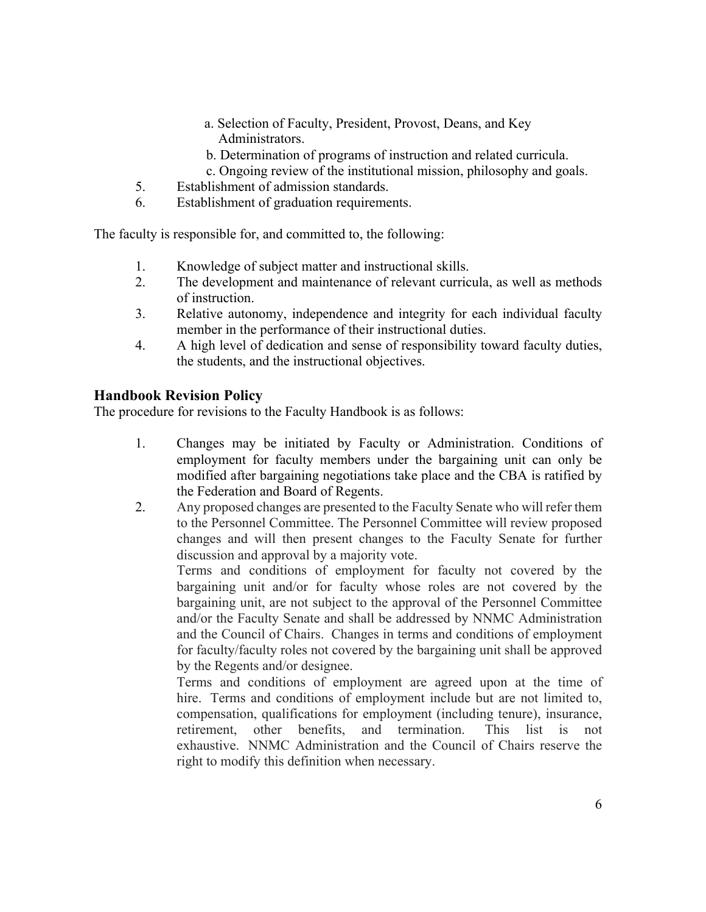a. Selection of Faculty, President, Provost, Deans, and Key Administrators.
   b. Determination of programs of instruction and related curricula.
   c. Ongoing review of the institutional mission, philosophy and goals.
5. Establishment of admission standards.
6. Establishment of graduation requirements.

The faculty is responsible for, and committed to, the following:

1. Knowledge of subject matter and instructional skills.
2. The development and maintenance of relevant curricula, as well as methods of instruction.
3. Relative autonomy, independence and integrity for each individual faculty member in the performance of their instructional duties.
4. A high level of dedication and sense of responsibility toward faculty duties, the students, and the instructional objectives.

## Handbook Revision Policy

The procedure for revisions to the Faculty Handbook is as follows:

1. Changes may be initiated by Faculty or Administration. Conditions of employment for faculty members under the bargaining unit can only be modified after bargaining negotiations take place and the CBA is ratified by the Federation and Board of Regents.
2. Any proposed changes are presented to the Faculty Senate who will refer them to the Personnel Committee. The Personnel Committee will review proposed changes and will then present changes to the Faculty Senate for further discussion and approval by a majority vote.

   Terms and conditions of employment for faculty not covered by the bargaining unit and/or for faculty whose roles are not covered by the bargaining unit, are not subject to the approval of the Personnel Committee and/or the Faculty Senate and shall be addressed by NNMC Administration and the Council of Chairs. Changes in terms and conditions of employment for faculty/faculty roles not covered by the bargaining unit shall be approved by the Regents and/or designee.

   Terms and conditions of employment are agreed upon at the time of hire. Terms and conditions of employment include but are not limited to, compensation, qualifications for employment (including tenure), insurance, retirement, other benefits, and termination. This list is not exhaustive. NNMC Administration and the Council of Chairs reserve the right to modify this definition when necessary.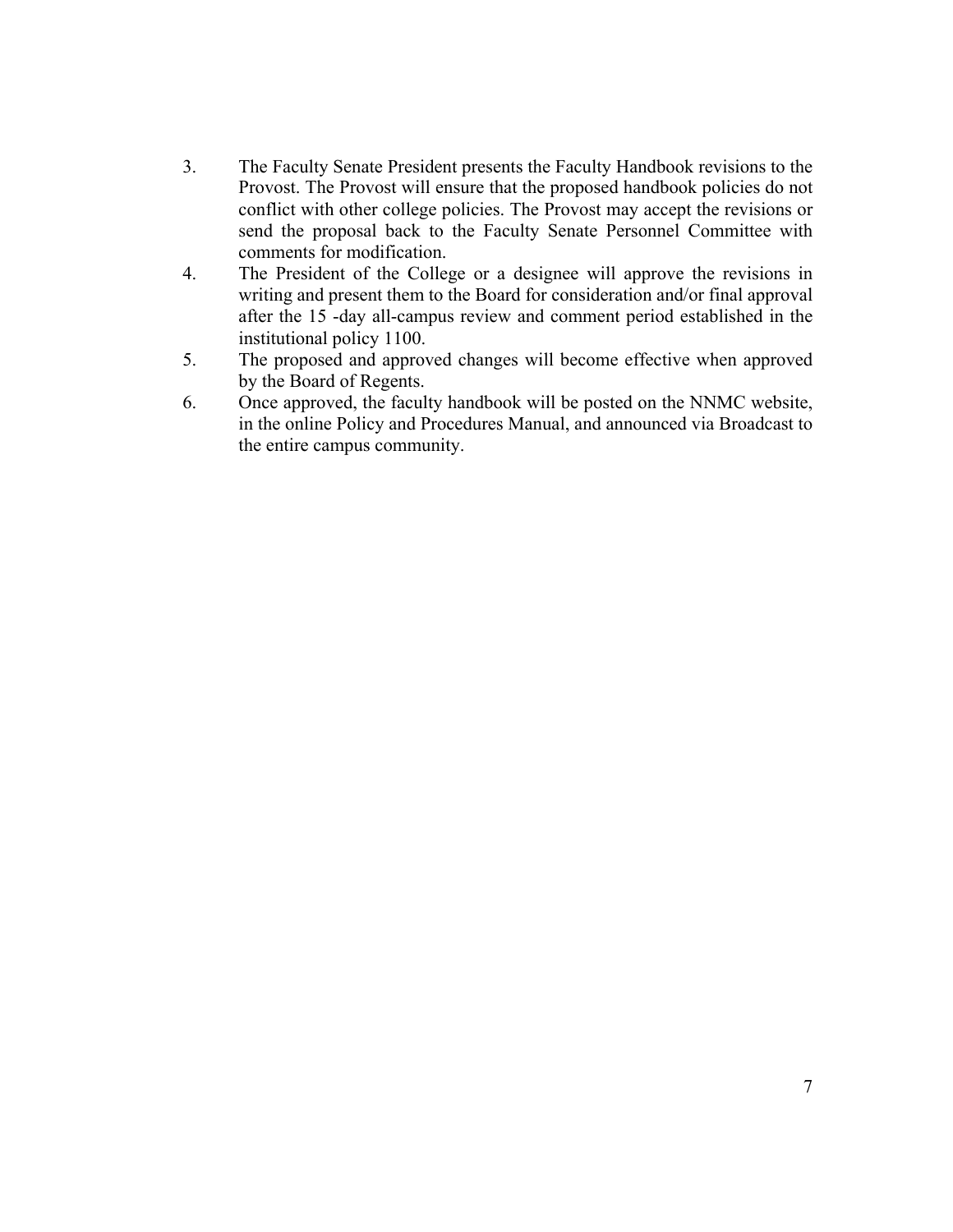3. The Faculty Senate President presents the Faculty Handbook revisions to the Provost. The Provost will ensure that the proposed handbook policies do not conflict with other college policies. The Provost may accept the revisions or send the proposal back to the Faculty Senate Personnel Committee with comments for modification.
4. The President of the College or a designee will approve the revisions in writing and present them to the Board for consideration and/or final approval after the 15 -day all-campus review and comment period established in the institutional policy 1100.
5. The proposed and approved changes will become effective when approved by the Board of Regents.
6. Once approved, the faculty handbook will be posted on the NNMC website, in the online Policy and Procedures Manual, and announced via Broadcast to the entire campus community.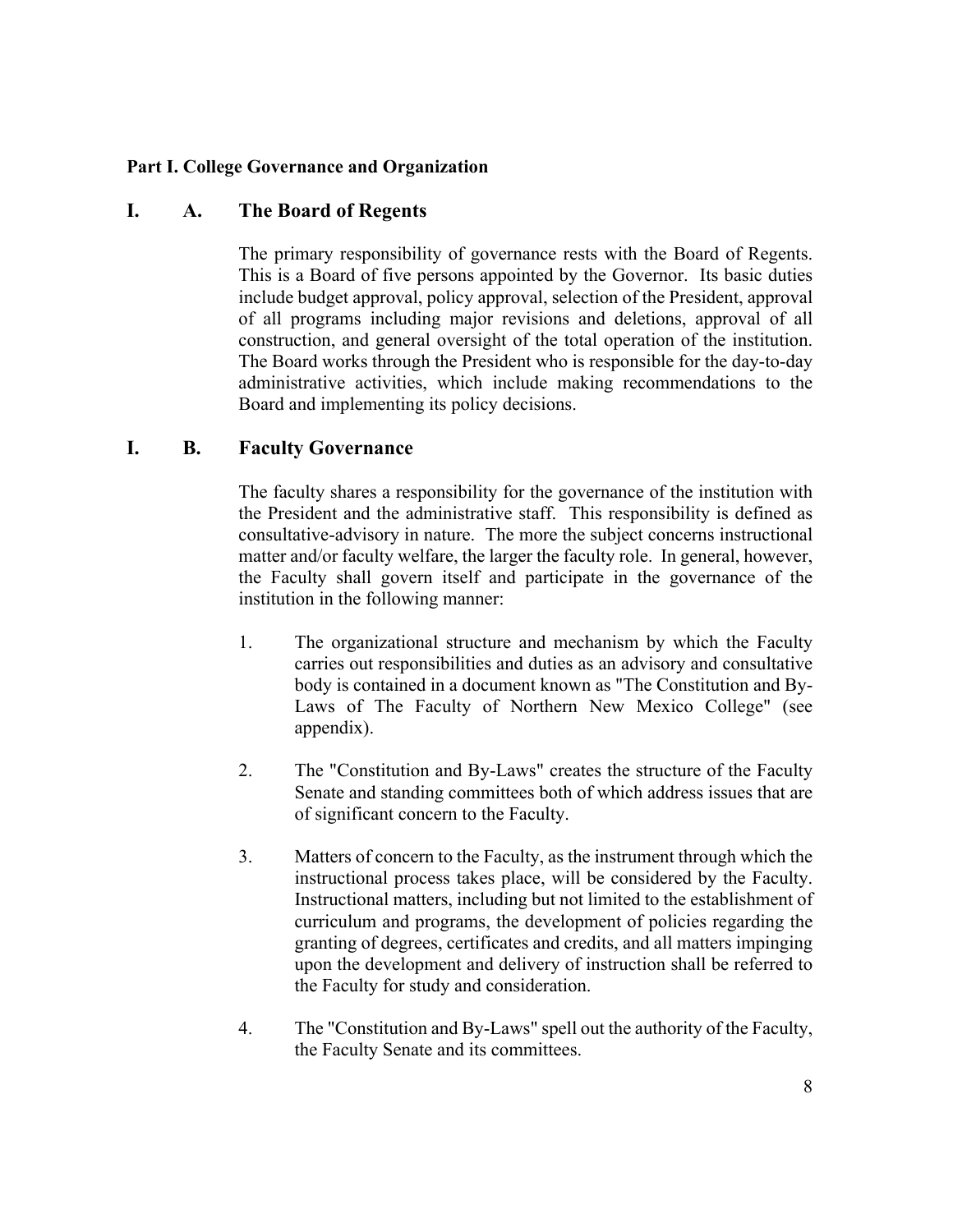**Part I. College Governance and Organization**

## I. A. The Board of Regents

The primary responsibility of governance rests with the Board of Regents. This is a Board of five persons appointed by the Governor. Its basic duties include budget approval, policy approval, selection of the President, approval of all programs including major revisions and deletions, approval of all construction, and general oversight of the total operation of the institution. The Board works through the President who is responsible for the day-to-day administrative activities, which include making recommendations to the Board and implementing its policy decisions.

## I. B. Faculty Governance

The faculty shares a responsibility for the governance of the institution with the President and the administrative staff. This responsibility is defined as consultative-advisory in nature. The more the subject concerns instructional matter and/or faculty welfare, the larger the faculty role. In general, however, the Faculty shall govern itself and participate in the governance of the institution in the following manner:

1. The organizational structure and mechanism by which the Faculty carries out responsibilities and duties as an advisory and consultative body is contained in a document known as "The Constitution and By-Laws of The Faculty of Northern New Mexico College" (see appendix).

2. The "Constitution and By-Laws" creates the structure of the Faculty Senate and standing committees both of which address issues that are of significant concern to the Faculty.

3. Matters of concern to the Faculty, as the instrument through which the instructional process takes place, will be considered by the Faculty. Instructional matters, including but not limited to the establishment of curriculum and programs, the development of policies regarding the granting of degrees, certificates and credits, and all matters impinging upon the development and delivery of instruction shall be referred to the Faculty for study and consideration.

4. The "Constitution and By-Laws" spell out the authority of the Faculty, the Faculty Senate and its committees.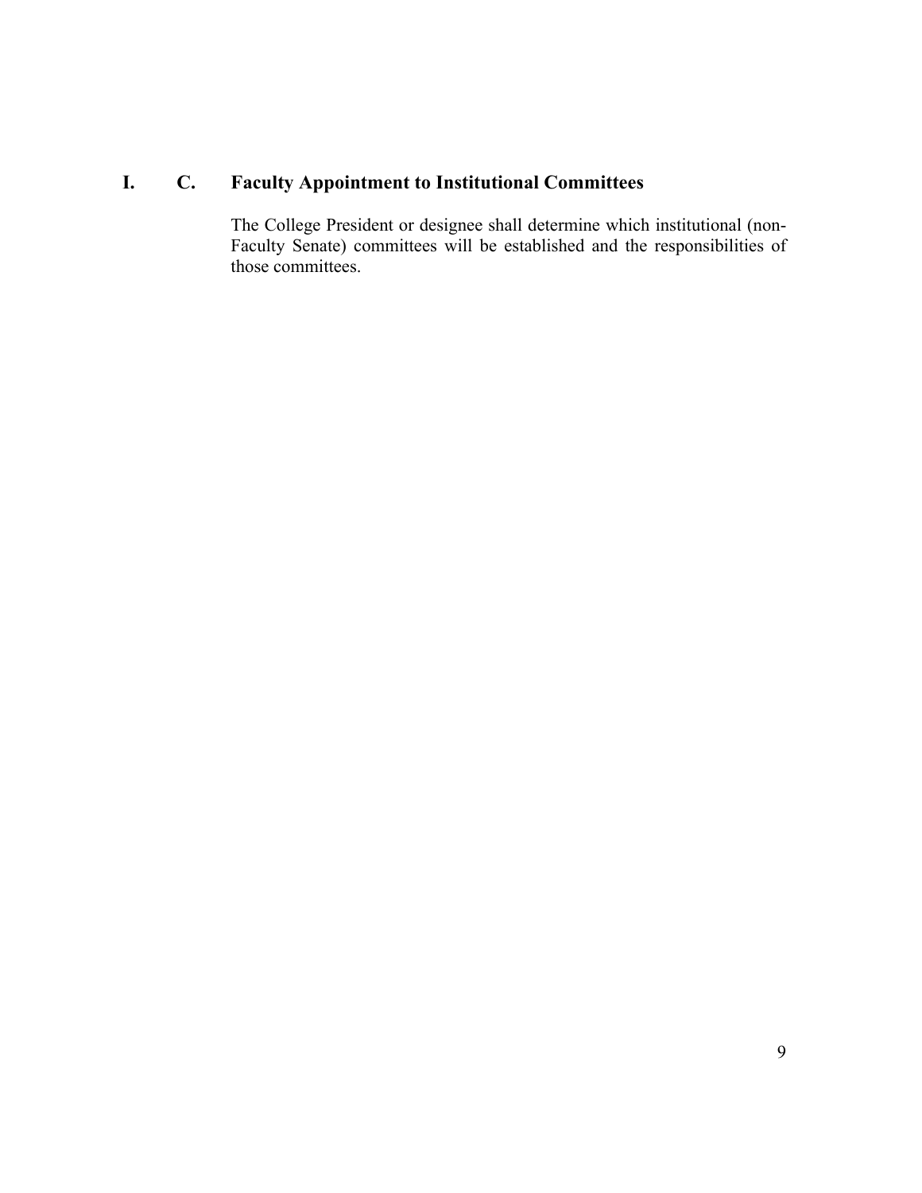## I. C. Faculty Appointment to Institutional Committees

The College President or designee shall determine which institutional (non-Faculty Senate) committees will be established and the responsibilities of those committees.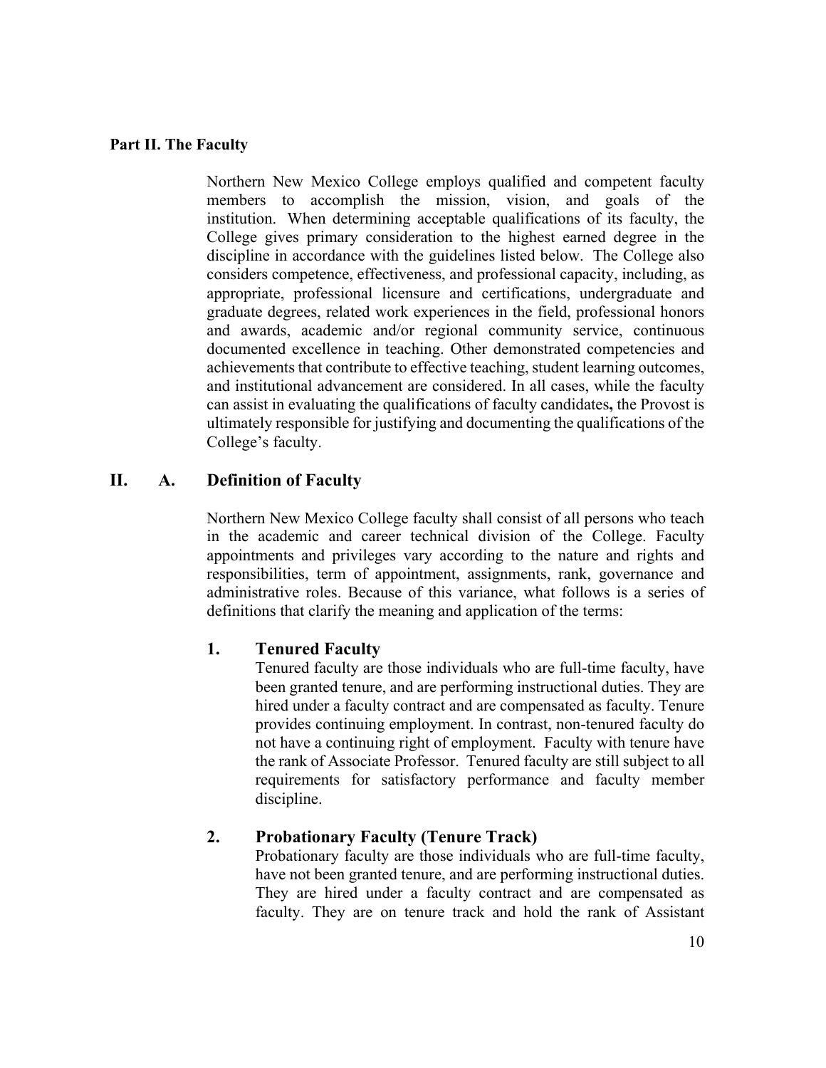**Part II. The Faculty**

Northern New Mexico College employs qualified and competent faculty members to accomplish the mission, vision, and goals of the institution. When determining acceptable qualifications of its faculty, the College gives primary consideration to the highest earned degree in the discipline in accordance with the guidelines listed below. The College also considers competence, effectiveness, and professional capacity, including, as appropriate, professional licensure and certifications, undergraduate and graduate degrees, related work experiences in the field, professional honors and awards, academic and/or regional community service, continuous documented excellence in teaching. Other demonstrated competencies and achievements that contribute to effective teaching, student learning outcomes, and institutional advancement are considered. In all cases, while the faculty can assist in evaluating the qualifications of faculty candidates**,** the Provost is ultimately responsible for justifying and documenting the qualifications of the College's faculty.

## II. A. Definition of Faculty

Northern New Mexico College faculty shall consist of all persons who teach in the academic and career technical division of the College. Faculty appointments and privileges vary according to the nature and rights and responsibilities, term of appointment, assignments, rank, governance and administrative roles. Because of this variance, what follows is a series of definitions that clarify the meaning and application of the terms:

### 1. Tenured Faculty

Tenured faculty are those individuals who are full-time faculty, have been granted tenure, and are performing instructional duties. They are hired under a faculty contract and are compensated as faculty. Tenure provides continuing employment. In contrast, non-tenured faculty do not have a continuing right of employment. Faculty with tenure have the rank of Associate Professor. Tenured faculty are still subject to all requirements for satisfactory performance and faculty member discipline.

### 2. Probationary Faculty (Tenure Track)

Probationary faculty are those individuals who are full-time faculty, have not been granted tenure, and are performing instructional duties. They are hired under a faculty contract and are compensated as faculty. They are on tenure track and hold the rank of Assistant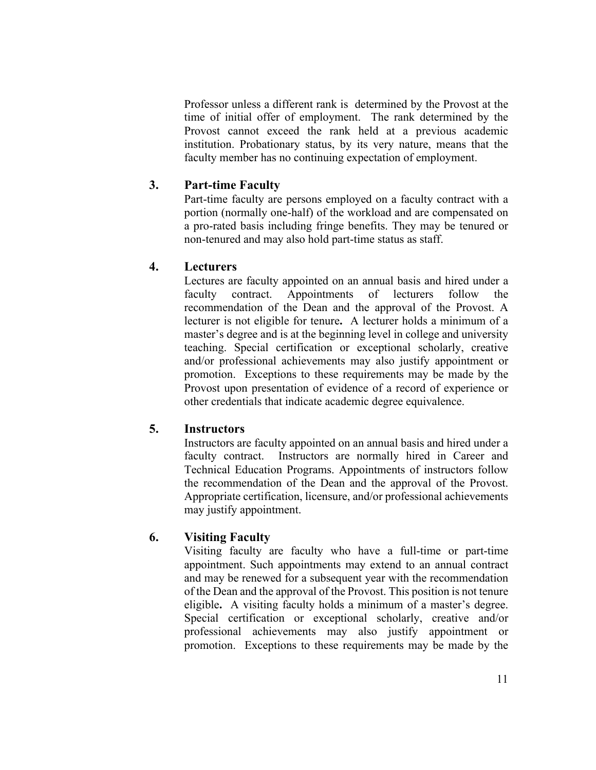Professor unless a different rank is determined by the Provost at the time of initial offer of employment. The rank determined by the Provost cannot exceed the rank held at a previous academic institution. Probationary status, by its very nature, means that the faculty member has no continuing expectation of employment.

### 3. Part-time Faculty

Part-time faculty are persons employed on a faculty contract with a portion (normally one-half) of the workload and are compensated on a pro-rated basis including fringe benefits. They may be tenured or non-tenured and may also hold part-time status as staff.

### 4. Lecturers

Lectures are faculty appointed on an annual basis and hired under a faculty contract. Appointments of lecturers follow the recommendation of the Dean and the approval of the Provost. A lecturer is not eligible for tenure**.** A lecturer holds a minimum of a master's degree and is at the beginning level in college and university teaching. Special certification or exceptional scholarly, creative and/or professional achievements may also justify appointment or promotion. Exceptions to these requirements may be made by the Provost upon presentation of evidence of a record of experience or other credentials that indicate academic degree equivalence.

### 5. Instructors

Instructors are faculty appointed on an annual basis and hired under a faculty contract. Instructors are normally hired in Career and Technical Education Programs. Appointments of instructors follow the recommendation of the Dean and the approval of the Provost. Appropriate certification, licensure, and/or professional achievements may justify appointment.

### 6. Visiting Faculty

Visiting faculty are faculty who have a full-time or part-time appointment. Such appointments may extend to an annual contract and may be renewed for a subsequent year with the recommendation of the Dean and the approval of the Provost. This position is not tenure eligible**.** A visiting faculty holds a minimum of a master's degree. Special certification or exceptional scholarly, creative and/or professional achievements may also justify appointment or promotion. Exceptions to these requirements may be made by the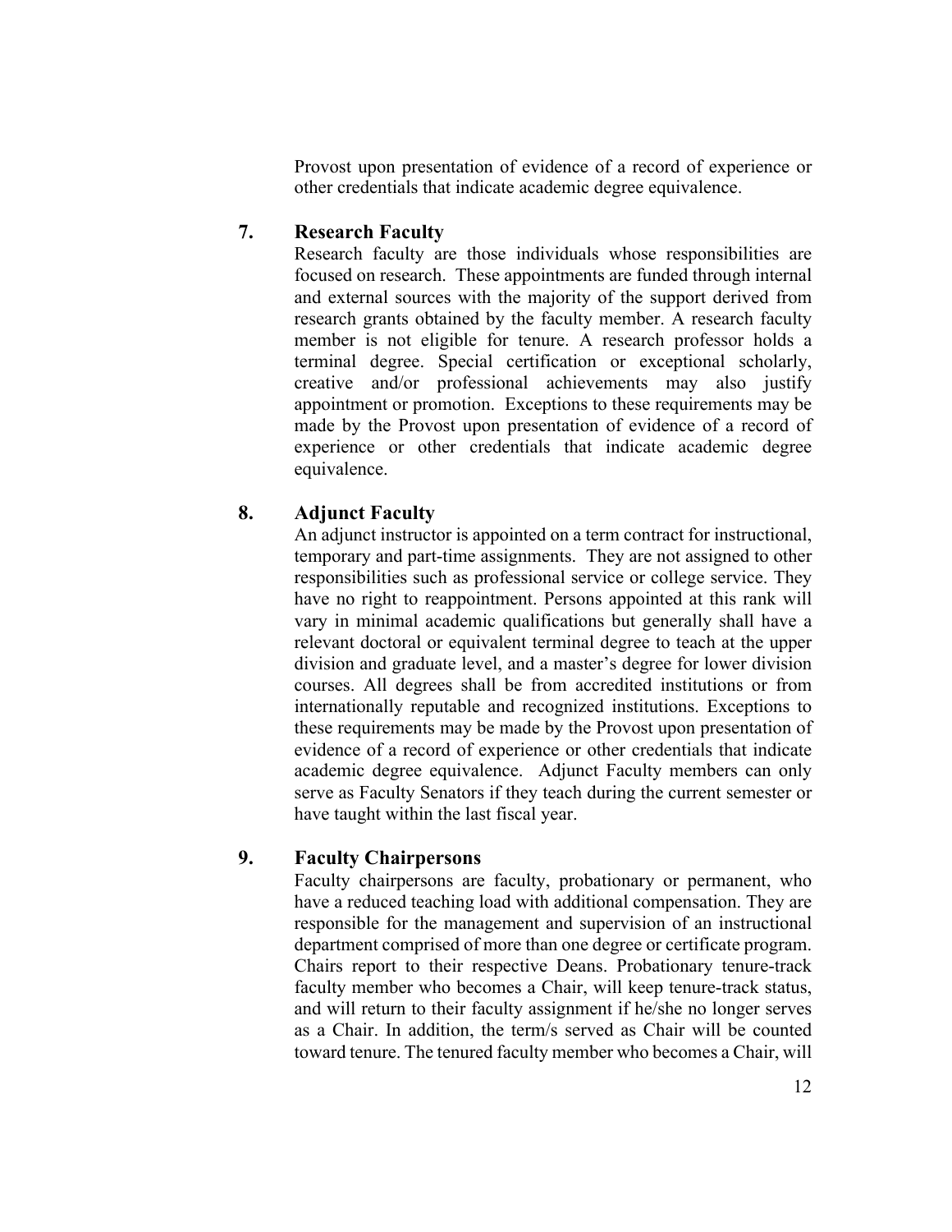Provost upon presentation of evidence of a record of experience or other credentials that indicate academic degree equivalence.

### 7. Research Faculty

Research faculty are those individuals whose responsibilities are focused on research. These appointments are funded through internal and external sources with the majority of the support derived from research grants obtained by the faculty member. A research faculty member is not eligible for tenure. A research professor holds a terminal degree. Special certification or exceptional scholarly, creative and/or professional achievements may also justify appointment or promotion. Exceptions to these requirements may be made by the Provost upon presentation of evidence of a record of experience or other credentials that indicate academic degree equivalence.

### 8. Adjunct Faculty

An adjunct instructor is appointed on a term contract for instructional, temporary and part-time assignments. They are not assigned to other responsibilities such as professional service or college service. They have no right to reappointment. Persons appointed at this rank will vary in minimal academic qualifications but generally shall have a relevant doctoral or equivalent terminal degree to teach at the upper division and graduate level, and a master's degree for lower division courses. All degrees shall be from accredited institutions or from internationally reputable and recognized institutions. Exceptions to these requirements may be made by the Provost upon presentation of evidence of a record of experience or other credentials that indicate academic degree equivalence. Adjunct Faculty members can only serve as Faculty Senators if they teach during the current semester or have taught within the last fiscal year.

### 9. Faculty Chairpersons

Faculty chairpersons are faculty, probationary or permanent, who have a reduced teaching load with additional compensation. They are responsible for the management and supervision of an instructional department comprised of more than one degree or certificate program. Chairs report to their respective Deans. Probationary tenure-track faculty member who becomes a Chair, will keep tenure-track status, and will return to their faculty assignment if he/she no longer serves as a Chair. In addition, the term/s served as Chair will be counted toward tenure. The tenured faculty member who becomes a Chair, will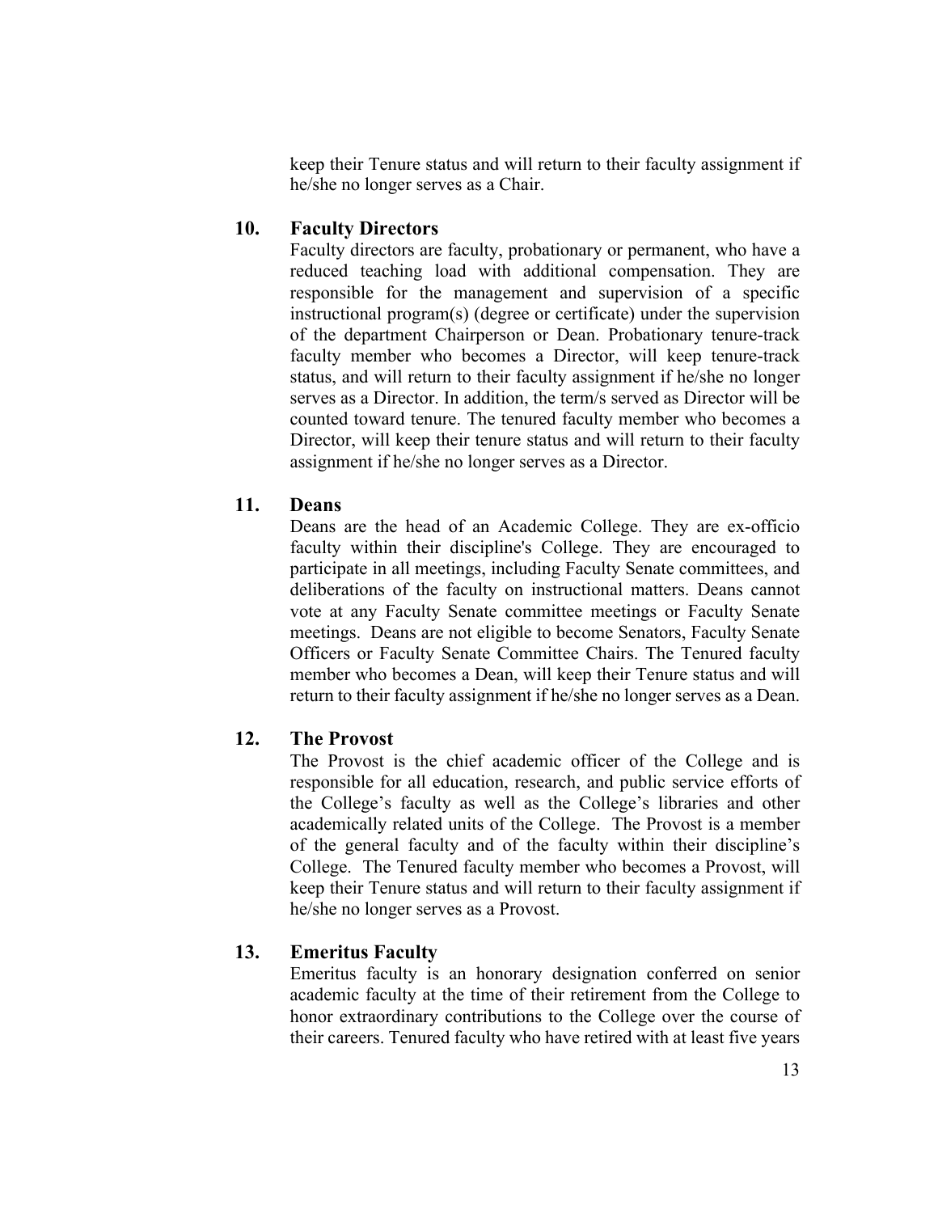keep their Tenure status and will return to their faculty assignment if he/she no longer serves as a Chair.

### 10. Faculty Directors

Faculty directors are faculty, probationary or permanent, who have a reduced teaching load with additional compensation. They are responsible for the management and supervision of a specific instructional program(s) (degree or certificate) under the supervision of the department Chairperson or Dean. Probationary tenure-track faculty member who becomes a Director, will keep tenure-track status, and will return to their faculty assignment if he/she no longer serves as a Director. In addition, the term/s served as Director will be counted toward tenure. The tenured faculty member who becomes a Director, will keep their tenure status and will return to their faculty assignment if he/she no longer serves as a Director.

### 11. Deans

Deans are the head of an Academic College. They are ex-officio faculty within their discipline's College. They are encouraged to participate in all meetings, including Faculty Senate committees, and deliberations of the faculty on instructional matters. Deans cannot vote at any Faculty Senate committee meetings or Faculty Senate meetings. Deans are not eligible to become Senators, Faculty Senate Officers or Faculty Senate Committee Chairs. The Tenured faculty member who becomes a Dean, will keep their Tenure status and will return to their faculty assignment if he/she no longer serves as a Dean.

### 12. The Provost

The Provost is the chief academic officer of the College and is responsible for all education, research, and public service efforts of the College's faculty as well as the College's libraries and other academically related units of the College. The Provost is a member of the general faculty and of the faculty within their discipline's College. The Tenured faculty member who becomes a Provost, will keep their Tenure status and will return to their faculty assignment if he/she no longer serves as a Provost.

### 13. Emeritus Faculty

Emeritus faculty is an honorary designation conferred on senior academic faculty at the time of their retirement from the College to honor extraordinary contributions to the College over the course of their careers. Tenured faculty who have retired with at least five years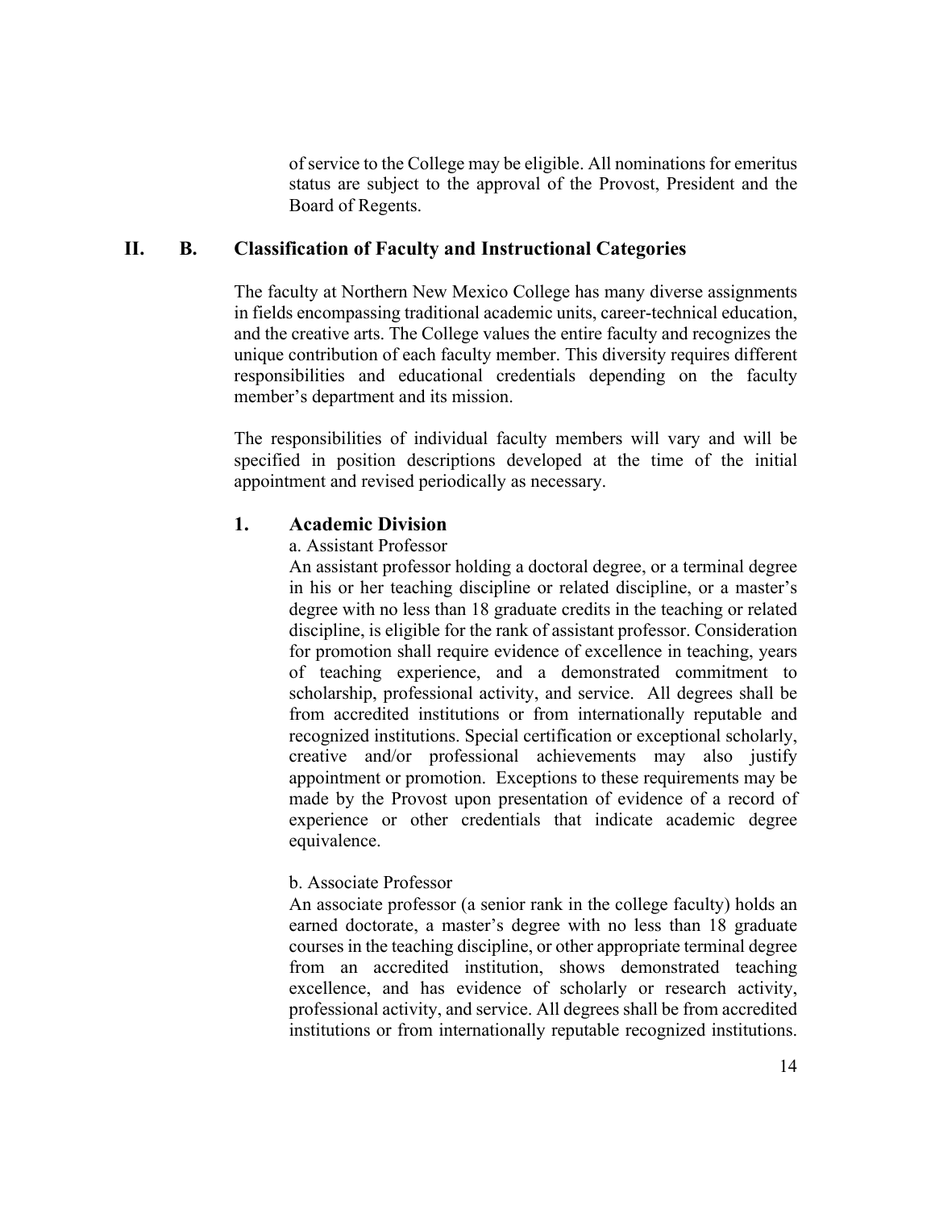of service to the College may be eligible. All nominations for emeritus status are subject to the approval of the Provost, President and the Board of Regents.

## II. B. Classification of Faculty and Instructional Categories

The faculty at Northern New Mexico College has many diverse assignments in fields encompassing traditional academic units, career-technical education, and the creative arts. The College values the entire faculty and recognizes the unique contribution of each faculty member. This diversity requires different responsibilities and educational credentials depending on the faculty member's department and its mission.

The responsibilities of individual faculty members will vary and will be specified in position descriptions developed at the time of the initial appointment and revised periodically as necessary.

### 1. Academic Division

a. Assistant Professor

An assistant professor holding a doctoral degree, or a terminal degree in his or her teaching discipline or related discipline, or a master's degree with no less than 18 graduate credits in the teaching or related discipline, is eligible for the rank of assistant professor. Consideration for promotion shall require evidence of excellence in teaching, years of teaching experience, and a demonstrated commitment to scholarship, professional activity, and service. All degrees shall be from accredited institutions or from internationally reputable and recognized institutions. Special certification or exceptional scholarly, creative and/or professional achievements may also justify appointment or promotion. Exceptions to these requirements may be made by the Provost upon presentation of evidence of a record of experience or other credentials that indicate academic degree equivalence.

b. Associate Professor

An associate professor (a senior rank in the college faculty) holds an earned doctorate, a master's degree with no less than 18 graduate courses in the teaching discipline, or other appropriate terminal degree from an accredited institution, shows demonstrated teaching excellence, and has evidence of scholarly or research activity, professional activity, and service. All degrees shall be from accredited institutions or from internationally reputable recognized institutions.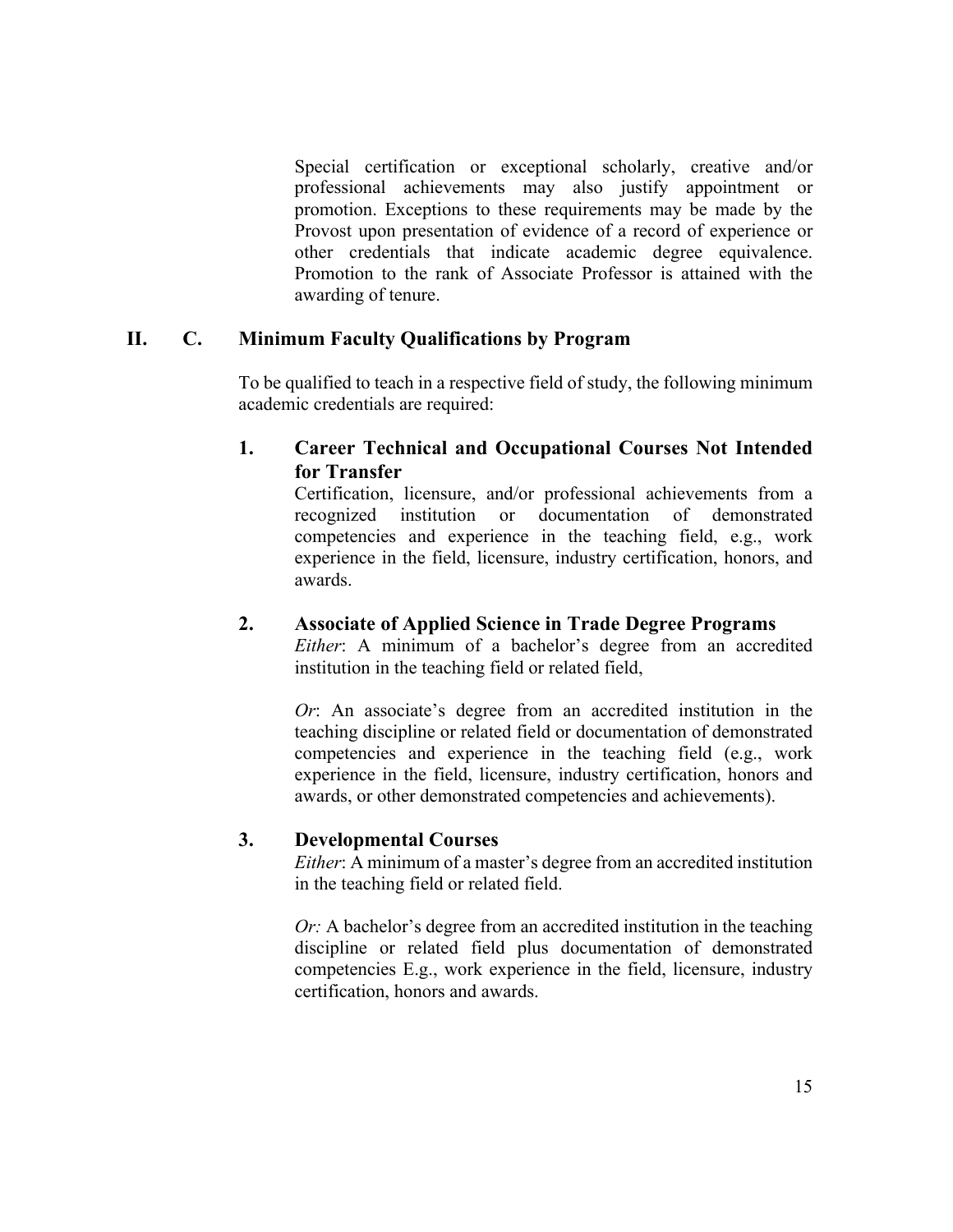Special certification or exceptional scholarly, creative and/or professional achievements may also justify appointment or promotion. Exceptions to these requirements may be made by the Provost upon presentation of evidence of a record of experience or other credentials that indicate academic degree equivalence. Promotion to the rank of Associate Professor is attained with the awarding of tenure.

## II. C. Minimum Faculty Qualifications by Program

To be qualified to teach in a respective field of study, the following minimum academic credentials are required:

### 1. Career Technical and Occupational Courses Not Intended for Transfer

Certification, licensure, and/or professional achievements from a recognized institution or documentation of demonstrated competencies and experience in the teaching field, e.g., work experience in the field, licensure, industry certification, honors, and awards.

### 2. Associate of Applied Science in Trade Degree Programs

*Either*: A minimum of a bachelor's degree from an accredited institution in the teaching field or related field,

*Or*: An associate's degree from an accredited institution in the teaching discipline or related field or documentation of demonstrated competencies and experience in the teaching field (e.g., work experience in the field, licensure, industry certification, honors and awards, or other demonstrated competencies and achievements).

### 3. Developmental Courses

*Either*: A minimum of a master's degree from an accredited institution in the teaching field or related field.

*Or:* A bachelor's degree from an accredited institution in the teaching discipline or related field plus documentation of demonstrated competencies E.g., work experience in the field, licensure, industry certification, honors and awards.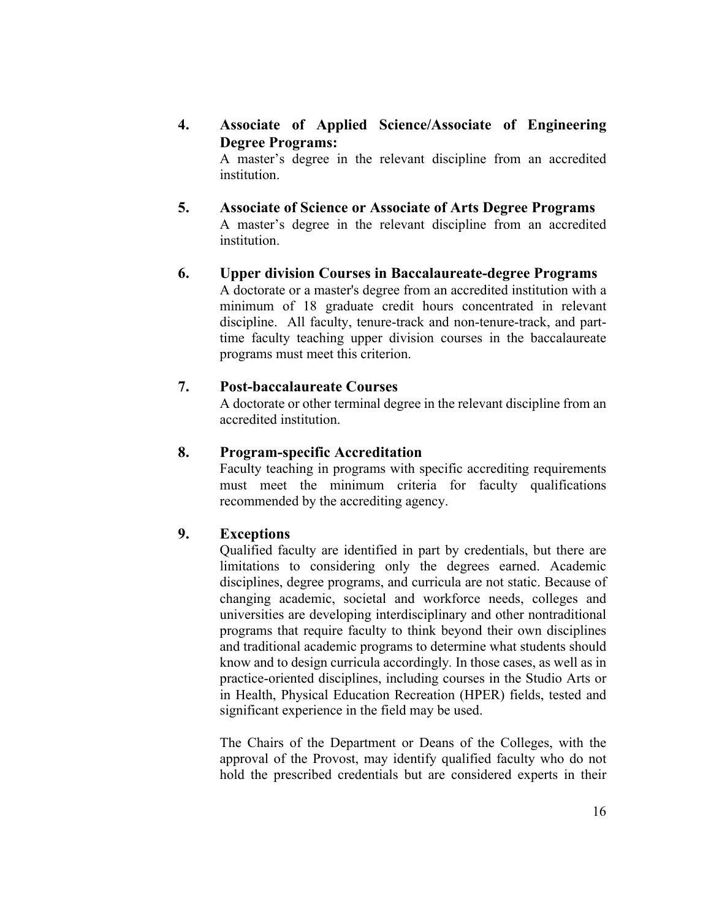**4. Associate of Applied Science/Associate of Engineering Degree Programs:**

A master's degree in the relevant discipline from an accredited institution.

**5. Associate of Science or Associate of Arts Degree Programs**

A master's degree in the relevant discipline from an accredited institution.

**6. Upper division Courses in Baccalaureate-degree Programs**

A doctorate or a master's degree from an accredited institution with a minimum of 18 graduate credit hours concentrated in relevant discipline. All faculty, tenure-track and non-tenure-track, and part-time faculty teaching upper division courses in the baccalaureate programs must meet this criterion.

**7. Post-baccalaureate Courses**

A doctorate or other terminal degree in the relevant discipline from an accredited institution.

**8. Program-specific Accreditation**

Faculty teaching in programs with specific accrediting requirements must meet the minimum criteria for faculty qualifications recommended by the accrediting agency.

**9. Exceptions**

Qualified faculty are identified in part by credentials, but there are limitations to considering only the degrees earned. Academic disciplines, degree programs, and curricula are not static. Because of changing academic, societal and workforce needs, colleges and universities are developing interdisciplinary and other nontraditional programs that require faculty to think beyond their own disciplines and traditional academic programs to determine what students should know and to design curricula accordingly. In those cases, as well as in practice-oriented disciplines, including courses in the Studio Arts or in Health, Physical Education Recreation (HPER) fields, tested and significant experience in the field may be used.

The Chairs of the Department or Deans of the Colleges, with the approval of the Provost, may identify qualified faculty who do not hold the prescribed credentials but are considered experts in their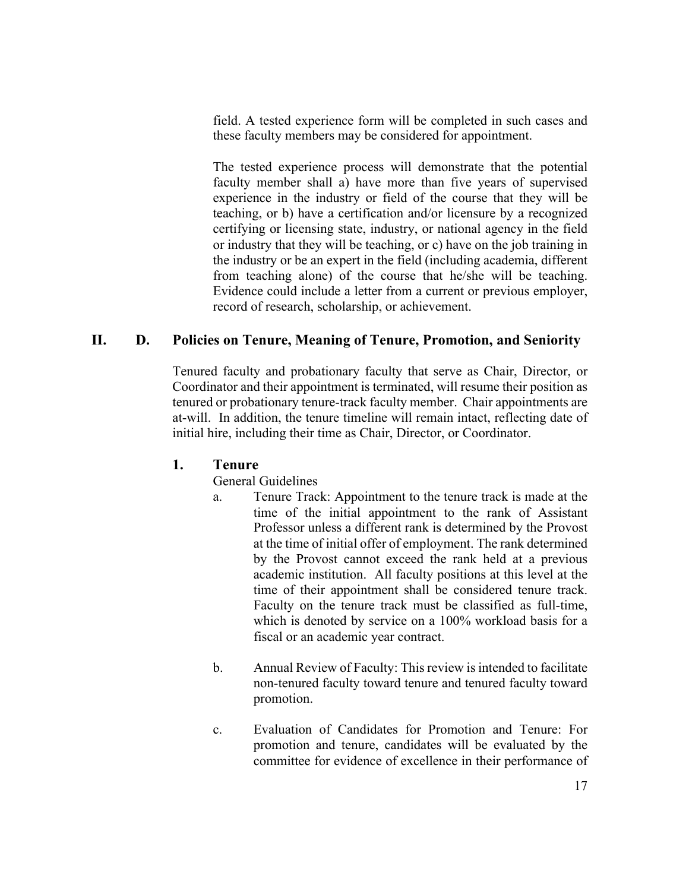field. A tested experience form will be completed in such cases and these faculty members may be considered for appointment.

The tested experience process will demonstrate that the potential faculty member shall a) have more than five years of supervised experience in the industry or field of the course that they will be teaching, or b) have a certification and/or licensure by a recognized certifying or licensing state, industry, or national agency in the field or industry that they will be teaching, or c) have on the job training in the industry or be an expert in the field (including academia, different from teaching alone) of the course that he/she will be teaching. Evidence could include a letter from a current or previous employer, record of research, scholarship, or achievement.

## II. D. Policies on Tenure, Meaning of Tenure, Promotion, and Seniority

Tenured faculty and probationary faculty that serve as Chair, Director, or Coordinator and their appointment is terminated, will resume their position as tenured or probationary tenure-track faculty member. Chair appointments are at-will. In addition, the tenure timeline will remain intact, reflecting date of initial hire, including their time as Chair, Director, or Coordinator.

### 1. Tenure

General Guidelines

a. Tenure Track: Appointment to the tenure track is made at the time of the initial appointment to the rank of Assistant Professor unless a different rank is determined by the Provost at the time of initial offer of employment. The rank determined by the Provost cannot exceed the rank held at a previous academic institution. All faculty positions at this level at the time of their appointment shall be considered tenure track. Faculty on the tenure track must be classified as full-time, which is denoted by service on a 100% workload basis for a fiscal or an academic year contract.

b. Annual Review of Faculty: This review is intended to facilitate non-tenured faculty toward tenure and tenured faculty toward promotion.

c. Evaluation of Candidates for Promotion and Tenure: For promotion and tenure, candidates will be evaluated by the committee for evidence of excellence in their performance of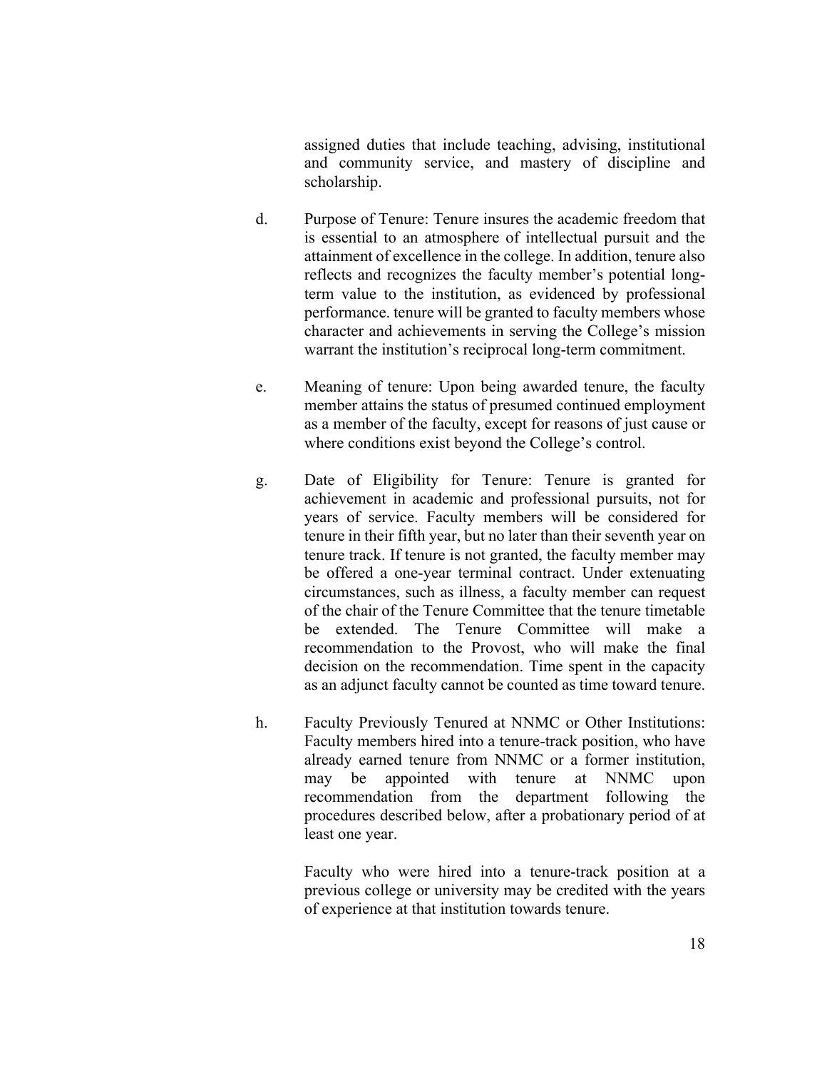assigned duties that include teaching, advising, institutional and community service, and mastery of discipline and scholarship.

d. Purpose of Tenure: Tenure insures the academic freedom that is essential to an atmosphere of intellectual pursuit and the attainment of excellence in the college. In addition, tenure also reflects and recognizes the faculty member's potential long-term value to the institution, as evidenced by professional performance. tenure will be granted to faculty members whose character and achievements in serving the College's mission warrant the institution's reciprocal long-term commitment.

e. Meaning of tenure: Upon being awarded tenure, the faculty member attains the status of presumed continued employment as a member of the faculty, except for reasons of just cause or where conditions exist beyond the College's control.

g. Date of Eligibility for Tenure: Tenure is granted for achievement in academic and professional pursuits, not for years of service. Faculty members will be considered for tenure in their fifth year, but no later than their seventh year on tenure track. If tenure is not granted, the faculty member may be offered a one-year terminal contract. Under extenuating circumstances, such as illness, a faculty member can request of the chair of the Tenure Committee that the tenure timetable be extended. The Tenure Committee will make a recommendation to the Provost, who will make the final decision on the recommendation. Time spent in the capacity as an adjunct faculty cannot be counted as time toward tenure.

h. Faculty Previously Tenured at NNMC or Other Institutions: Faculty members hired into a tenure-track position, who have already earned tenure from NNMC or a former institution, may be appointed with tenure at NNMC upon recommendation from the department following the procedures described below, after a probationary period of at least one year.

Faculty who were hired into a tenure-track position at a previous college or university may be credited with the years of experience at that institution towards tenure.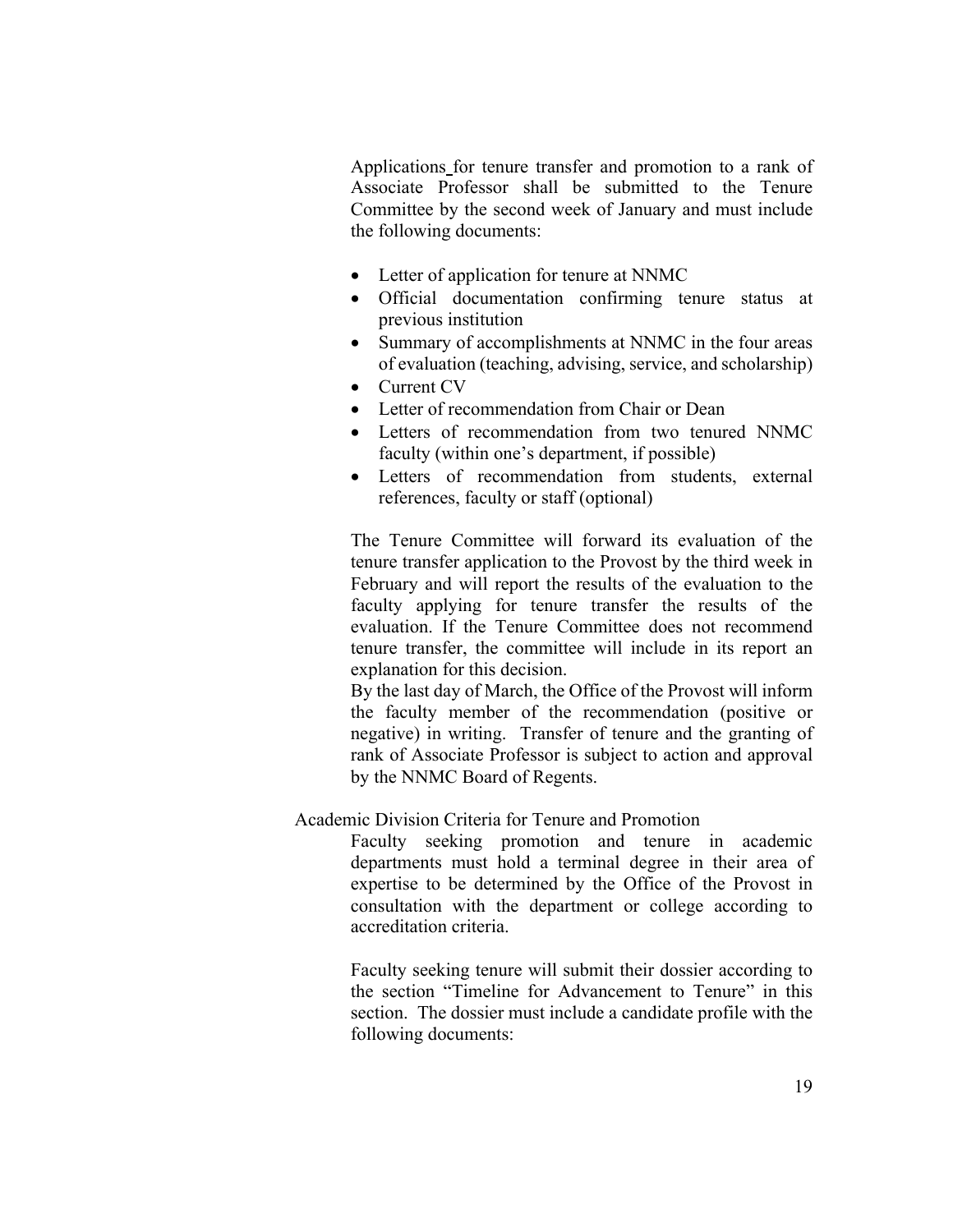Applications for tenure transfer and promotion to a rank of Associate Professor shall be submitted to the Tenure Committee by the second week of January and must include the following documents:

- Letter of application for tenure at NNMC
- Official documentation confirming tenure status at previous institution
- Summary of accomplishments at NNMC in the four areas of evaluation (teaching, advising, service, and scholarship)
- Current CV
- Letter of recommendation from Chair or Dean
- Letters of recommendation from two tenured NNMC faculty (within one's department, if possible)
- Letters of recommendation from students, external references, faculty or staff (optional)

The Tenure Committee will forward its evaluation of the tenure transfer application to the Provost by the third week in February and will report the results of the evaluation to the faculty applying for tenure transfer the results of the evaluation. If the Tenure Committee does not recommend tenure transfer, the committee will include in its report an explanation for this decision.
By the last day of March, the Office of the Provost will inform the faculty member of the recommendation (positive or negative) in writing. Transfer of tenure and the granting of rank of Associate Professor is subject to action and approval by the NNMC Board of Regents.

Academic Division Criteria for Tenure and Promotion

Faculty seeking promotion and tenure in academic departments must hold a terminal degree in their area of expertise to be determined by the Office of the Provost in consultation with the department or college according to accreditation criteria.

Faculty seeking tenure will submit their dossier according to the section "Timeline for Advancement to Tenure" in this section. The dossier must include a candidate profile with the following documents: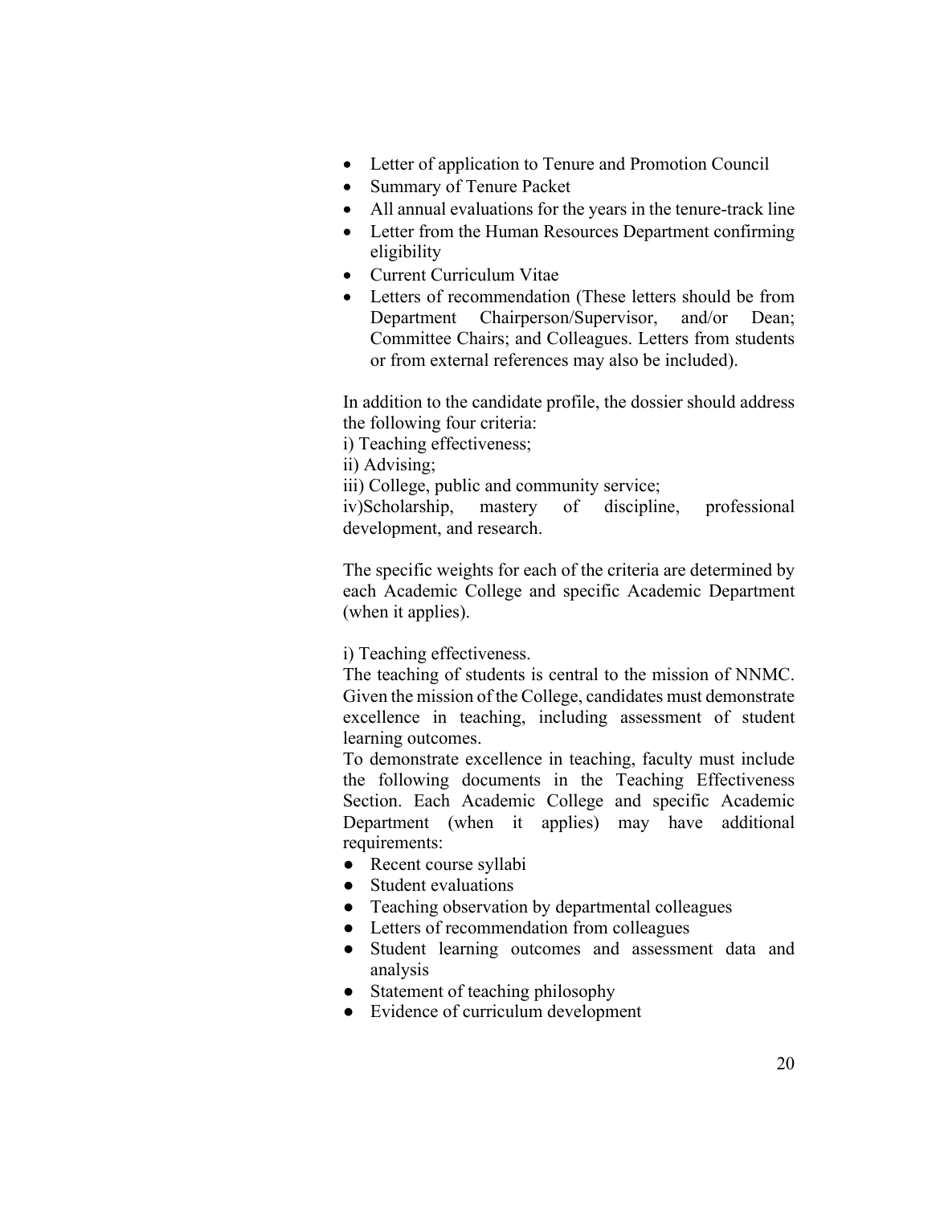- Letter of application to Tenure and Promotion Council
- Summary of Tenure Packet
- All annual evaluations for the years in the tenure-track line
- Letter from the Human Resources Department confirming eligibility
- Current Curriculum Vitae
- Letters of recommendation (These letters should be from Department Chairperson/Supervisor, and/or Dean; Committee Chairs; and Colleagues. Letters from students or from external references may also be included).

In addition to the candidate profile, the dossier should address the following four criteria:

i) Teaching effectiveness;

ii) Advising;

iii) College, public and community service;

iv)Scholarship, mastery of discipline, professional development, and research.

The specific weights for each of the criteria are determined by each Academic College and specific Academic Department (when it applies).

i) Teaching effectiveness.

The teaching of students is central to the mission of NNMC. Given the mission of the College, candidates must demonstrate excellence in teaching, including assessment of student learning outcomes.

To demonstrate excellence in teaching, faculty must include the following documents in the Teaching Effectiveness Section. Each Academic College and specific Academic Department (when it applies) may have additional requirements:

- Recent course syllabi
- Student evaluations
- Teaching observation by departmental colleagues
- Letters of recommendation from colleagues
- Student learning outcomes and assessment data and analysis
- Statement of teaching philosophy
- Evidence of curriculum development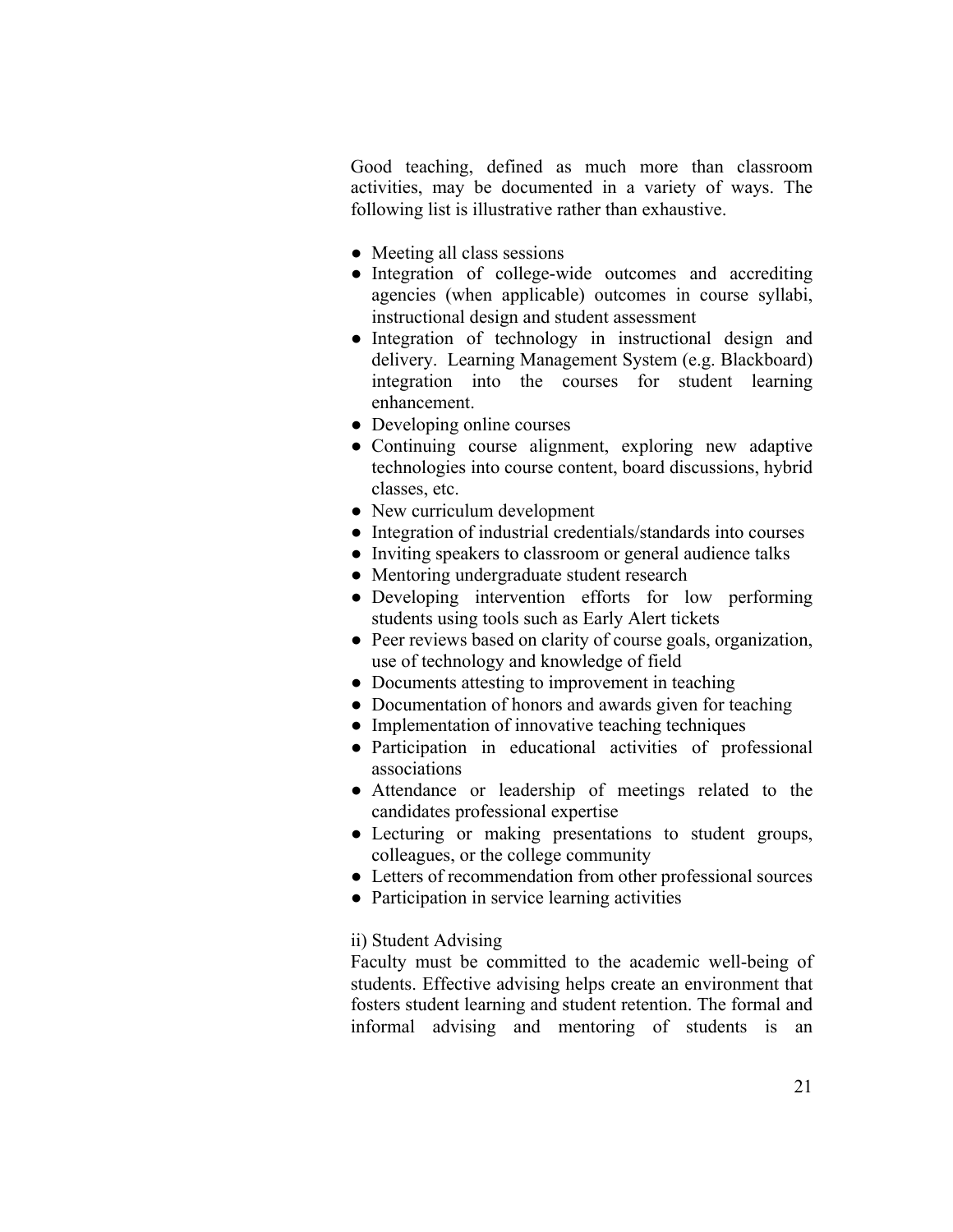Good teaching, defined as much more than classroom activities, may be documented in a variety of ways. The following list is illustrative rather than exhaustive.

- Meeting all class sessions
- Integration of college-wide outcomes and accrediting agencies (when applicable) outcomes in course syllabi, instructional design and student assessment
- Integration of technology in instructional design and delivery. Learning Management System (e.g. Blackboard) integration into the courses for student learning enhancement.
- Developing online courses
- Continuing course alignment, exploring new adaptive technologies into course content, board discussions, hybrid classes, etc.
- New curriculum development
- Integration of industrial credentials/standards into courses
- Inviting speakers to classroom or general audience talks
- Mentoring undergraduate student research
- Developing intervention efforts for low performing students using tools such as Early Alert tickets
- Peer reviews based on clarity of course goals, organization, use of technology and knowledge of field
- Documents attesting to improvement in teaching
- Documentation of honors and awards given for teaching
- Implementation of innovative teaching techniques
- Participation in educational activities of professional associations
- Attendance or leadership of meetings related to the candidates professional expertise
- Lecturing or making presentations to student groups, colleagues, or the college community
- Letters of recommendation from other professional sources
- Participation in service learning activities

ii) Student Advising

Faculty must be committed to the academic well-being of students. Effective advising helps create an environment that fosters student learning and student retention. The formal and informal advising and mentoring of students is an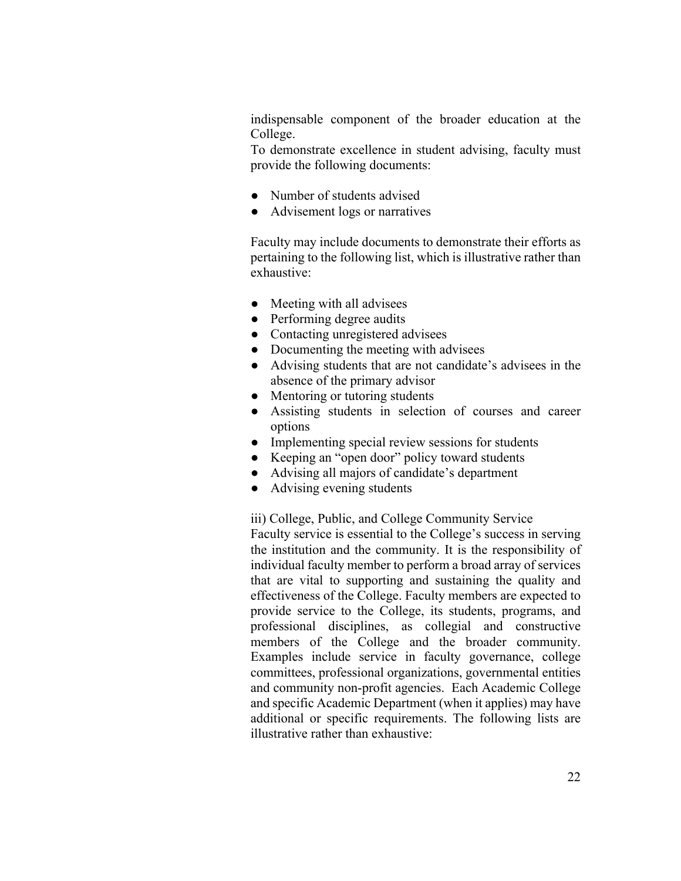indispensable component of the broader education at the College.

To demonstrate excellence in student advising, faculty must provide the following documents:

- Number of students advised
- Advisement logs or narratives

Faculty may include documents to demonstrate their efforts as pertaining to the following list, which is illustrative rather than exhaustive:

- Meeting with all advisees
- Performing degree audits
- Contacting unregistered advisees
- Documenting the meeting with advisees
- Advising students that are not candidate's advisees in the absence of the primary advisor
- Mentoring or tutoring students
- Assisting students in selection of courses and career options
- Implementing special review sessions for students
- Keeping an "open door" policy toward students
- Advising all majors of candidate's department
- Advising evening students

iii) College, Public, and College Community Service

Faculty service is essential to the College's success in serving the institution and the community. It is the responsibility of individual faculty member to perform a broad array of services that are vital to supporting and sustaining the quality and effectiveness of the College. Faculty members are expected to provide service to the College, its students, programs, and professional disciplines, as collegial and constructive members of the College and the broader community. Examples include service in faculty governance, college committees, professional organizations, governmental entities and community non-profit agencies. Each Academic College and specific Academic Department (when it applies) may have additional or specific requirements. The following lists are illustrative rather than exhaustive: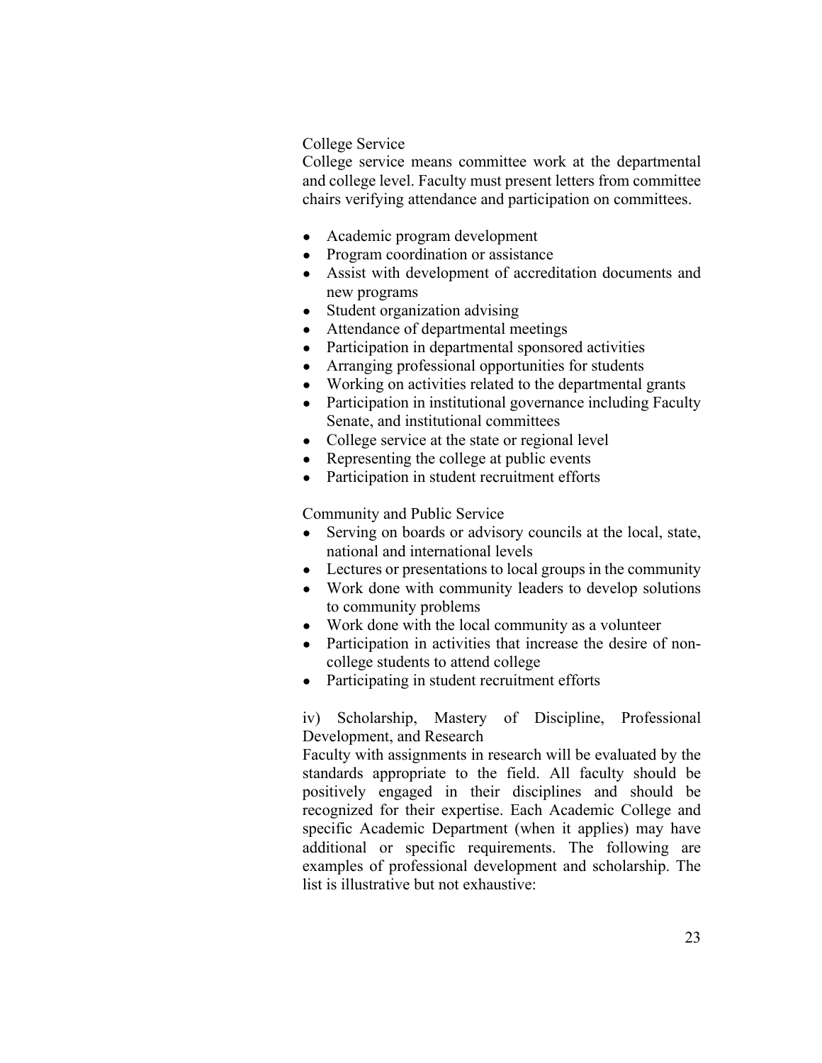College Service

College service means committee work at the departmental and college level. Faculty must present letters from committee chairs verifying attendance and participation on committees.

- Academic program development
- Program coordination or assistance
- Assist with development of accreditation documents and new programs
- Student organization advising
- Attendance of departmental meetings
- Participation in departmental sponsored activities
- Arranging professional opportunities for students
- Working on activities related to the departmental grants
- Participation in institutional governance including Faculty Senate, and institutional committees
- College service at the state or regional level
- Representing the college at public events
- Participation in student recruitment efforts

Community and Public Service

- Serving on boards or advisory councils at the local, state, national and international levels
- Lectures or presentations to local groups in the community
- Work done with community leaders to develop solutions to community problems
- Work done with the local community as a volunteer
- Participation in activities that increase the desire of non-college students to attend college
- Participating in student recruitment efforts

iv) Scholarship, Mastery of Discipline, Professional Development, and Research

Faculty with assignments in research will be evaluated by the standards appropriate to the field. All faculty should be positively engaged in their disciplines and should be recognized for their expertise. Each Academic College and specific Academic Department (when it applies) may have additional or specific requirements. The following are examples of professional development and scholarship. The list is illustrative but not exhaustive: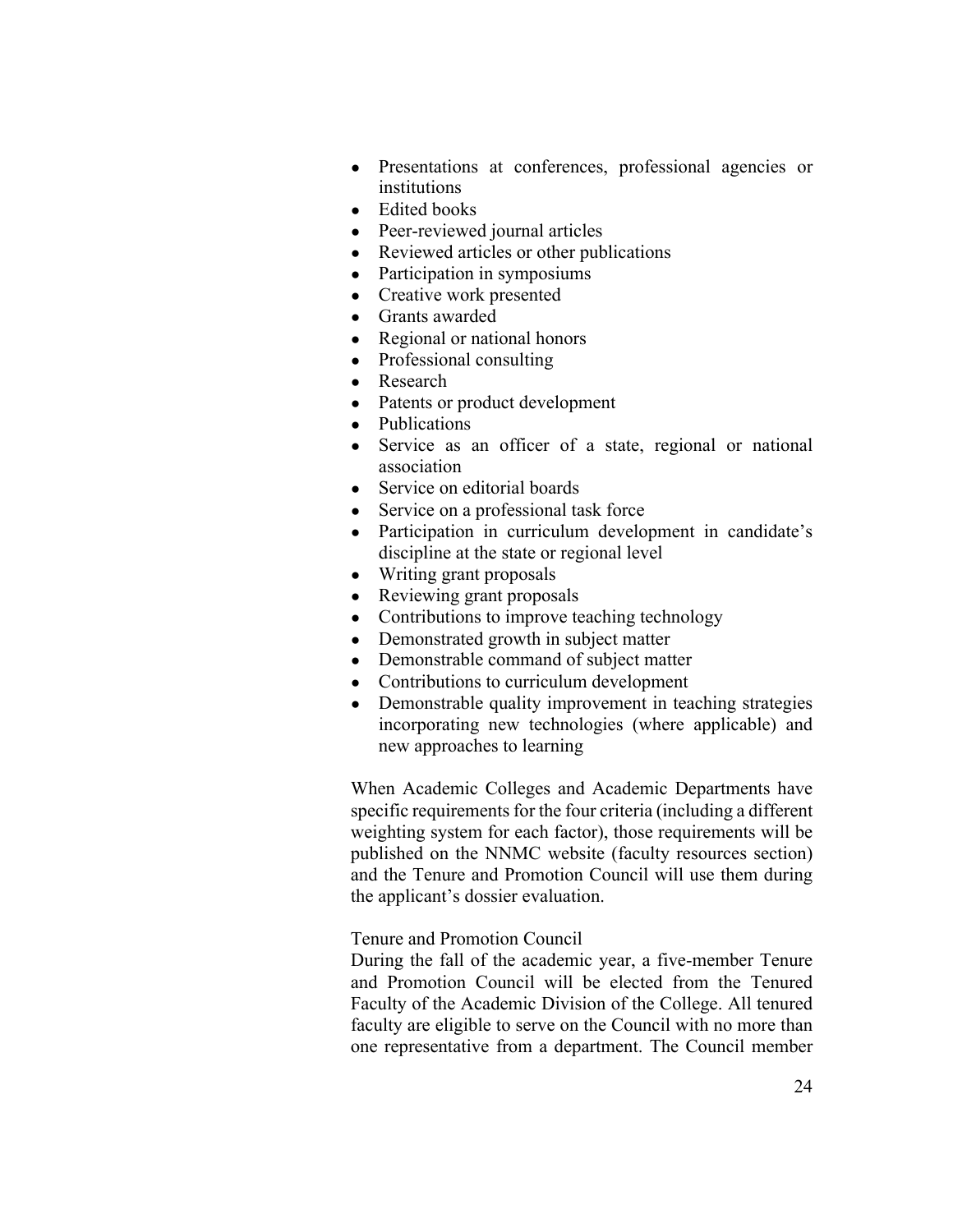- Presentations at conferences, professional agencies or institutions
- Edited books
- Peer-reviewed journal articles
- Reviewed articles or other publications
- Participation in symposiums
- Creative work presented
- Grants awarded
- Regional or national honors
- Professional consulting
- Research
- Patents or product development
- Publications
- Service as an officer of a state, regional or national association
- Service on editorial boards
- Service on a professional task force
- Participation in curriculum development in candidate's discipline at the state or regional level
- Writing grant proposals
- Reviewing grant proposals
- Contributions to improve teaching technology
- Demonstrated growth in subject matter
- Demonstrable command of subject matter
- Contributions to curriculum development
- Demonstrable quality improvement in teaching strategies incorporating new technologies (where applicable) and new approaches to learning

When Academic Colleges and Academic Departments have specific requirements for the four criteria (including a different weighting system for each factor), those requirements will be published on the NNMC website (faculty resources section) and the Tenure and Promotion Council will use them during the applicant's dossier evaluation.

Tenure and Promotion Council

During the fall of the academic year, a five-member Tenure and Promotion Council will be elected from the Tenured Faculty of the Academic Division of the College. All tenured faculty are eligible to serve on the Council with no more than one representative from a department. The Council member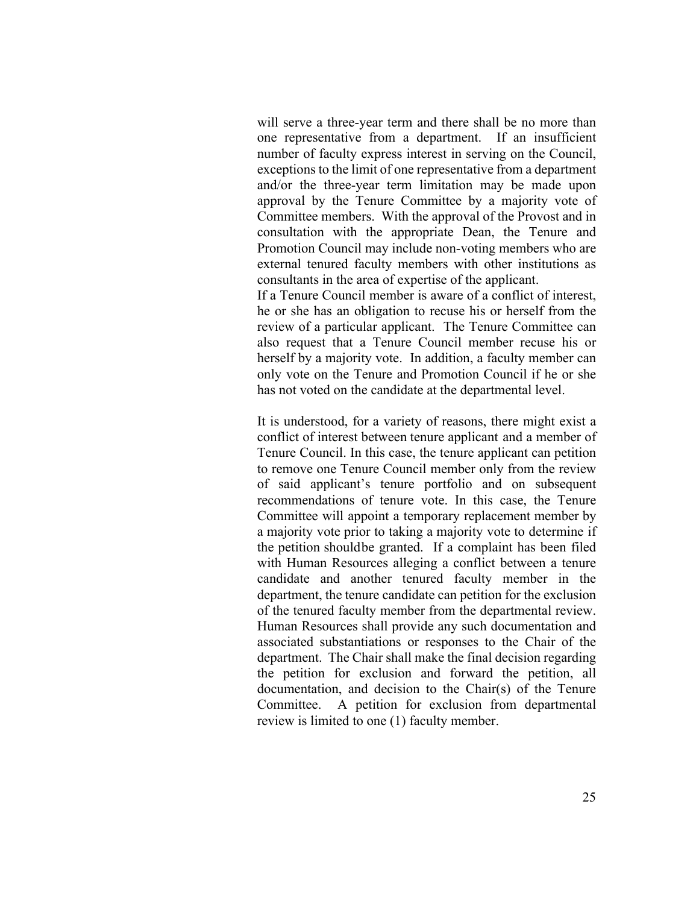will serve a three-year term and there shall be no more than one representative from a department. If an insufficient number of faculty express interest in serving on the Council, exceptions to the limit of one representative from a department and/or the three-year term limitation may be made upon approval by the Tenure Committee by a majority vote of Committee members. With the approval of the Provost and in consultation with the appropriate Dean, the Tenure and Promotion Council may include non-voting members who are external tenured faculty members with other institutions as consultants in the area of expertise of the applicant.

If a Tenure Council member is aware of a conflict of interest, he or she has an obligation to recuse his or herself from the review of a particular applicant. The Tenure Committee can also request that a Tenure Council member recuse his or herself by a majority vote. In addition, a faculty member can only vote on the Tenure and Promotion Council if he or she has not voted on the candidate at the departmental level.

It is understood, for a variety of reasons, there might exist a conflict of interest between tenure applicant and a member of Tenure Council. In this case, the tenure applicant can petition to remove one Tenure Council member only from the review of said applicant's tenure portfolio and on subsequent recommendations of tenure vote. In this case, the Tenure Committee will appoint a temporary replacement member by a majority vote prior to taking a majority vote to determine if the petition shouldbe granted. If a complaint has been filed with Human Resources alleging a conflict between a tenure candidate and another tenured faculty member in the department, the tenure candidate can petition for the exclusion of the tenured faculty member from the departmental review. Human Resources shall provide any such documentation and associated substantiations or responses to the Chair of the department. The Chair shall make the final decision regarding the petition for exclusion and forward the petition, all documentation, and decision to the Chair(s) of the Tenure Committee. A petition for exclusion from departmental review is limited to one (1) faculty member.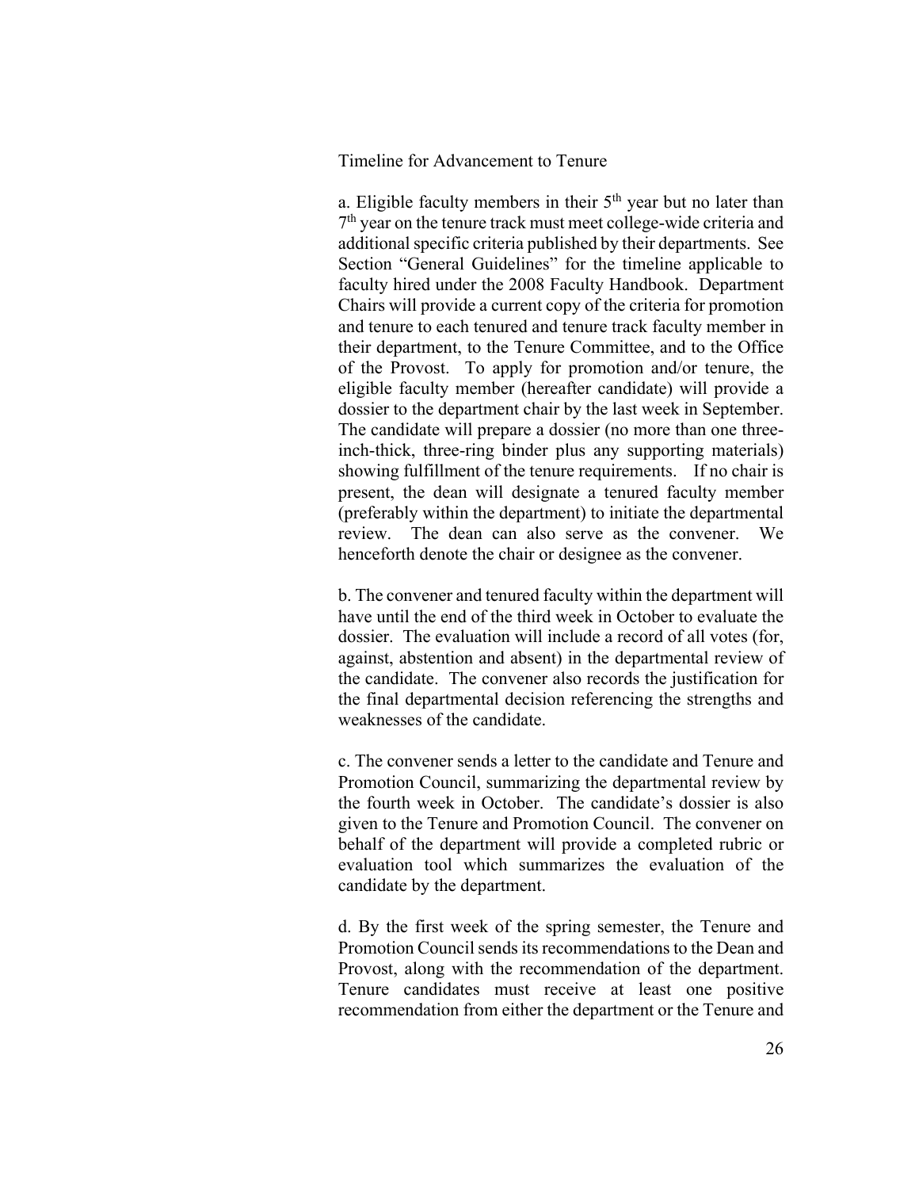Timeline for Advancement to Tenure

a. Eligible faculty members in their 5th year but no later than 7th year on the tenure track must meet college-wide criteria and additional specific criteria published by their departments. See Section "General Guidelines" for the timeline applicable to faculty hired under the 2008 Faculty Handbook. Department Chairs will provide a current copy of the criteria for promotion and tenure to each tenured and tenure track faculty member in their department, to the Tenure Committee, and to the Office of the Provost. To apply for promotion and/or tenure, the eligible faculty member (hereafter candidate) will provide a dossier to the department chair by the last week in September. The candidate will prepare a dossier (no more than one three-inch-thick, three-ring binder plus any supporting materials) showing fulfillment of the tenure requirements. If no chair is present, the dean will designate a tenured faculty member (preferably within the department) to initiate the departmental review. The dean can also serve as the convener. We henceforth denote the chair or designee as the convener.

b. The convener and tenured faculty within the department will have until the end of the third week in October to evaluate the dossier. The evaluation will include a record of all votes (for, against, abstention and absent) in the departmental review of the candidate. The convener also records the justification for the final departmental decision referencing the strengths and weaknesses of the candidate.

c. The convener sends a letter to the candidate and Tenure and Promotion Council, summarizing the departmental review by the fourth week in October. The candidate's dossier is also given to the Tenure and Promotion Council. The convener on behalf of the department will provide a completed rubric or evaluation tool which summarizes the evaluation of the candidate by the department.

d. By the first week of the spring semester, the Tenure and Promotion Council sends its recommendations to the Dean and Provost, along with the recommendation of the department. Tenure candidates must receive at least one positive recommendation from either the department or the Tenure and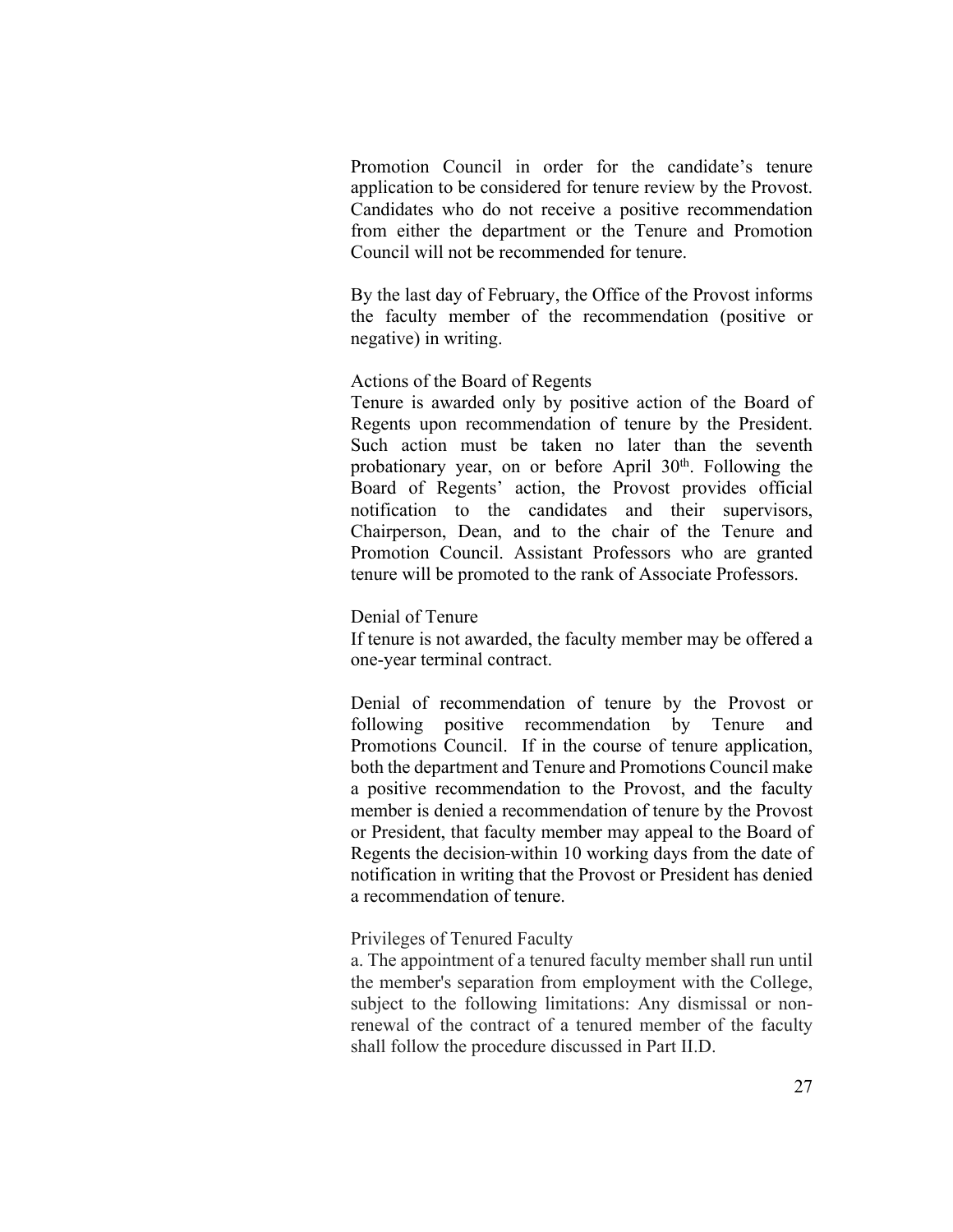Promotion Council in order for the candidate's tenure application to be considered for tenure review by the Provost. Candidates who do not receive a positive recommendation from either the department or the Tenure and Promotion Council will not be recommended for tenure.

By the last day of February, the Office of the Provost informs the faculty member of the recommendation (positive or negative) in writing.

### Actions of the Board of Regents

Tenure is awarded only by positive action of the Board of Regents upon recommendation of tenure by the President. Such action must be taken no later than the seventh probationary year, on or before April 30th. Following the Board of Regents' action, the Provost provides official notification to the candidates and their supervisors, Chairperson, Dean, and to the chair of the Tenure and Promotion Council. Assistant Professors who are granted tenure will be promoted to the rank of Associate Professors.

### Denial of Tenure

If tenure is not awarded, the faculty member may be offered a one-year terminal contract.

Denial of recommendation of tenure by the Provost or following positive recommendation by Tenure and Promotions Council. If in the course of tenure application, both the department and Tenure and Promotions Council make a positive recommendation to the Provost, and the faculty member is denied a recommendation of tenure by the Provost or President, that faculty member may appeal to the Board of Regents the decision within 10 working days from the date of notification in writing that the Provost or President has denied a recommendation of tenure.

### Privileges of Tenured Faculty

a. The appointment of a tenured faculty member shall run until the member's separation from employment with the College, subject to the following limitations: Any dismissal or non-renewal of the contract of a tenured member of the faculty shall follow the procedure discussed in Part II.D.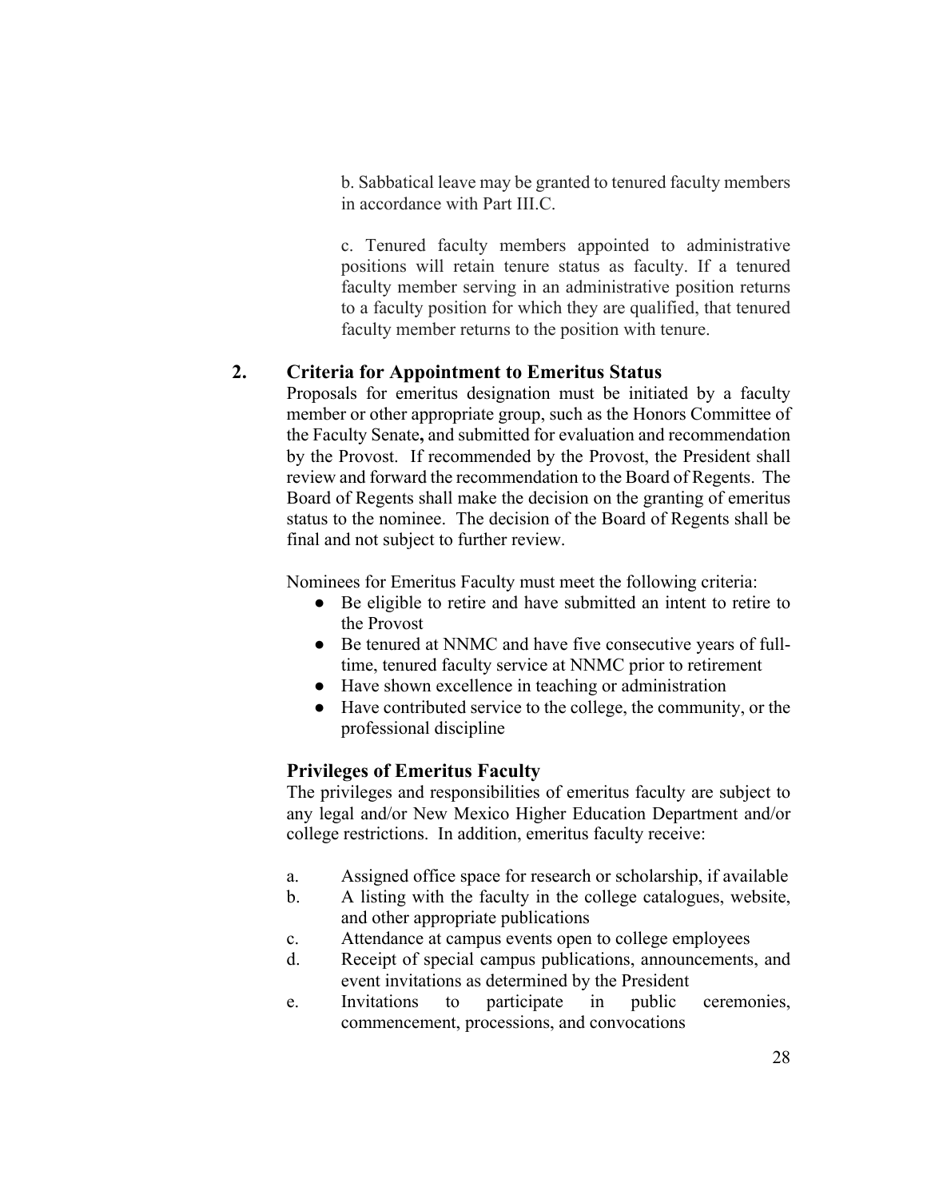b. Sabbatical leave may be granted to tenured faculty members in accordance with Part III.C.

c. Tenured faculty members appointed to administrative positions will retain tenure status as faculty. If a tenured faculty member serving in an administrative position returns to a faculty position for which they are qualified, that tenured faculty member returns to the position with tenure.

## 2. Criteria for Appointment to Emeritus Status

Proposals for emeritus designation must be initiated by a faculty member or other appropriate group, such as the Honors Committee of the Faculty Senate**,** and submitted for evaluation and recommendation by the Provost. If recommended by the Provost, the President shall review and forward the recommendation to the Board of Regents. The Board of Regents shall make the decision on the granting of emeritus status to the nominee. The decision of the Board of Regents shall be final and not subject to further review.

Nominees for Emeritus Faculty must meet the following criteria:

- Be eligible to retire and have submitted an intent to retire to the Provost
- Be tenured at NNMC and have five consecutive years of full-time, tenured faculty service at NNMC prior to retirement
- Have shown excellence in teaching or administration
- Have contributed service to the college, the community, or the professional discipline

### Privileges of Emeritus Faculty

The privileges and responsibilities of emeritus faculty are subject to any legal and/or New Mexico Higher Education Department and/or college restrictions. In addition, emeritus faculty receive:

a. Assigned office space for research or scholarship, if available
b. A listing with the faculty in the college catalogues, website, and other appropriate publications
c. Attendance at campus events open to college employees
d. Receipt of special campus publications, announcements, and event invitations as determined by the President
e. Invitations to participate in public ceremonies, commencement, processions, and convocations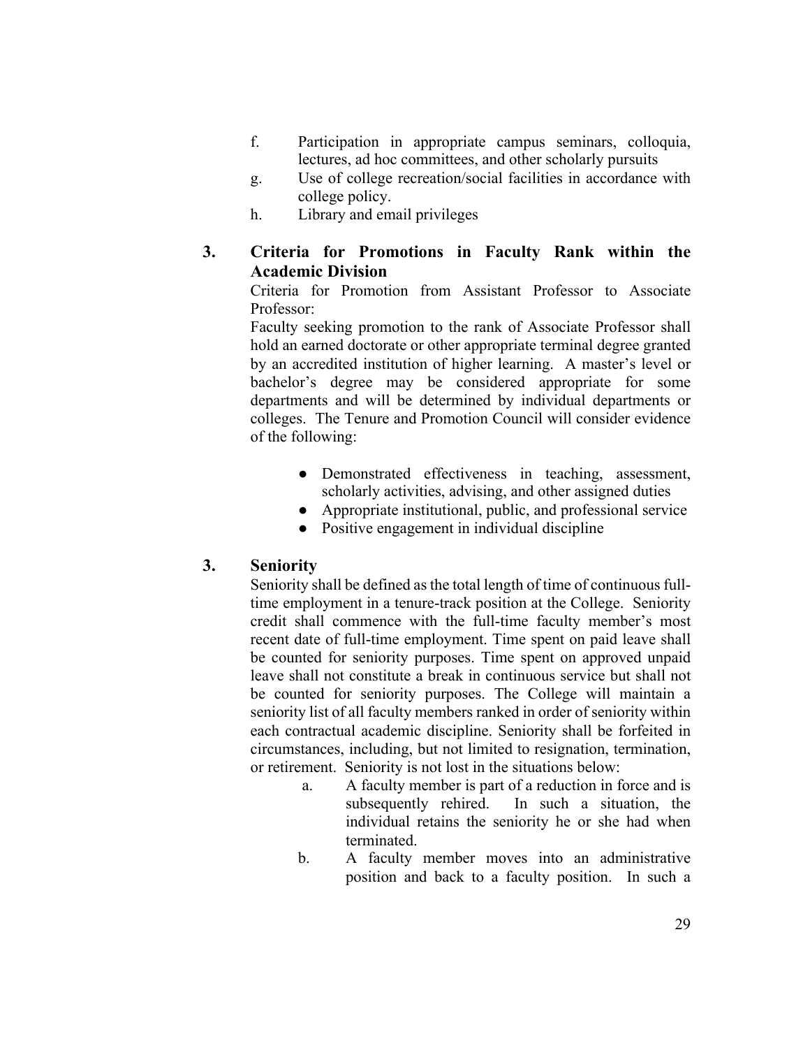f. Participation in appropriate campus seminars, colloquia, lectures, ad hoc committees, and other scholarly pursuits
g. Use of college recreation/social facilities in accordance with college policy.
h. Library and email privileges

## 3. Criteria for Promotions in Faculty Rank within the Academic Division

Criteria for Promotion from Assistant Professor to Associate Professor:

Faculty seeking promotion to the rank of Associate Professor shall hold an earned doctorate or other appropriate terminal degree granted by an accredited institution of higher learning. A master's level or bachelor's degree may be considered appropriate for some departments and will be determined by individual departments or colleges. The Tenure and Promotion Council will consider evidence of the following:

- Demonstrated effectiveness in teaching, assessment, scholarly activities, advising, and other assigned duties
- Appropriate institutional, public, and professional service
- Positive engagement in individual discipline

## 3. Seniority

Seniority shall be defined as the total length of time of continuous full-time employment in a tenure-track position at the College. Seniority credit shall commence with the full-time faculty member's most recent date of full-time employment. Time spent on paid leave shall be counted for seniority purposes. Time spent on approved unpaid leave shall not constitute a break in continuous service but shall not be counted for seniority purposes. The College will maintain a seniority list of all faculty members ranked in order of seniority within each contractual academic discipline. Seniority shall be forfeited in circumstances, including, but not limited to resignation, termination, or retirement. Seniority is not lost in the situations below:

a. A faculty member is part of a reduction in force and is subsequently rehired. In such a situation, the individual retains the seniority he or she had when terminated.
b. A faculty member moves into an administrative position and back to a faculty position. In such a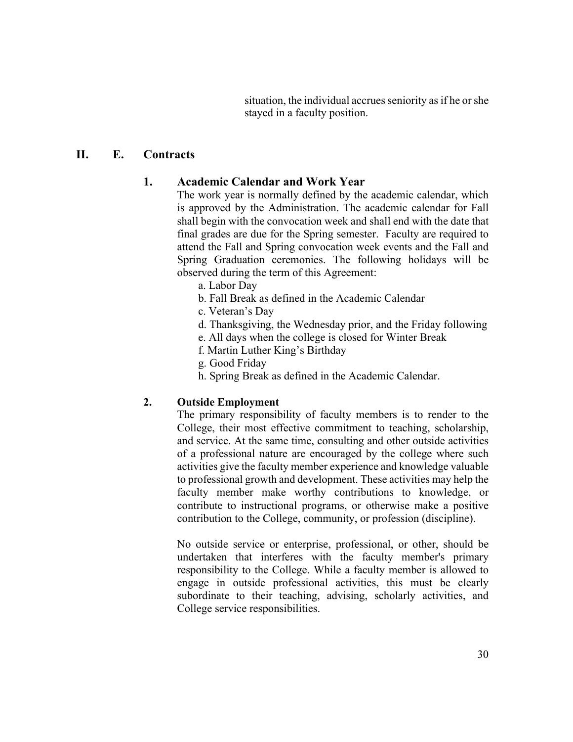situation, the individual accrues seniority as if he or she stayed in a faculty position.

## II. E. Contracts

### 1. Academic Calendar and Work Year

The work year is normally defined by the academic calendar, which is approved by the Administration. The academic calendar for Fall shall begin with the convocation week and shall end with the date that final grades are due for the Spring semester. Faculty are required to attend the Fall and Spring convocation week events and the Fall and Spring Graduation ceremonies. The following holidays will be observed during the term of this Agreement:

a. Labor Day
b. Fall Break as defined in the Academic Calendar
c. Veteran's Day
d. Thanksgiving, the Wednesday prior, and the Friday following
e. All days when the college is closed for Winter Break
f. Martin Luther King's Birthday
g. Good Friday
h. Spring Break as defined in the Academic Calendar.

### 2. Outside Employment

The primary responsibility of faculty members is to render to the College, their most effective commitment to teaching, scholarship, and service. At the same time, consulting and other outside activities of a professional nature are encouraged by the college where such activities give the faculty member experience and knowledge valuable to professional growth and development. These activities may help the faculty member make worthy contributions to knowledge, or contribute to instructional programs, or otherwise make a positive contribution to the College, community, or profession (discipline).

No outside service or enterprise, professional, or other, should be undertaken that interferes with the faculty member's primary responsibility to the College. While a faculty member is allowed to engage in outside professional activities, this must be clearly subordinate to their teaching, advising, scholarly activities, and College service responsibilities.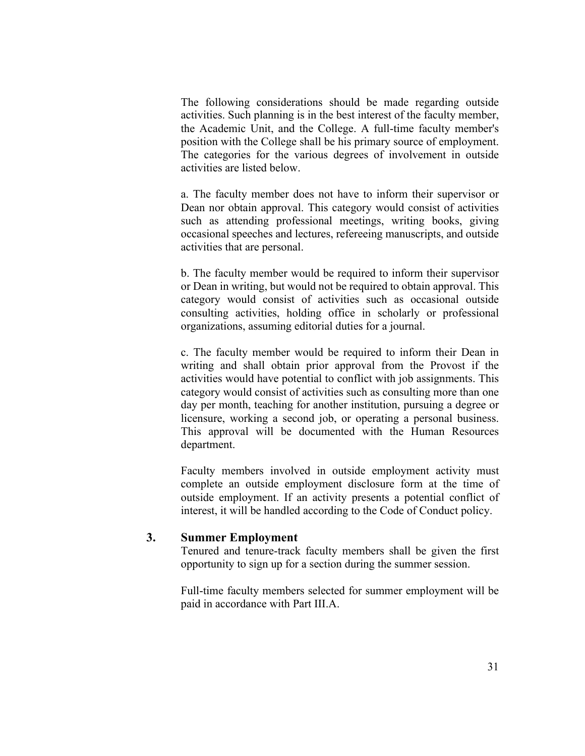The following considerations should be made regarding outside activities. Such planning is in the best interest of the faculty member, the Academic Unit, and the College. A full-time faculty member's position with the College shall be his primary source of employment. The categories for the various degrees of involvement in outside activities are listed below.

a. The faculty member does not have to inform their supervisor or Dean nor obtain approval. This category would consist of activities such as attending professional meetings, writing books, giving occasional speeches and lectures, refereeing manuscripts, and outside activities that are personal.

b. The faculty member would be required to inform their supervisor or Dean in writing, but would not be required to obtain approval. This category would consist of activities such as occasional outside consulting activities, holding office in scholarly or professional organizations, assuming editorial duties for a journal.

c. The faculty member would be required to inform their Dean in writing and shall obtain prior approval from the Provost if the activities would have potential to conflict with job assignments. This category would consist of activities such as consulting more than one day per month, teaching for another institution, pursuing a degree or licensure, working a second job, or operating a personal business. This approval will be documented with the Human Resources department.

Faculty members involved in outside employment activity must complete an outside employment disclosure form at the time of outside employment. If an activity presents a potential conflict of interest, it will be handled according to the Code of Conduct policy.

### 3. Summer Employment

Tenured and tenure-track faculty members shall be given the first opportunity to sign up for a section during the summer session.

Full-time faculty members selected for summer employment will be paid in accordance with Part III.A.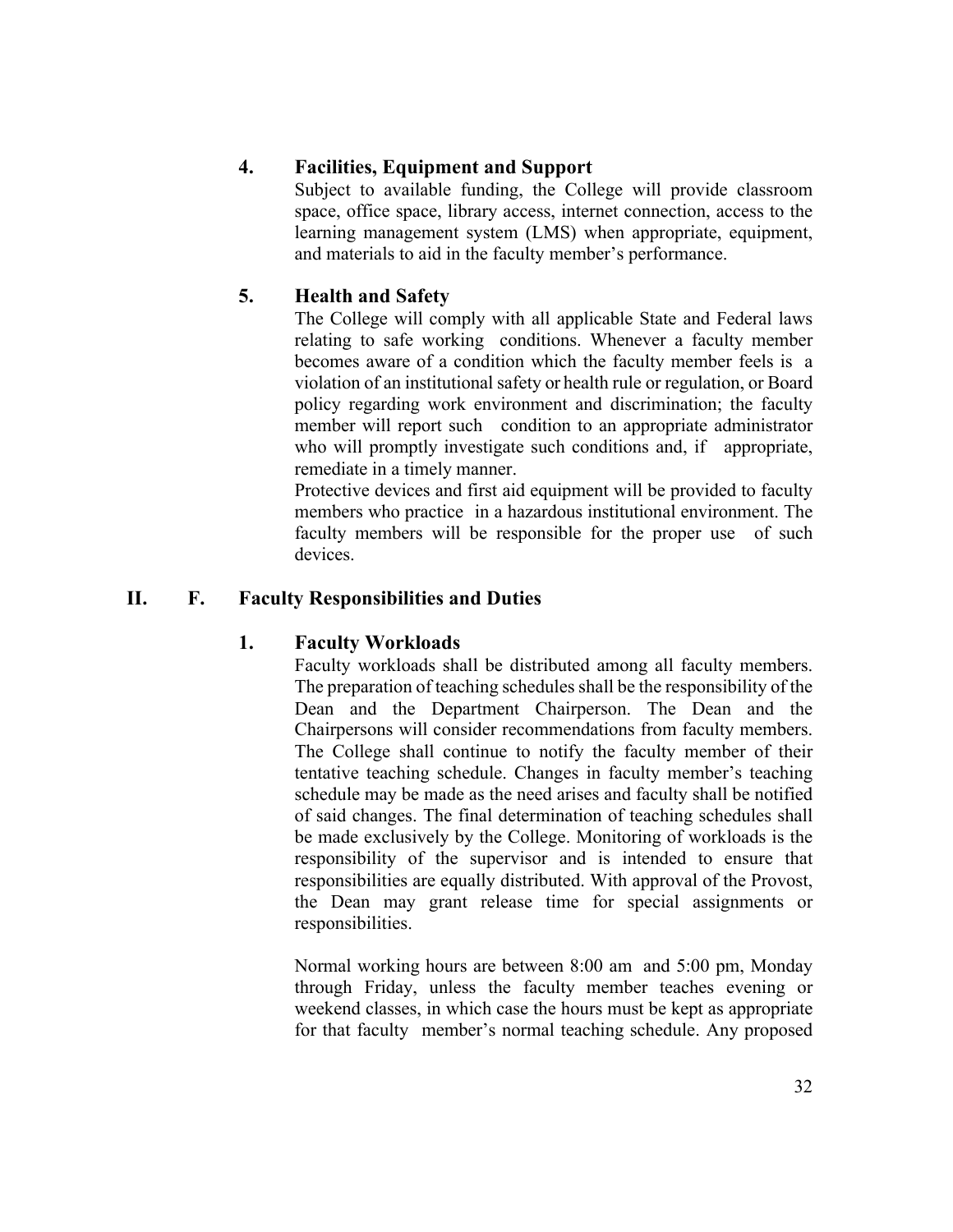### 4. Facilities, Equipment and Support

Subject to available funding, the College will provide classroom space, office space, library access, internet connection, access to the learning management system (LMS) when appropriate, equipment, and materials to aid in the faculty member's performance.

### 5. Health and Safety

The College will comply with all applicable State and Federal laws relating to safe working conditions. Whenever a faculty member becomes aware of a condition which the faculty member feels is a violation of an institutional safety or health rule or regulation, or Board policy regarding work environment and discrimination; the faculty member will report such condition to an appropriate administrator who will promptly investigate such conditions and, if appropriate, remediate in a timely manner.

Protective devices and first aid equipment will be provided to faculty members who practice in a hazardous institutional environment. The faculty members will be responsible for the proper use of such devices.

## II. F. Faculty Responsibilities and Duties

### 1. Faculty Workloads

Faculty workloads shall be distributed among all faculty members. The preparation of teaching schedules shall be the responsibility of the Dean and the Department Chairperson. The Dean and the Chairpersons will consider recommendations from faculty members. The College shall continue to notify the faculty member of their tentative teaching schedule. Changes in faculty member's teaching schedule may be made as the need arises and faculty shall be notified of said changes. The final determination of teaching schedules shall be made exclusively by the College. Monitoring of workloads is the responsibility of the supervisor and is intended to ensure that responsibilities are equally distributed. With approval of the Provost, the Dean may grant release time for special assignments or responsibilities.

Normal working hours are between 8:00 am and 5:00 pm, Monday through Friday, unless the faculty member teaches evening or weekend classes, in which case the hours must be kept as appropriate for that faculty member's normal teaching schedule. Any proposed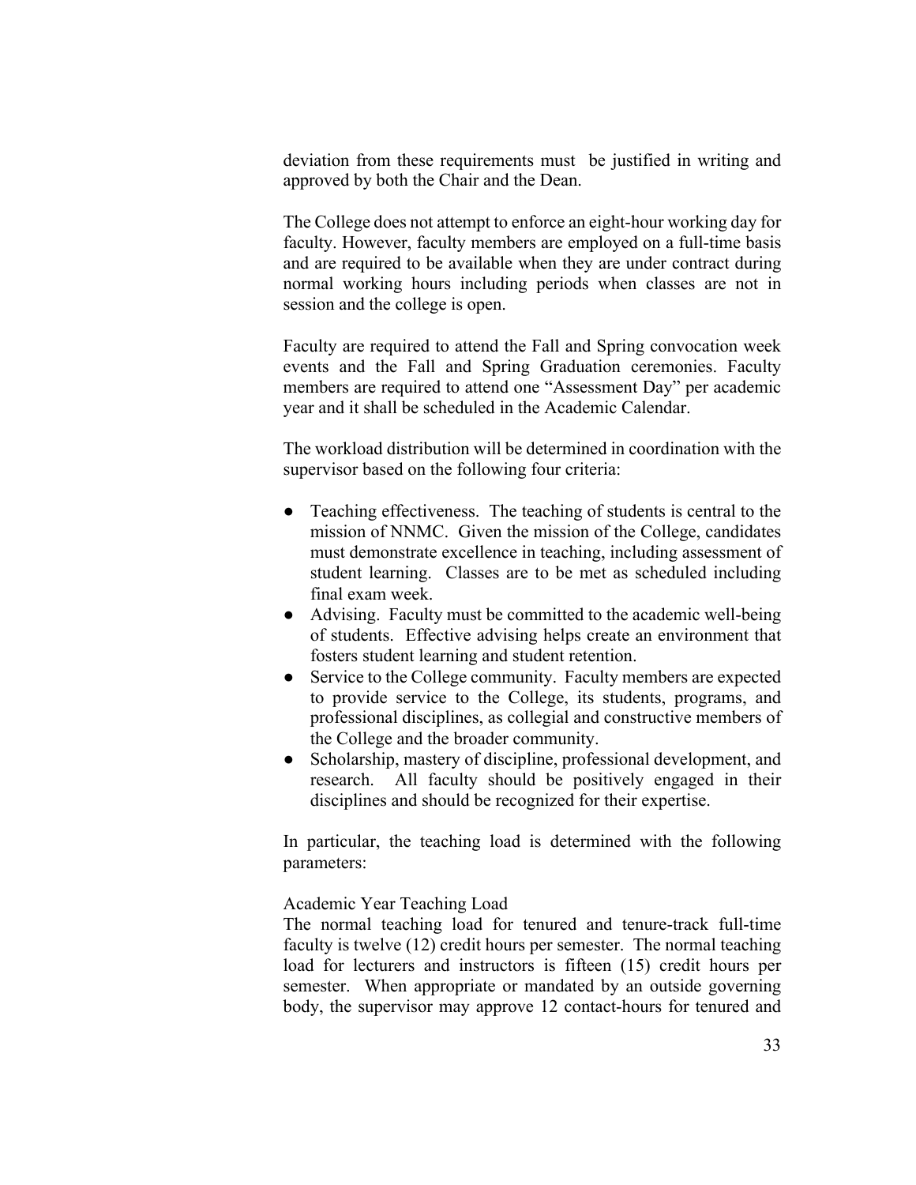deviation from these requirements must be justified in writing and approved by both the Chair and the Dean.

The College does not attempt to enforce an eight-hour working day for faculty. However, faculty members are employed on a full-time basis and are required to be available when they are under contract during normal working hours including periods when classes are not in session and the college is open.

Faculty are required to attend the Fall and Spring convocation week events and the Fall and Spring Graduation ceremonies. Faculty members are required to attend one "Assessment Day" per academic year and it shall be scheduled in the Academic Calendar.

The workload distribution will be determined in coordination with the supervisor based on the following four criteria:

- Teaching effectiveness. The teaching of students is central to the mission of NNMC. Given the mission of the College, candidates must demonstrate excellence in teaching, including assessment of student learning. Classes are to be met as scheduled including final exam week.
- Advising. Faculty must be committed to the academic well-being of students. Effective advising helps create an environment that fosters student learning and student retention.
- Service to the College community. Faculty members are expected to provide service to the College, its students, programs, and professional disciplines, as collegial and constructive members of the College and the broader community.
- Scholarship, mastery of discipline, professional development, and research. All faculty should be positively engaged in their disciplines and should be recognized for their expertise.

In particular, the teaching load is determined with the following parameters:

Academic Year Teaching Load

The normal teaching load for tenured and tenure-track full-time faculty is twelve (12) credit hours per semester. The normal teaching load for lecturers and instructors is fifteen (15) credit hours per semester. When appropriate or mandated by an outside governing body, the supervisor may approve 12 contact-hours for tenured and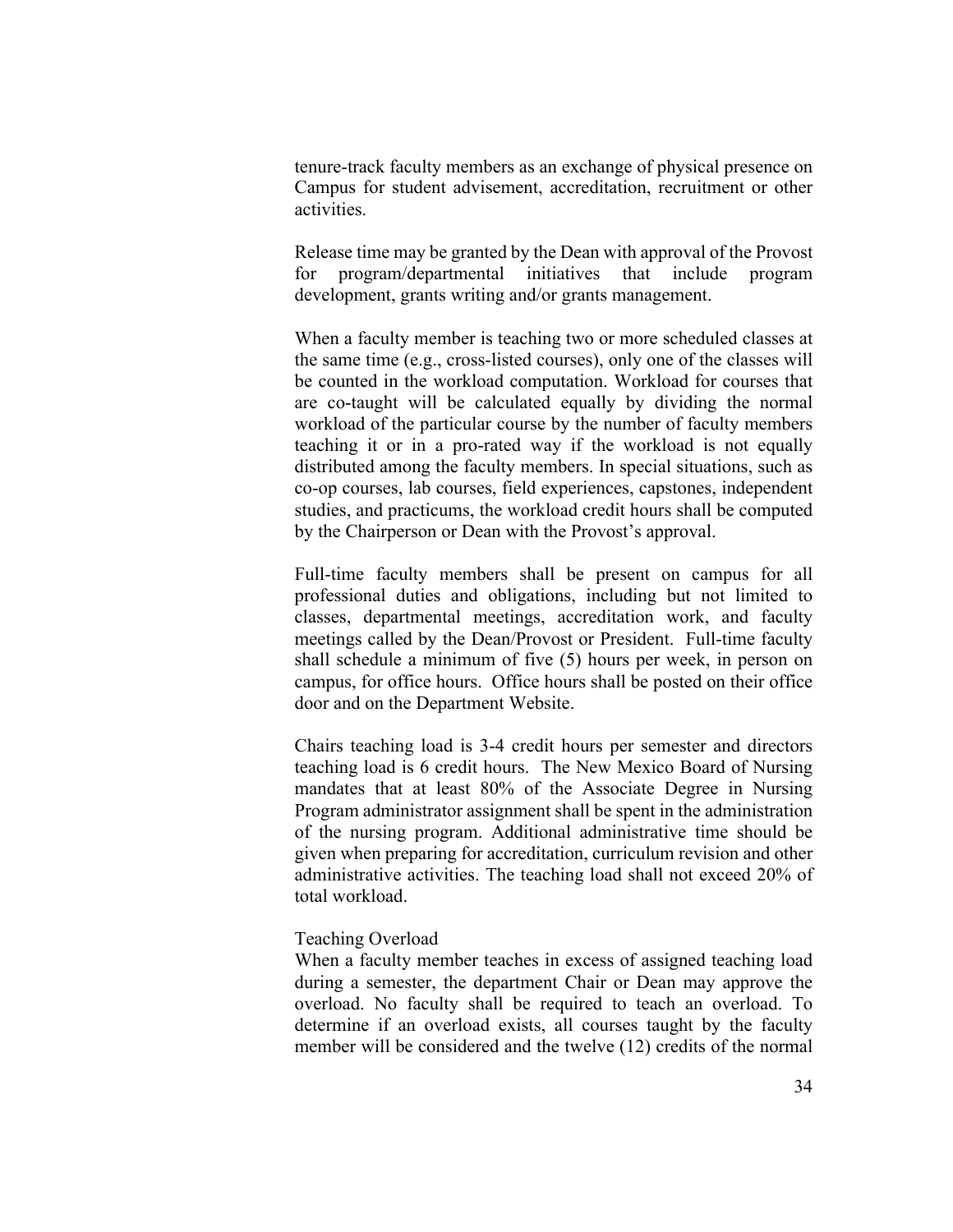tenure-track faculty members as an exchange of physical presence on Campus for student advisement, accreditation, recruitment or other activities.

Release time may be granted by the Dean with approval of the Provost for program/departmental initiatives that include program development, grants writing and/or grants management.

When a faculty member is teaching two or more scheduled classes at the same time (e.g., cross-listed courses), only one of the classes will be counted in the workload computation. Workload for courses that are co-taught will be calculated equally by dividing the normal workload of the particular course by the number of faculty members teaching it or in a pro-rated way if the workload is not equally distributed among the faculty members. In special situations, such as co-op courses, lab courses, field experiences, capstones, independent studies, and practicums, the workload credit hours shall be computed by the Chairperson or Dean with the Provost's approval.

Full-time faculty members shall be present on campus for all professional duties and obligations, including but not limited to classes, departmental meetings, accreditation work, and faculty meetings called by the Dean/Provost or President. Full-time faculty shall schedule a minimum of five (5) hours per week, in person on campus, for office hours. Office hours shall be posted on their office door and on the Department Website.

Chairs teaching load is 3-4 credit hours per semester and directors teaching load is 6 credit hours. The New Mexico Board of Nursing mandates that at least 80% of the Associate Degree in Nursing Program administrator assignment shall be spent in the administration of the nursing program. Additional administrative time should be given when preparing for accreditation, curriculum revision and other administrative activities. The teaching load shall not exceed 20% of total workload.

Teaching Overload

When a faculty member teaches in excess of assigned teaching load during a semester, the department Chair or Dean may approve the overload. No faculty shall be required to teach an overload. To determine if an overload exists, all courses taught by the faculty member will be considered and the twelve (12) credits of the normal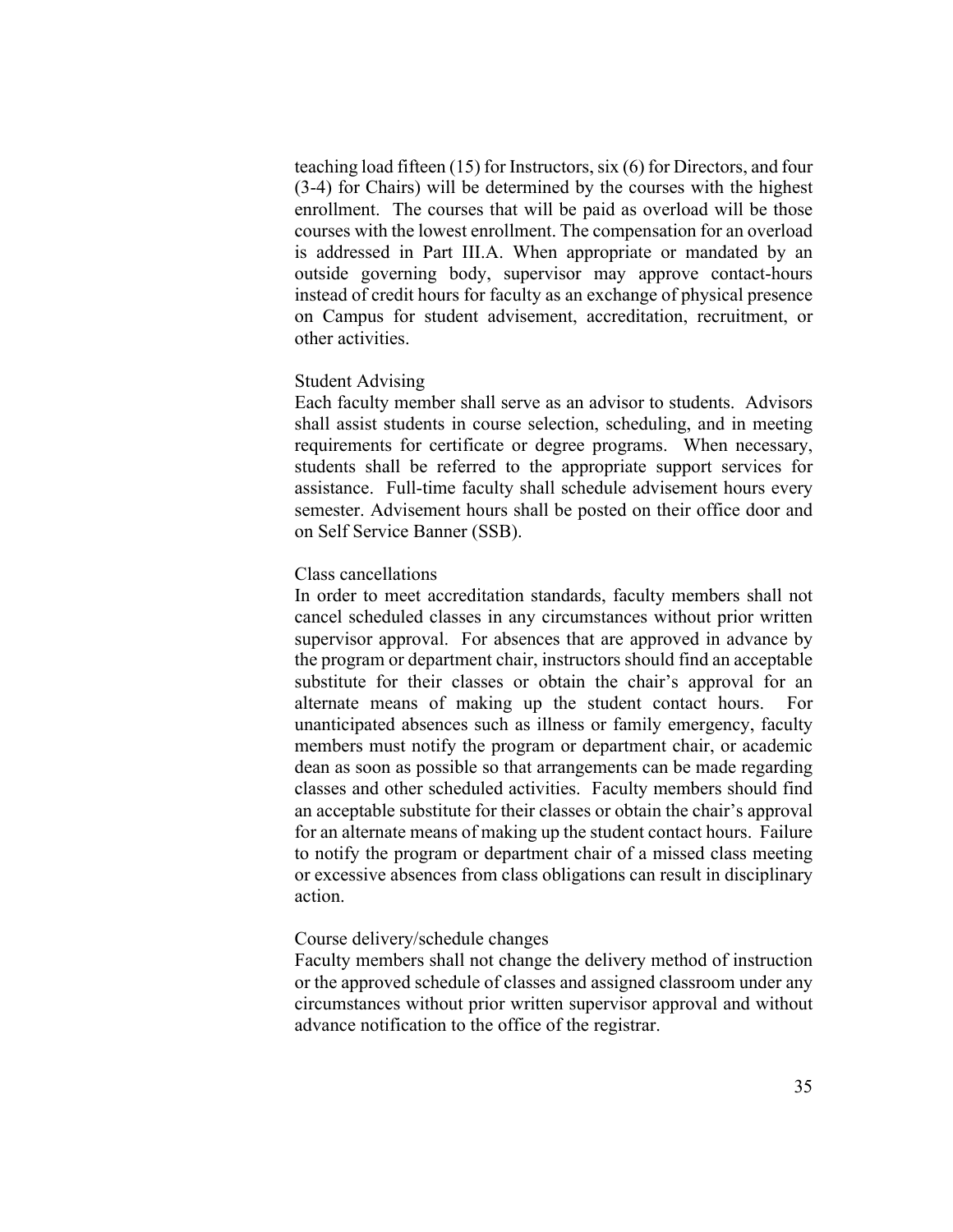teaching load fifteen (15) for Instructors, six (6) for Directors, and four (3-4) for Chairs) will be determined by the courses with the highest enrollment. The courses that will be paid as overload will be those courses with the lowest enrollment. The compensation for an overload is addressed in Part III.A. When appropriate or mandated by an outside governing body, supervisor may approve contact-hours instead of credit hours for faculty as an exchange of physical presence on Campus for student advisement, accreditation, recruitment, or other activities.

Student Advising

Each faculty member shall serve as an advisor to students. Advisors shall assist students in course selection, scheduling, and in meeting requirements for certificate or degree programs. When necessary, students shall be referred to the appropriate support services for assistance. Full-time faculty shall schedule advisement hours every semester. Advisement hours shall be posted on their office door and on Self Service Banner (SSB).

Class cancellations

In order to meet accreditation standards, faculty members shall not cancel scheduled classes in any circumstances without prior written supervisor approval. For absences that are approved in advance by the program or department chair, instructors should find an acceptable substitute for their classes or obtain the chair's approval for an alternate means of making up the student contact hours. For unanticipated absences such as illness or family emergency, faculty members must notify the program or department chair, or academic dean as soon as possible so that arrangements can be made regarding classes and other scheduled activities. Faculty members should find an acceptable substitute for their classes or obtain the chair's approval for an alternate means of making up the student contact hours. Failure to notify the program or department chair of a missed class meeting or excessive absences from class obligations can result in disciplinary action.

Course delivery/schedule changes

Faculty members shall not change the delivery method of instruction or the approved schedule of classes and assigned classroom under any circumstances without prior written supervisor approval and without advance notification to the office of the registrar.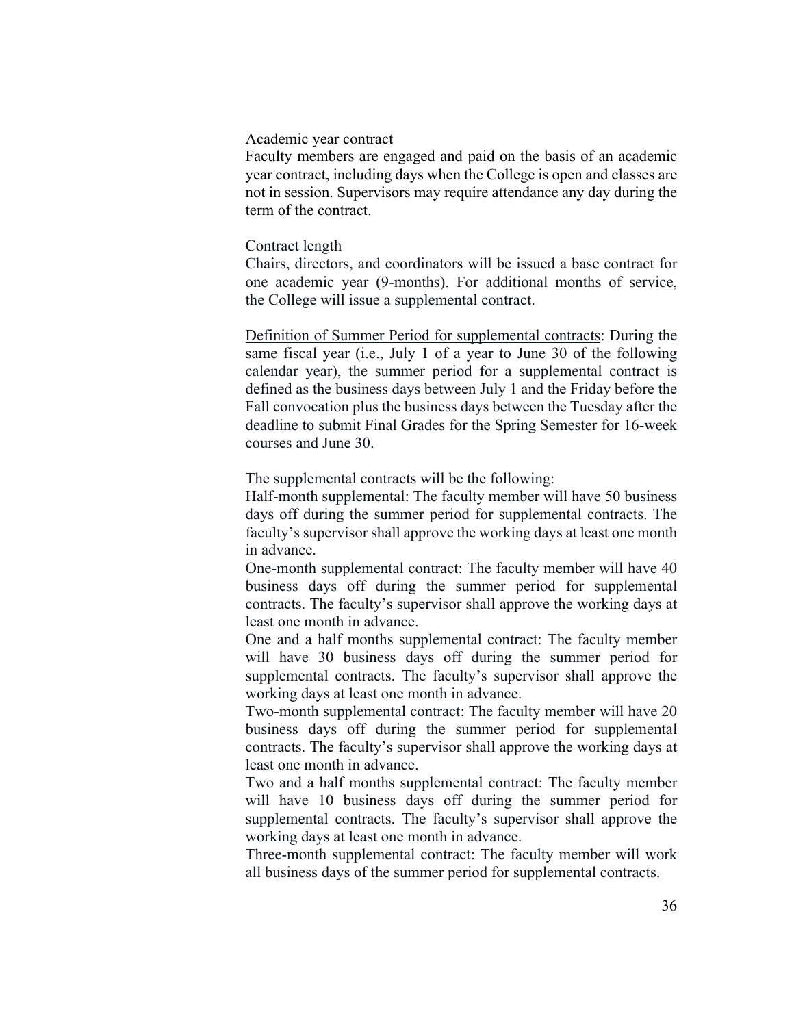Academic year contract

Faculty members are engaged and paid on the basis of an academic year contract, including days when the College is open and classes are not in session. Supervisors may require attendance any day during the term of the contract.

Contract length

Chairs, directors, and coordinators will be issued a base contract for one academic year (9-months). For additional months of service, the College will issue a supplemental contract.

Definition of Summer Period for supplemental contracts: During the same fiscal year (i.e., July 1 of a year to June 30 of the following calendar year), the summer period for a supplemental contract is defined as the business days between July 1 and the Friday before the Fall convocation plus the business days between the Tuesday after the deadline to submit Final Grades for the Spring Semester for 16-week courses and June 30.

The supplemental contracts will be the following:

Half-month supplemental: The faculty member will have 50 business days off during the summer period for supplemental contracts. The faculty's supervisor shall approve the working days at least one month in advance.

One-month supplemental contract: The faculty member will have 40 business days off during the summer period for supplemental contracts. The faculty's supervisor shall approve the working days at least one month in advance.

One and a half months supplemental contract: The faculty member will have 30 business days off during the summer period for supplemental contracts. The faculty's supervisor shall approve the working days at least one month in advance.

Two-month supplemental contract: The faculty member will have 20 business days off during the summer period for supplemental contracts. The faculty's supervisor shall approve the working days at least one month in advance.

Two and a half months supplemental contract: The faculty member will have 10 business days off during the summer period for supplemental contracts. The faculty's supervisor shall approve the working days at least one month in advance.

Three-month supplemental contract: The faculty member will work all business days of the summer period for supplemental contracts.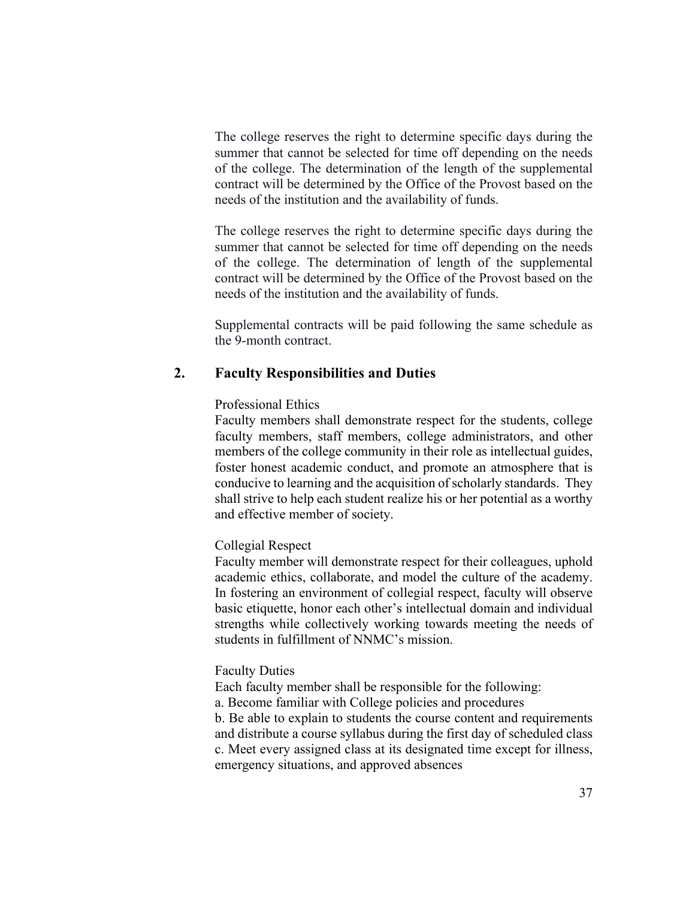The college reserves the right to determine specific days during the summer that cannot be selected for time off depending on the needs of the college. The determination of the length of the supplemental contract will be determined by the Office of the Provost based on the needs of the institution and the availability of funds.

The college reserves the right to determine specific days during the summer that cannot be selected for time off depending on the needs of the college. The determination of length of the supplemental contract will be determined by the Office of the Provost based on the needs of the institution and the availability of funds.

Supplemental contracts will be paid following the same schedule as the 9-month contract.

## 2. Faculty Responsibilities and Duties

Professional Ethics
Faculty members shall demonstrate respect for the students, college faculty members, staff members, college administrators, and other members of the college community in their role as intellectual guides, foster honest academic conduct, and promote an atmosphere that is conducive to learning and the acquisition of scholarly standards. They shall strive to help each student realize his or her potential as a worthy and effective member of society.

Collegial Respect
Faculty member will demonstrate respect for their colleagues, uphold academic ethics, collaborate, and model the culture of the academy. In fostering an environment of collegial respect, faculty will observe basic etiquette, honor each other's intellectual domain and individual strengths while collectively working towards meeting the needs of students in fulfillment of NNMC's mission.

Faculty Duties
Each faculty member shall be responsible for the following:
a. Become familiar with College policies and procedures
b. Be able to explain to students the course content and requirements and distribute a course syllabus during the first day of scheduled class
c. Meet every assigned class at its designated time except for illness, emergency situations, and approved absences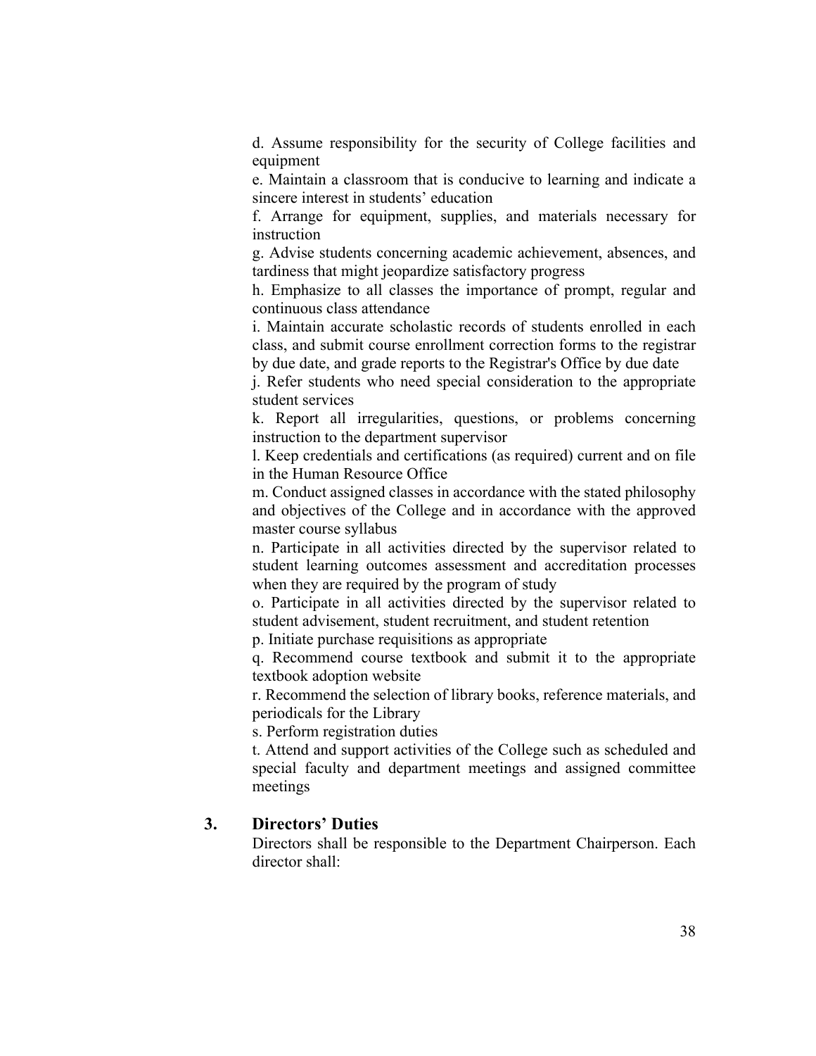d. Assume responsibility for the security of College facilities and equipment

e. Maintain a classroom that is conducive to learning and indicate a sincere interest in students' education

f. Arrange for equipment, supplies, and materials necessary for instruction

g. Advise students concerning academic achievement, absences, and tardiness that might jeopardize satisfactory progress

h. Emphasize to all classes the importance of prompt, regular and continuous class attendance

i. Maintain accurate scholastic records of students enrolled in each class, and submit course enrollment correction forms to the registrar by due date, and grade reports to the Registrar's Office by due date

j. Refer students who need special consideration to the appropriate student services

k. Report all irregularities, questions, or problems concerning instruction to the department supervisor

l. Keep credentials and certifications (as required) current and on file in the Human Resource Office

m. Conduct assigned classes in accordance with the stated philosophy and objectives of the College and in accordance with the approved master course syllabus

n. Participate in all activities directed by the supervisor related to student learning outcomes assessment and accreditation processes when they are required by the program of study

o. Participate in all activities directed by the supervisor related to student advisement, student recruitment, and student retention

p. Initiate purchase requisitions as appropriate

q. Recommend course textbook and submit it to the appropriate textbook adoption website

r. Recommend the selection of library books, reference materials, and periodicals for the Library

s. Perform registration duties

t. Attend and support activities of the College such as scheduled and special faculty and department meetings and assigned committee meetings

### 3. Directors' Duties

Directors shall be responsible to the Department Chairperson. Each director shall: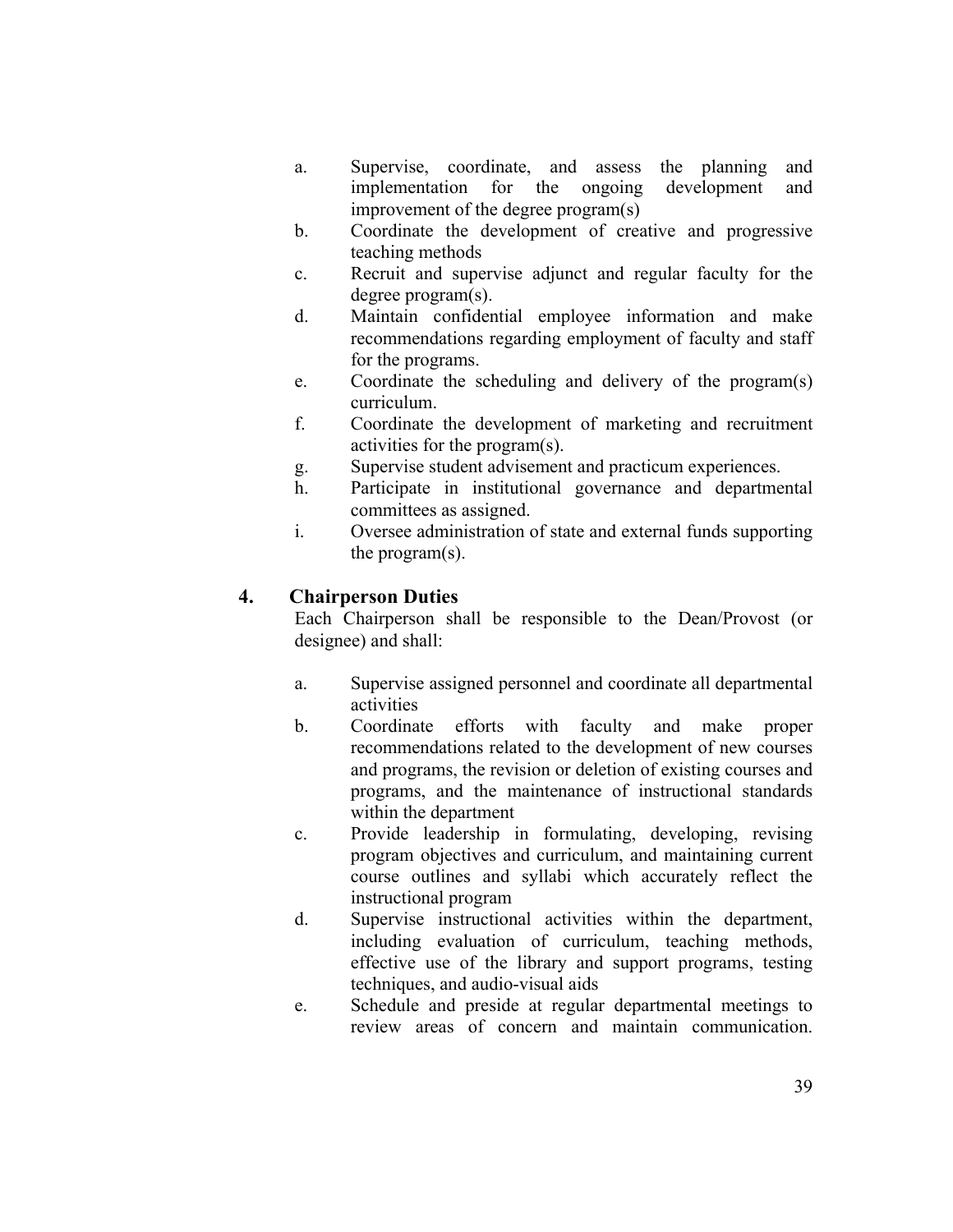a. Supervise, coordinate, and assess the planning and implementation for the ongoing development and improvement of the degree program(s)
b. Coordinate the development of creative and progressive teaching methods
c. Recruit and supervise adjunct and regular faculty for the degree program(s).
d. Maintain confidential employee information and make recommendations regarding employment of faculty and staff for the programs.
e. Coordinate the scheduling and delivery of the program(s) curriculum.
f. Coordinate the development of marketing and recruitment activities for the program(s).
g. Supervise student advisement and practicum experiences.
h. Participate in institutional governance and departmental committees as assigned.
i. Oversee administration of state and external funds supporting the program(s).

### 4. Chairperson Duties

Each Chairperson shall be responsible to the Dean/Provost (or designee) and shall:

a. Supervise assigned personnel and coordinate all departmental activities
b. Coordinate efforts with faculty and make proper recommendations related to the development of new courses and programs, the revision or deletion of existing courses and programs, and the maintenance of instructional standards within the department
c. Provide leadership in formulating, developing, revising program objectives and curriculum, and maintaining current course outlines and syllabi which accurately reflect the instructional program
d. Supervise instructional activities within the department, including evaluation of curriculum, teaching methods, effective use of the library and support programs, testing techniques, and audio-visual aids
e. Schedule and preside at regular departmental meetings to review areas of concern and maintain communication.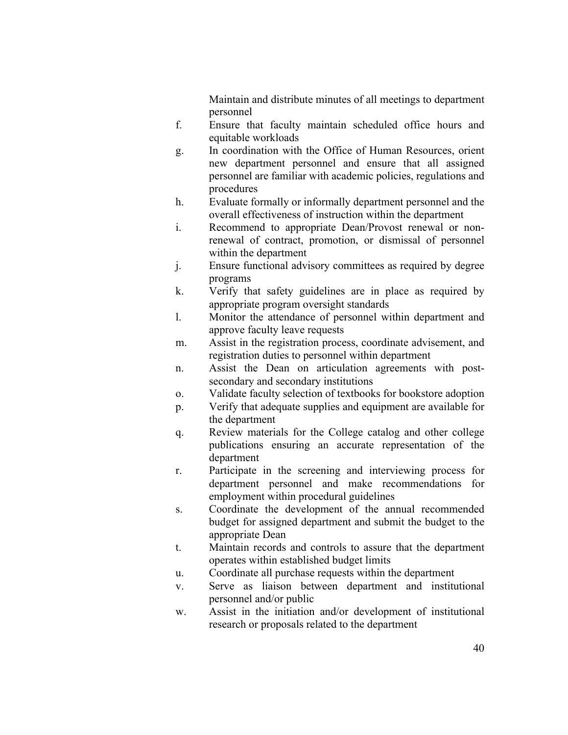Maintain and distribute minutes of all meetings to department personnel

f. Ensure that faculty maintain scheduled office hours and equitable workloads
g. In coordination with the Office of Human Resources, orient new department personnel and ensure that all assigned personnel are familiar with academic policies, regulations and procedures
h. Evaluate formally or informally department personnel and the overall effectiveness of instruction within the department
i. Recommend to appropriate Dean/Provost renewal or non-renewal of contract, promotion, or dismissal of personnel within the department
j. Ensure functional advisory committees as required by degree programs
k. Verify that safety guidelines are in place as required by appropriate program oversight standards
l. Monitor the attendance of personnel within department and approve faculty leave requests
m. Assist in the registration process, coordinate advisement, and registration duties to personnel within department
n. Assist the Dean on articulation agreements with post-secondary and secondary institutions
o. Validate faculty selection of textbooks for bookstore adoption
p. Verify that adequate supplies and equipment are available for the department
q. Review materials for the College catalog and other college publications ensuring an accurate representation of the department
r. Participate in the screening and interviewing process for department personnel and make recommendations for employment within procedural guidelines
s. Coordinate the development of the annual recommended budget for assigned department and submit the budget to the appropriate Dean
t. Maintain records and controls to assure that the department operates within established budget limits
u. Coordinate all purchase requests within the department
v. Serve as liaison between department and institutional personnel and/or public
w. Assist in the initiation and/or development of institutional research or proposals related to the department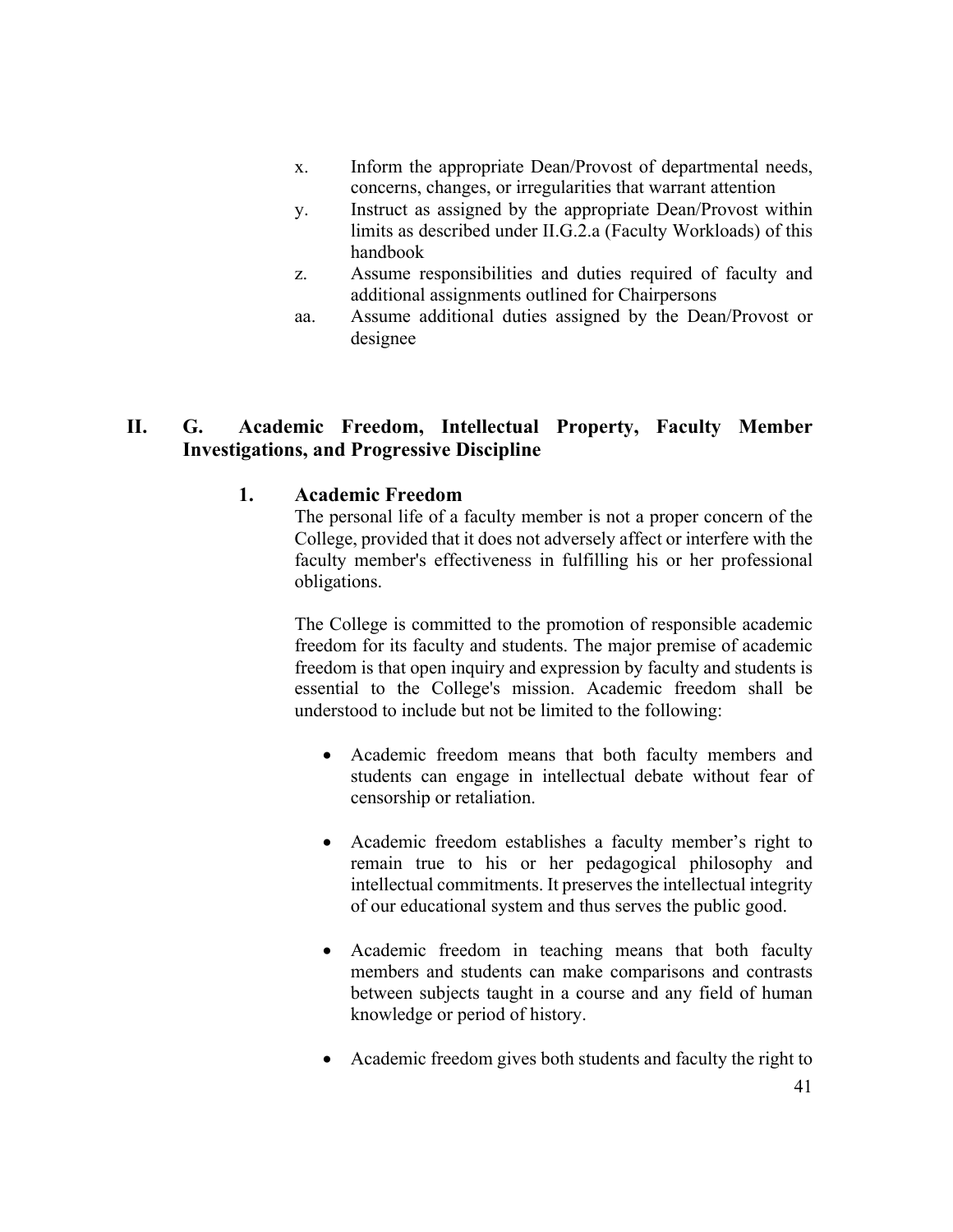x. Inform the appropriate Dean/Provost of departmental needs, concerns, changes, or irregularities that warrant attention

y. Instruct as assigned by the appropriate Dean/Provost within limits as described under II.G.2.a (Faculty Workloads) of this handbook

z. Assume responsibilities and duties required of faculty and additional assignments outlined for Chairpersons

aa. Assume additional duties assigned by the Dean/Provost or designee

## II. G. Academic Freedom, Intellectual Property, Faculty Member Investigations, and Progressive Discipline

### 1. Academic Freedom

The personal life of a faculty member is not a proper concern of the College, provided that it does not adversely affect or interfere with the faculty member's effectiveness in fulfilling his or her professional obligations.

The College is committed to the promotion of responsible academic freedom for its faculty and students. The major premise of academic freedom is that open inquiry and expression by faculty and students is essential to the College's mission. Academic freedom shall be understood to include but not be limited to the following:

- Academic freedom means that both faculty members and students can engage in intellectual debate without fear of censorship or retaliation.

- Academic freedom establishes a faculty member's right to remain true to his or her pedagogical philosophy and intellectual commitments. It preserves the intellectual integrity of our educational system and thus serves the public good.

- Academic freedom in teaching means that both faculty members and students can make comparisons and contrasts between subjects taught in a course and any field of human knowledge or period of history.

- Academic freedom gives both students and faculty the right to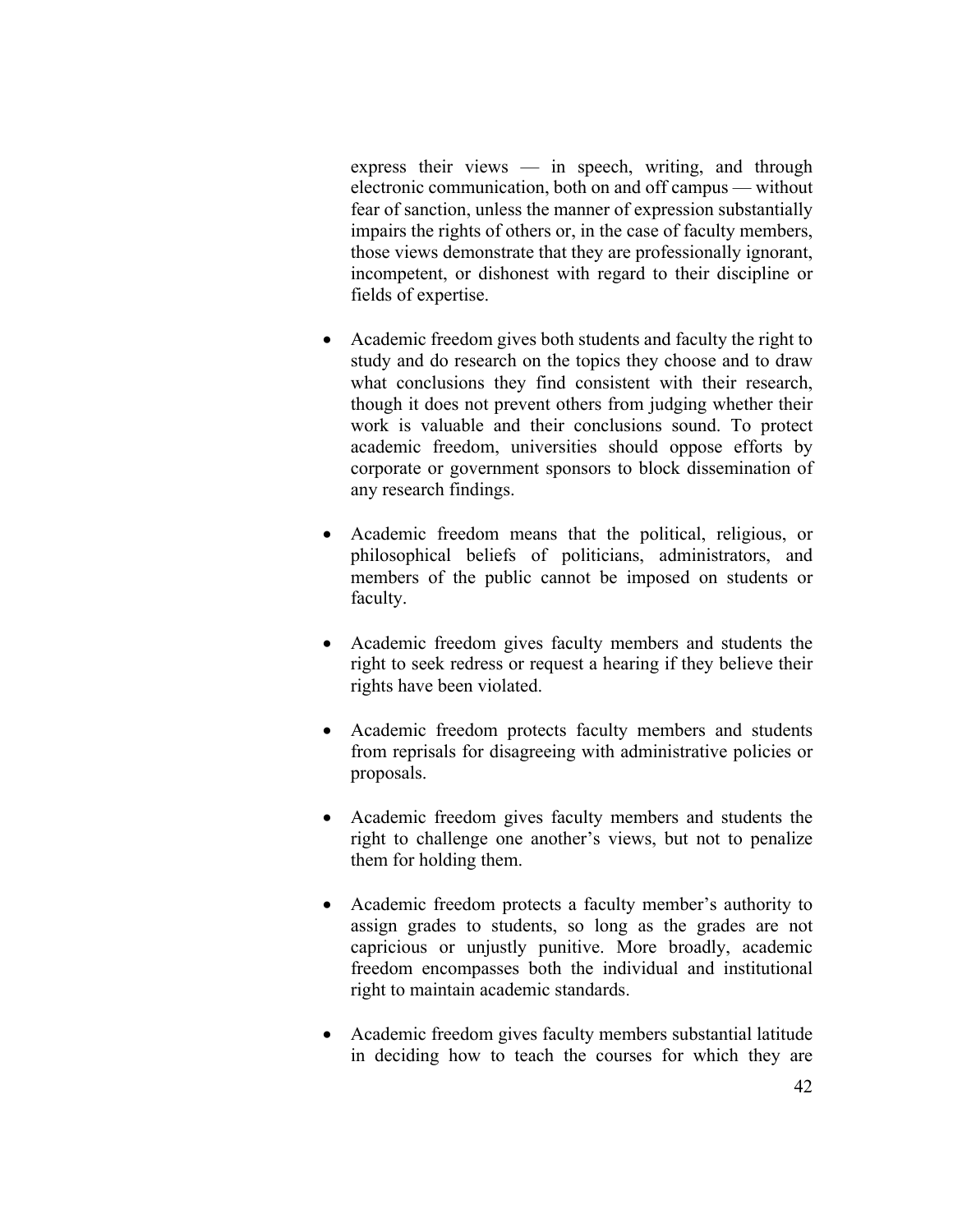express their views — in speech, writing, and through electronic communication, both on and off campus — without fear of sanction, unless the manner of expression substantially impairs the rights of others or, in the case of faculty members, those views demonstrate that they are professionally ignorant, incompetent, or dishonest with regard to their discipline or fields of expertise.

- Academic freedom gives both students and faculty the right to study and do research on the topics they choose and to draw what conclusions they find consistent with their research, though it does not prevent others from judging whether their work is valuable and their conclusions sound. To protect academic freedom, universities should oppose efforts by corporate or government sponsors to block dissemination of any research findings.

- Academic freedom means that the political, religious, or philosophical beliefs of politicians, administrators, and members of the public cannot be imposed on students or faculty.

- Academic freedom gives faculty members and students the right to seek redress or request a hearing if they believe their rights have been violated.

- Academic freedom protects faculty members and students from reprisals for disagreeing with administrative policies or proposals.

- Academic freedom gives faculty members and students the right to challenge one another's views, but not to penalize them for holding them.

- Academic freedom protects a faculty member's authority to assign grades to students, so long as the grades are not capricious or unjustly punitive. More broadly, academic freedom encompasses both the individual and institutional right to maintain academic standards.

- Academic freedom gives faculty members substantial latitude in deciding how to teach the courses for which they are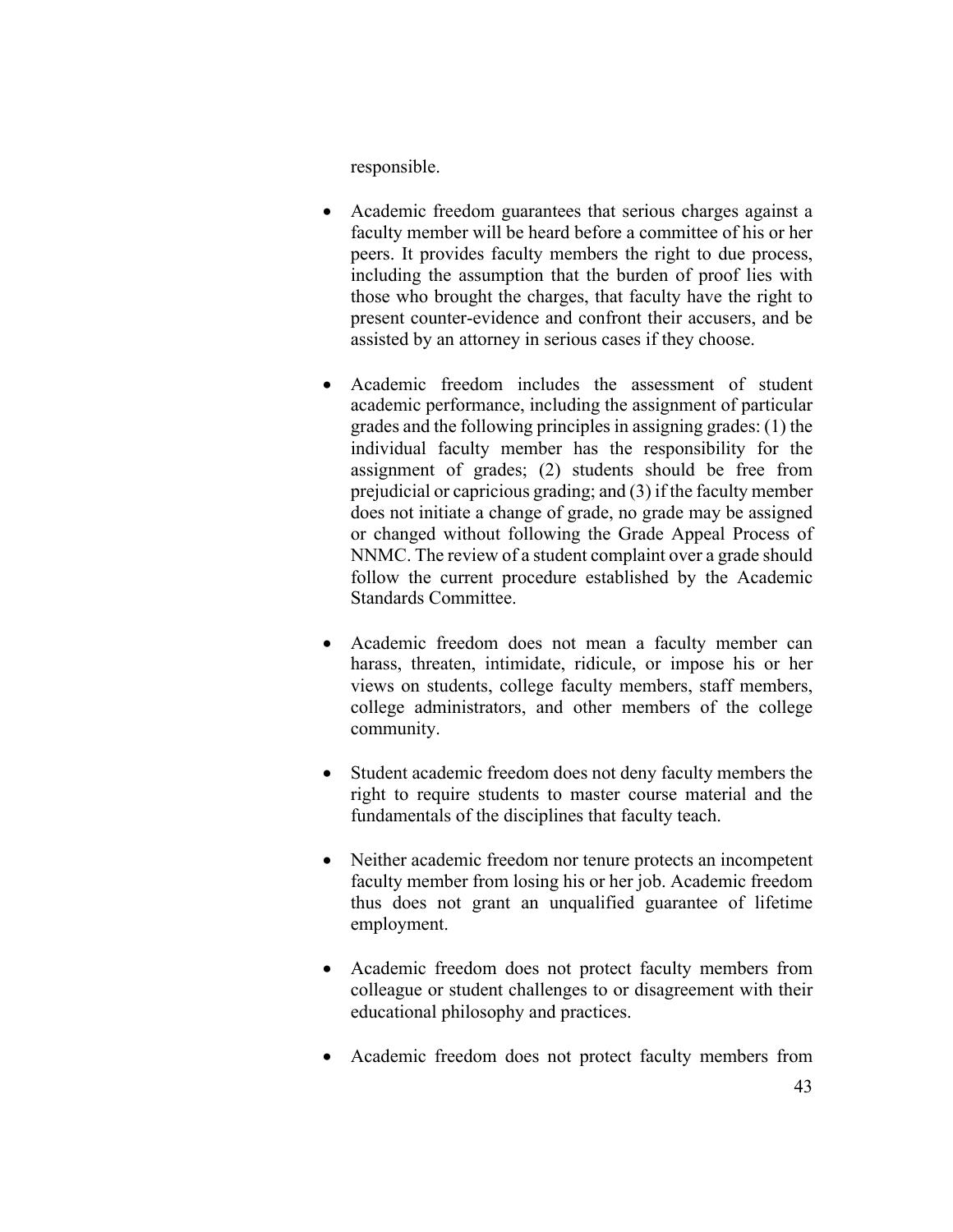responsible.

- Academic freedom guarantees that serious charges against a faculty member will be heard before a committee of his or her peers. It provides faculty members the right to due process, including the assumption that the burden of proof lies with those who brought the charges, that faculty have the right to present counter-evidence and confront their accusers, and be assisted by an attorney in serious cases if they choose.

- Academic freedom includes the assessment of student academic performance, including the assignment of particular grades and the following principles in assigning grades: (1) the individual faculty member has the responsibility for the assignment of grades; (2) students should be free from prejudicial or capricious grading; and (3) if the faculty member does not initiate a change of grade, no grade may be assigned or changed without following the Grade Appeal Process of NNMC. The review of a student complaint over a grade should follow the current procedure established by the Academic Standards Committee.

- Academic freedom does not mean a faculty member can harass, threaten, intimidate, ridicule, or impose his or her views on students, college faculty members, staff members, college administrators, and other members of the college community.

- Student academic freedom does not deny faculty members the right to require students to master course material and the fundamentals of the disciplines that faculty teach.

- Neither academic freedom nor tenure protects an incompetent faculty member from losing his or her job. Academic freedom thus does not grant an unqualified guarantee of lifetime employment.

- Academic freedom does not protect faculty members from colleague or student challenges to or disagreement with their educational philosophy and practices.

- Academic freedom does not protect faculty members from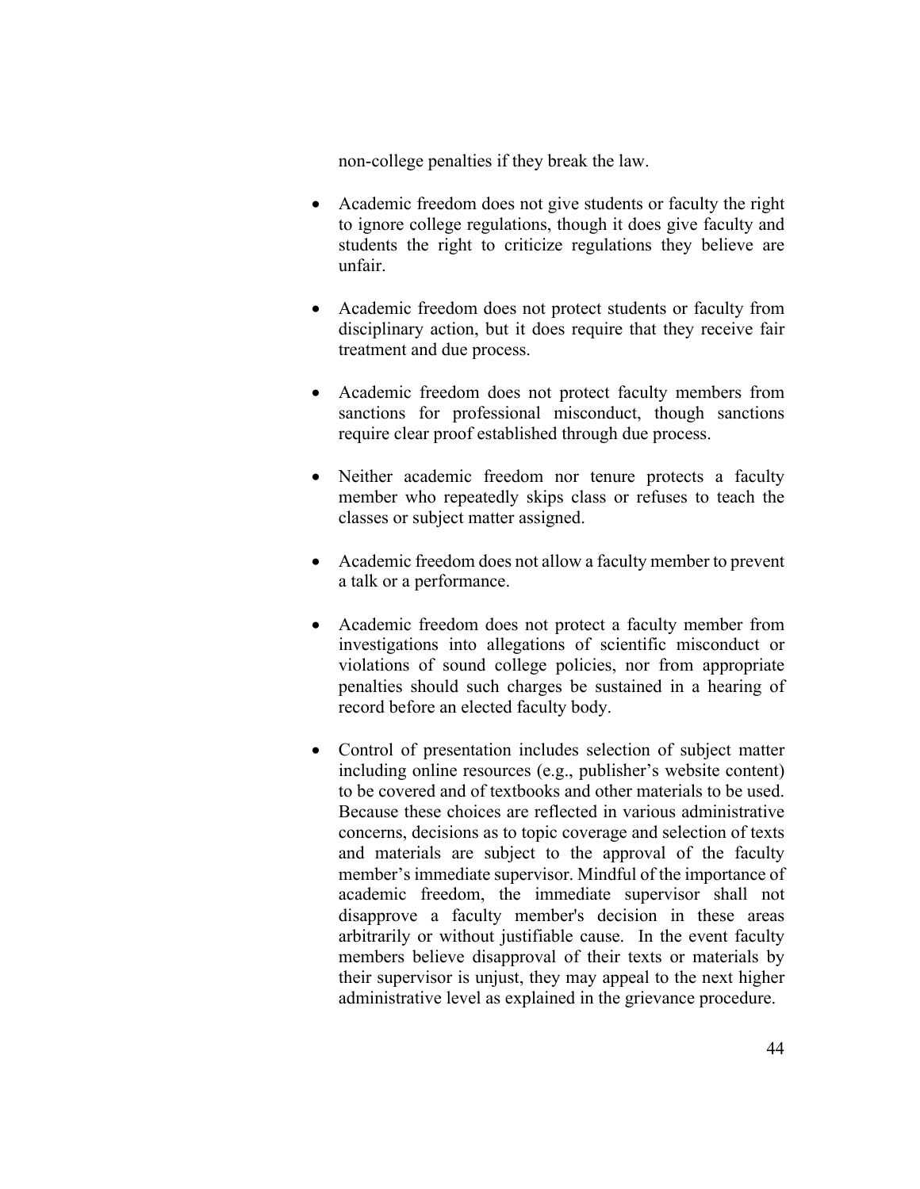non-college penalties if they break the law.

- Academic freedom does not give students or faculty the right to ignore college regulations, though it does give faculty and students the right to criticize regulations they believe are unfair.

- Academic freedom does not protect students or faculty from disciplinary action, but it does require that they receive fair treatment and due process.

- Academic freedom does not protect faculty members from sanctions for professional misconduct, though sanctions require clear proof established through due process.

- Neither academic freedom nor tenure protects a faculty member who repeatedly skips class or refuses to teach the classes or subject matter assigned.

- Academic freedom does not allow a faculty member to prevent a talk or a performance.

- Academic freedom does not protect a faculty member from investigations into allegations of scientific misconduct or violations of sound college policies, nor from appropriate penalties should such charges be sustained in a hearing of record before an elected faculty body.

- Control of presentation includes selection of subject matter including online resources (e.g., publisher's website content) to be covered and of textbooks and other materials to be used. Because these choices are reflected in various administrative concerns, decisions as to topic coverage and selection of texts and materials are subject to the approval of the faculty member's immediate supervisor. Mindful of the importance of academic freedom, the immediate supervisor shall not disapprove a faculty member's decision in these areas arbitrarily or without justifiable cause. In the event faculty members believe disapproval of their texts or materials by their supervisor is unjust, they may appeal to the next higher administrative level as explained in the grievance procedure.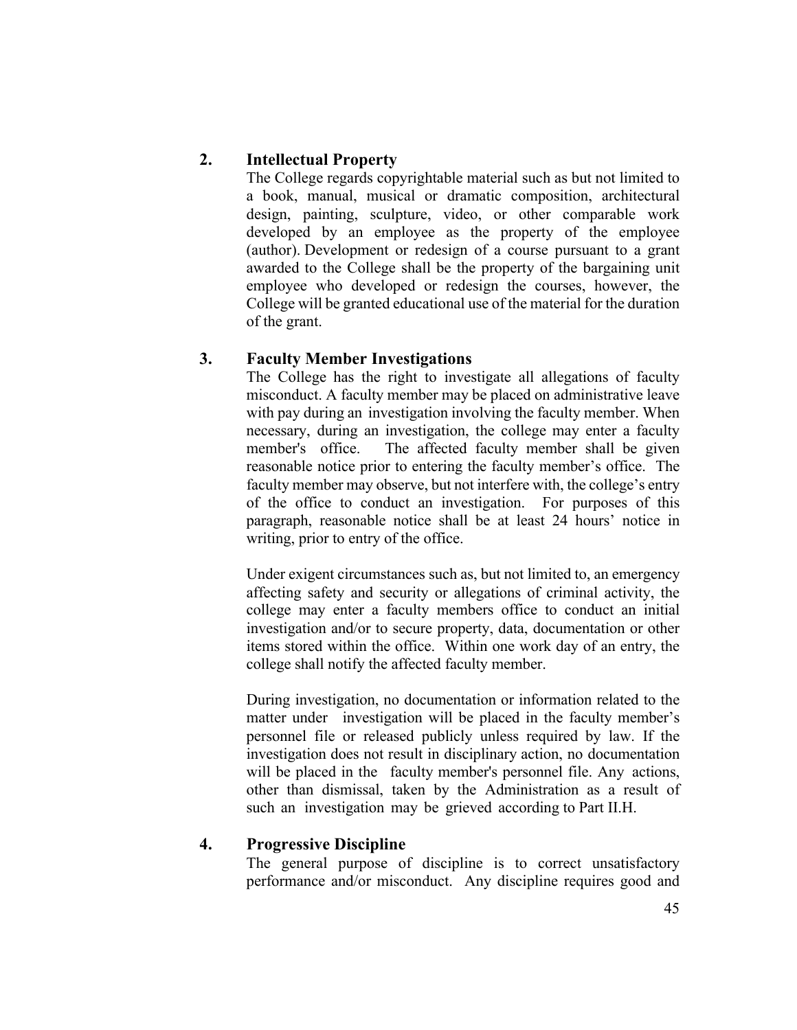### 2. Intellectual Property

The College regards copyrightable material such as but not limited to a book, manual, musical or dramatic composition, architectural design, painting, sculpture, video, or other comparable work developed by an employee as the property of the employee (author). Development or redesign of a course pursuant to a grant awarded to the College shall be the property of the bargaining unit employee who developed or redesign the courses, however, the College will be granted educational use of the material for the duration of the grant.

### 3. Faculty Member Investigations

The College has the right to investigate all allegations of faculty misconduct. A faculty member may be placed on administrative leave with pay during an investigation involving the faculty member. When necessary, during an investigation, the college may enter a faculty member's office. The affected faculty member shall be given reasonable notice prior to entering the faculty member's office. The faculty member may observe, but not interfere with, the college's entry of the office to conduct an investigation. For purposes of this paragraph, reasonable notice shall be at least 24 hours' notice in writing, prior to entry of the office.

Under exigent circumstances such as, but not limited to, an emergency affecting safety and security or allegations of criminal activity, the college may enter a faculty members office to conduct an initial investigation and/or to secure property, data, documentation or other items stored within the office. Within one work day of an entry, the college shall notify the affected faculty member.

During investigation, no documentation or information related to the matter under investigation will be placed in the faculty member's personnel file or released publicly unless required by law. If the investigation does not result in disciplinary action, no documentation will be placed in the faculty member's personnel file. Any actions, other than dismissal, taken by the Administration as a result of such an investigation may be grieved according to Part II.H.

### 4. Progressive Discipline

The general purpose of discipline is to correct unsatisfactory performance and/or misconduct. Any discipline requires good and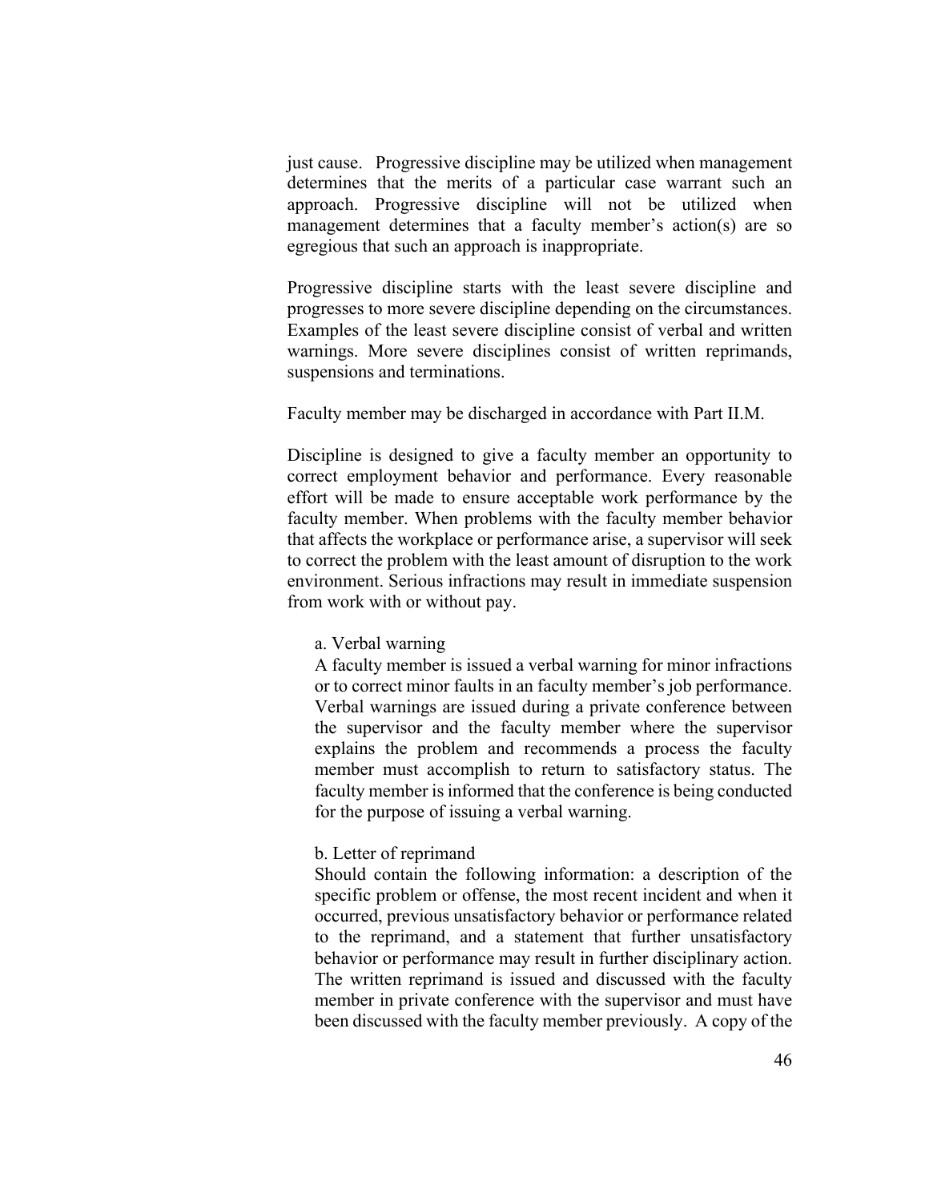just cause. Progressive discipline may be utilized when management determines that the merits of a particular case warrant such an approach. Progressive discipline will not be utilized when management determines that a faculty member's action(s) are so egregious that such an approach is inappropriate.

Progressive discipline starts with the least severe discipline and progresses to more severe discipline depending on the circumstances. Examples of the least severe discipline consist of verbal and written warnings. More severe disciplines consist of written reprimands, suspensions and terminations.

Faculty member may be discharged in accordance with Part II.M.

Discipline is designed to give a faculty member an opportunity to correct employment behavior and performance. Every reasonable effort will be made to ensure acceptable work performance by the faculty member. When problems with the faculty member behavior that affects the workplace or performance arise, a supervisor will seek to correct the problem with the least amount of disruption to the work environment. Serious infractions may result in immediate suspension from work with or without pay.

a. Verbal warning
A faculty member is issued a verbal warning for minor infractions or to correct minor faults in an faculty member's job performance. Verbal warnings are issued during a private conference between the supervisor and the faculty member where the supervisor explains the problem and recommends a process the faculty member must accomplish to return to satisfactory status. The faculty member is informed that the conference is being conducted for the purpose of issuing a verbal warning.

b. Letter of reprimand
Should contain the following information: a description of the specific problem or offense, the most recent incident and when it occurred, previous unsatisfactory behavior or performance related to the reprimand, and a statement that further unsatisfactory behavior or performance may result in further disciplinary action. The written reprimand is issued and discussed with the faculty member in private conference with the supervisor and must have been discussed with the faculty member previously. A copy of the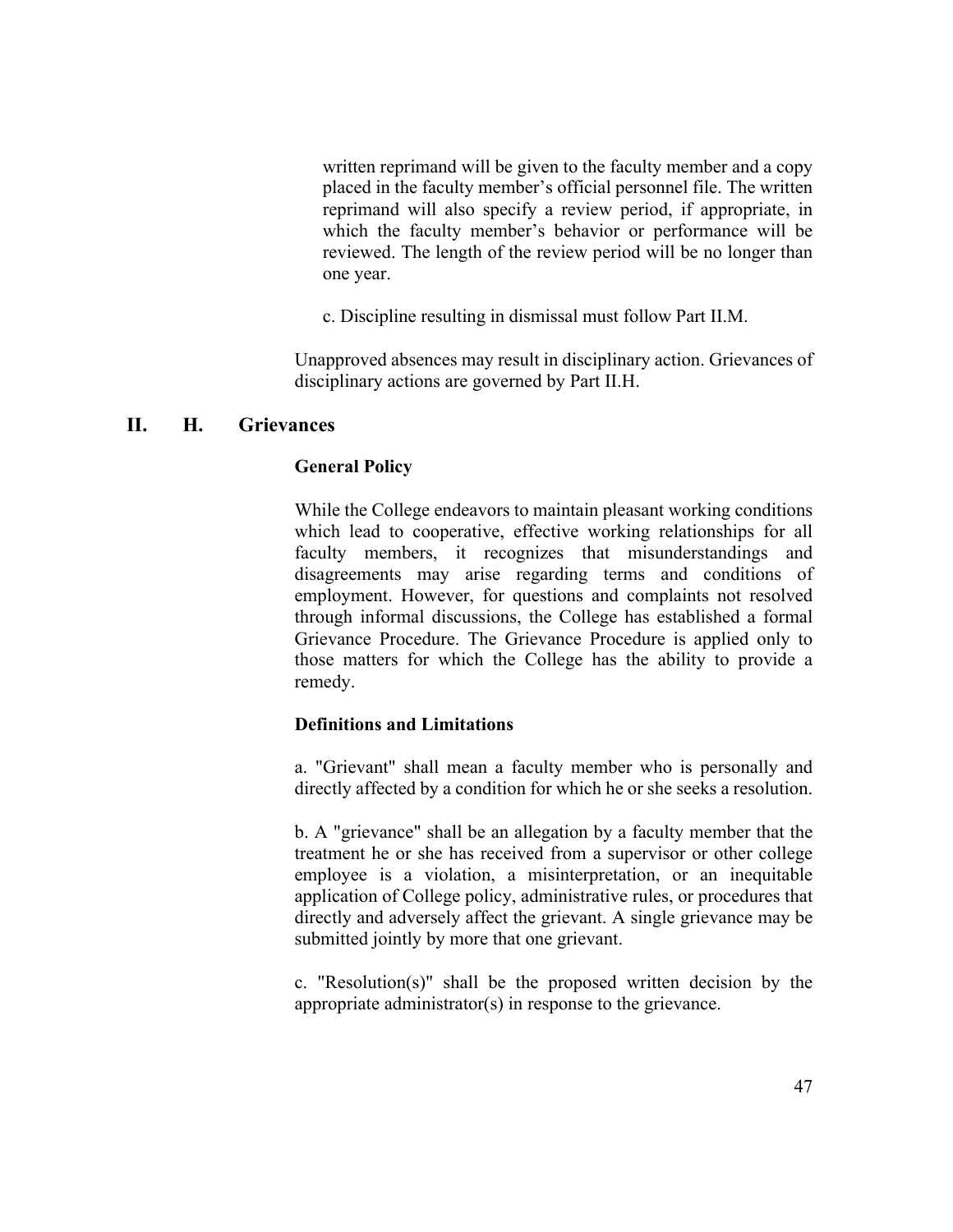written reprimand will be given to the faculty member and a copy placed in the faculty member's official personnel file. The written reprimand will also specify a review period, if appropriate, in which the faculty member's behavior or performance will be reviewed. The length of the review period will be no longer than one year.

c. Discipline resulting in dismissal must follow Part II.M.

Unapproved absences may result in disciplinary action. Grievances of disciplinary actions are governed by Part II.H.

## II. H. Grievances

**General Policy**

While the College endeavors to maintain pleasant working conditions which lead to cooperative, effective working relationships for all faculty members, it recognizes that misunderstandings and disagreements may arise regarding terms and conditions of employment. However, for questions and complaints not resolved through informal discussions, the College has established a formal Grievance Procedure. The Grievance Procedure is applied only to those matters for which the College has the ability to provide a remedy.

**Definitions and Limitations**

a. "Grievant" shall mean a faculty member who is personally and directly affected by a condition for which he or she seeks a resolution.

b. A "grievance" shall be an allegation by a faculty member that the treatment he or she has received from a supervisor or other college employee is a violation, a misinterpretation, or an inequitable application of College policy, administrative rules, or procedures that directly and adversely affect the grievant. A single grievance may be submitted jointly by more that one grievant.

c. "Resolution(s)" shall be the proposed written decision by the appropriate administrator(s) in response to the grievance.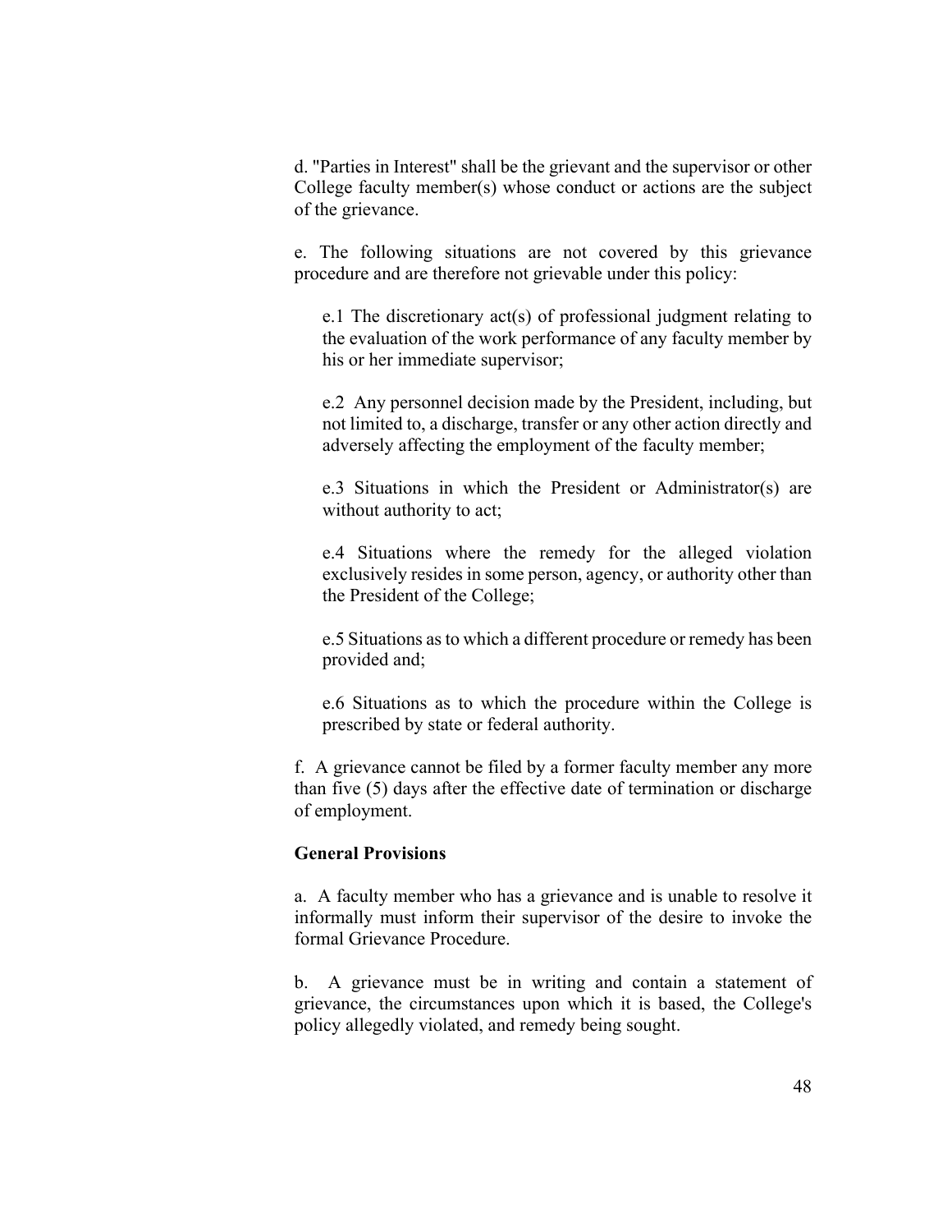d. "Parties in Interest" shall be the grievant and the supervisor or other College faculty member(s) whose conduct or actions are the subject of the grievance.

e. The following situations are not covered by this grievance procedure and are therefore not grievable under this policy:

e.1 The discretionary act(s) of professional judgment relating to the evaluation of the work performance of any faculty member by his or her immediate supervisor;

e.2 Any personnel decision made by the President, including, but not limited to, a discharge, transfer or any other action directly and adversely affecting the employment of the faculty member;

e.3 Situations in which the President or Administrator(s) are without authority to act;

e.4 Situations where the remedy for the alleged violation exclusively resides in some person, agency, or authority other than the President of the College;

e.5 Situations as to which a different procedure or remedy has been provided and;

e.6 Situations as to which the procedure within the College is prescribed by state or federal authority.

f. A grievance cannot be filed by a former faculty member any more than five (5) days after the effective date of termination or discharge of employment.

**General Provisions**

a. A faculty member who has a grievance and is unable to resolve it informally must inform their supervisor of the desire to invoke the formal Grievance Procedure.

b. A grievance must be in writing and contain a statement of grievance, the circumstances upon which it is based, the College's policy allegedly violated, and remedy being sought.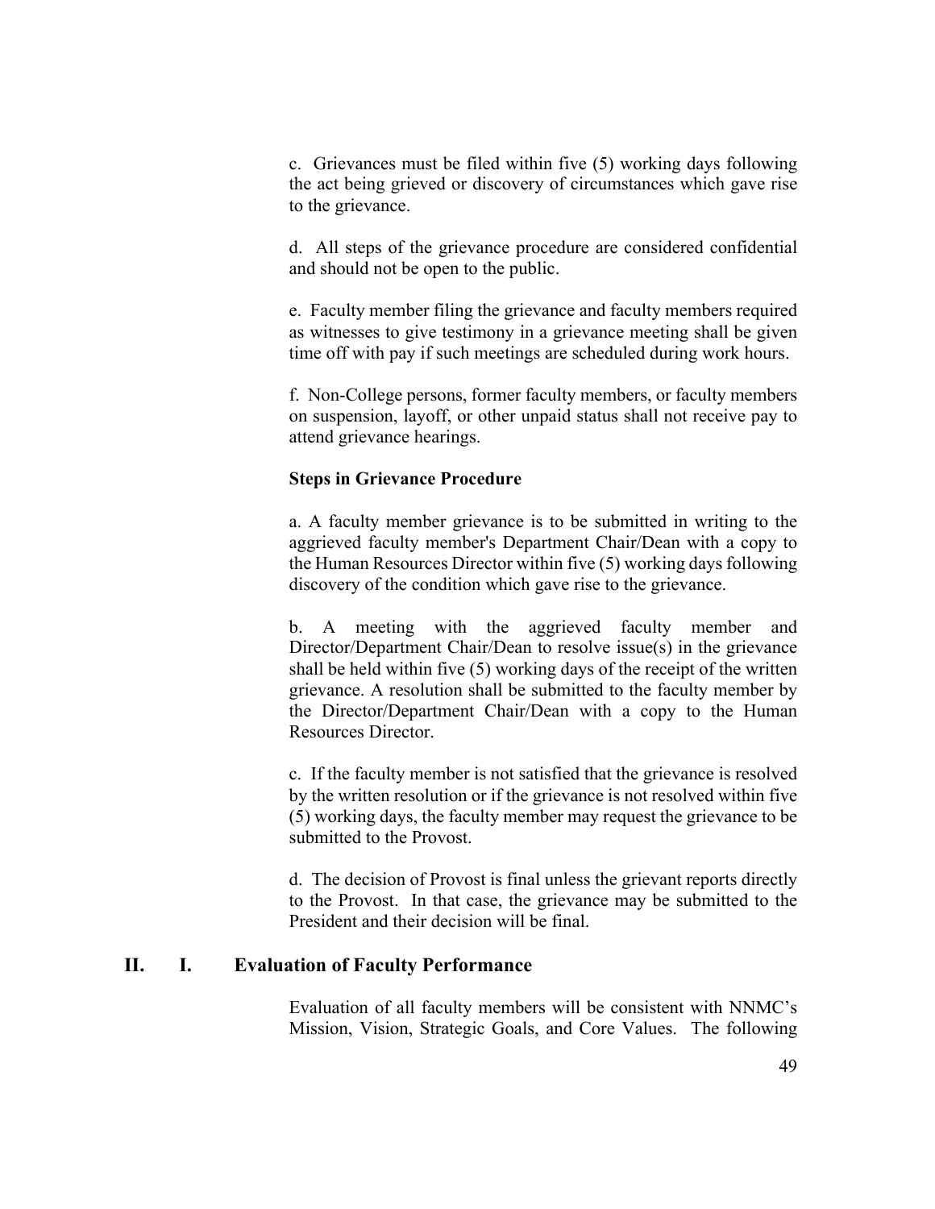c. Grievances must be filed within five (5) working days following the act being grieved or discovery of circumstances which gave rise to the grievance.

d. All steps of the grievance procedure are considered confidential and should not be open to the public.

e. Faculty member filing the grievance and faculty members required as witnesses to give testimony in a grievance meeting shall be given time off with pay if such meetings are scheduled during work hours.

f. Non-College persons, former faculty members, or faculty members on suspension, layoff, or other unpaid status shall not receive pay to attend grievance hearings.

**Steps in Grievance Procedure**

a. A faculty member grievance is to be submitted in writing to the aggrieved faculty member's Department Chair/Dean with a copy to the Human Resources Director within five (5) working days following discovery of the condition which gave rise to the grievance.

b. A meeting with the aggrieved faculty member and Director/Department Chair/Dean to resolve issue(s) in the grievance shall be held within five (5) working days of the receipt of the written grievance. A resolution shall be submitted to the faculty member by the Director/Department Chair/Dean with a copy to the Human Resources Director.

c. If the faculty member is not satisfied that the grievance is resolved by the written resolution or if the grievance is not resolved within five (5) working days, the faculty member may request the grievance to be submitted to the Provost.

d. The decision of Provost is final unless the grievant reports directly to the Provost. In that case, the grievance may be submitted to the President and their decision will be final.

## II. I. Evaluation of Faculty Performance

Evaluation of all faculty members will be consistent with NNMC's Mission, Vision, Strategic Goals, and Core Values. The following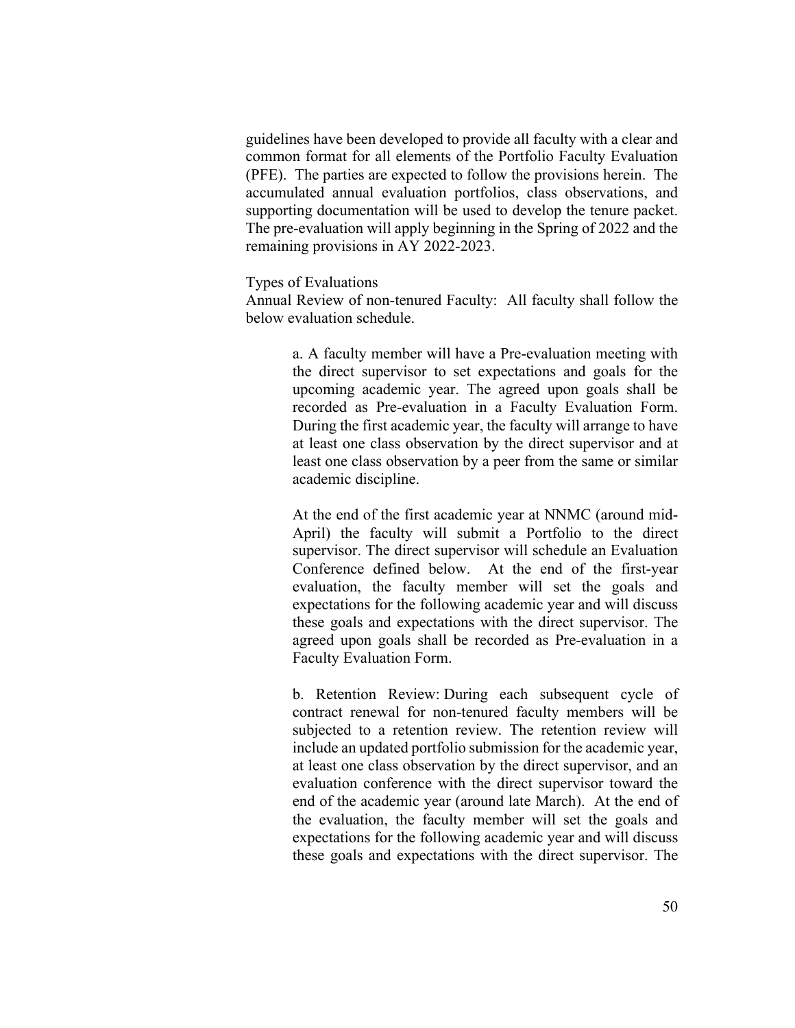guidelines have been developed to provide all faculty with a clear and common format for all elements of the Portfolio Faculty Evaluation (PFE). The parties are expected to follow the provisions herein. The accumulated annual evaluation portfolios, class observations, and supporting documentation will be used to develop the tenure packet. The pre-evaluation will apply beginning in the Spring of 2022 and the remaining provisions in AY 2022-2023.

Types of Evaluations

Annual Review of non-tenured Faculty: All faculty shall follow the below evaluation schedule.

> a. A faculty member will have a Pre-evaluation meeting with the direct supervisor to set expectations and goals for the upcoming academic year. The agreed upon goals shall be recorded as Pre-evaluation in a Faculty Evaluation Form. During the first academic year, the faculty will arrange to have at least one class observation by the direct supervisor and at least one class observation by a peer from the same or similar academic discipline.
>
> At the end of the first academic year at NNMC (around mid-April) the faculty will submit a Portfolio to the direct supervisor. The direct supervisor will schedule an Evaluation Conference defined below. At the end of the first-year evaluation, the faculty member will set the goals and expectations for the following academic year and will discuss these goals and expectations with the direct supervisor. The agreed upon goals shall be recorded as Pre-evaluation in a Faculty Evaluation Form.
>
> b. Retention Review: During each subsequent cycle of contract renewal for non-tenured faculty members will be subjected to a retention review. The retention review will include an updated portfolio submission for the academic year, at least one class observation by the direct supervisor, and an evaluation conference with the direct supervisor toward the end of the academic year (around late March). At the end of the evaluation, the faculty member will set the goals and expectations for the following academic year and will discuss these goals and expectations with the direct supervisor. The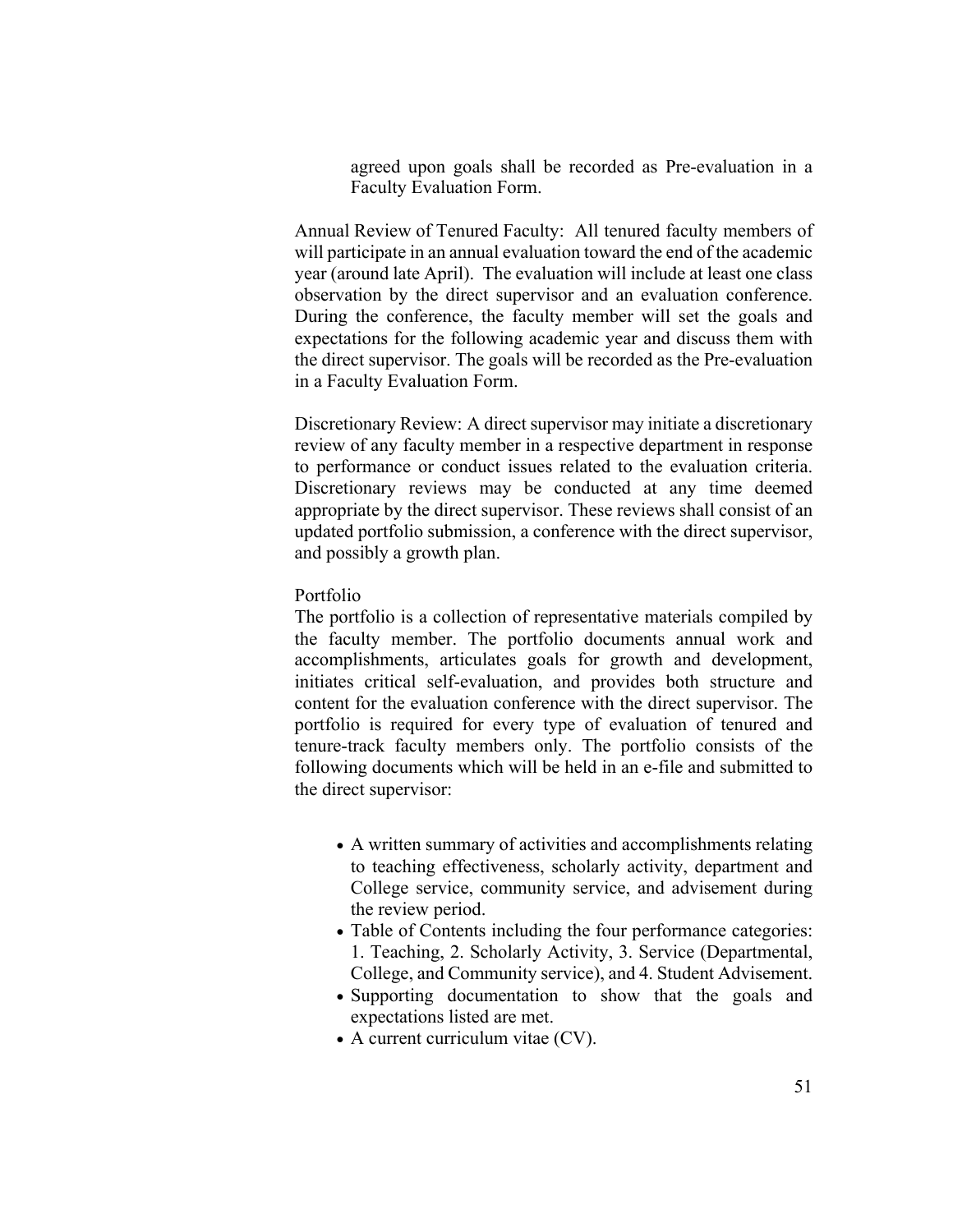agreed upon goals shall be recorded as Pre-evaluation in a Faculty Evaluation Form.

Annual Review of Tenured Faculty: All tenured faculty members of will participate in an annual evaluation toward the end of the academic year (around late April). The evaluation will include at least one class observation by the direct supervisor and an evaluation conference. During the conference, the faculty member will set the goals and expectations for the following academic year and discuss them with the direct supervisor. The goals will be recorded as the Pre-evaluation in a Faculty Evaluation Form.

Discretionary Review: A direct supervisor may initiate a discretionary review of any faculty member in a respective department in response to performance or conduct issues related to the evaluation criteria. Discretionary reviews may be conducted at any time deemed appropriate by the direct supervisor. These reviews shall consist of an updated portfolio submission, a conference with the direct supervisor, and possibly a growth plan.

Portfolio

The portfolio is a collection of representative materials compiled by the faculty member. The portfolio documents annual work and accomplishments, articulates goals for growth and development, initiates critical self-evaluation, and provides both structure and content for the evaluation conference with the direct supervisor. The portfolio is required for every type of evaluation of tenured and tenure-track faculty members only. The portfolio consists of the following documents which will be held in an e-file and submitted to the direct supervisor:

- A written summary of activities and accomplishments relating to teaching effectiveness, scholarly activity, department and College service, community service, and advisement during the review period.
- Table of Contents including the four performance categories: 1. Teaching, 2. Scholarly Activity, 3. Service (Departmental, College, and Community service), and 4. Student Advisement.
- Supporting documentation to show that the goals and expectations listed are met.
- A current curriculum vitae (CV).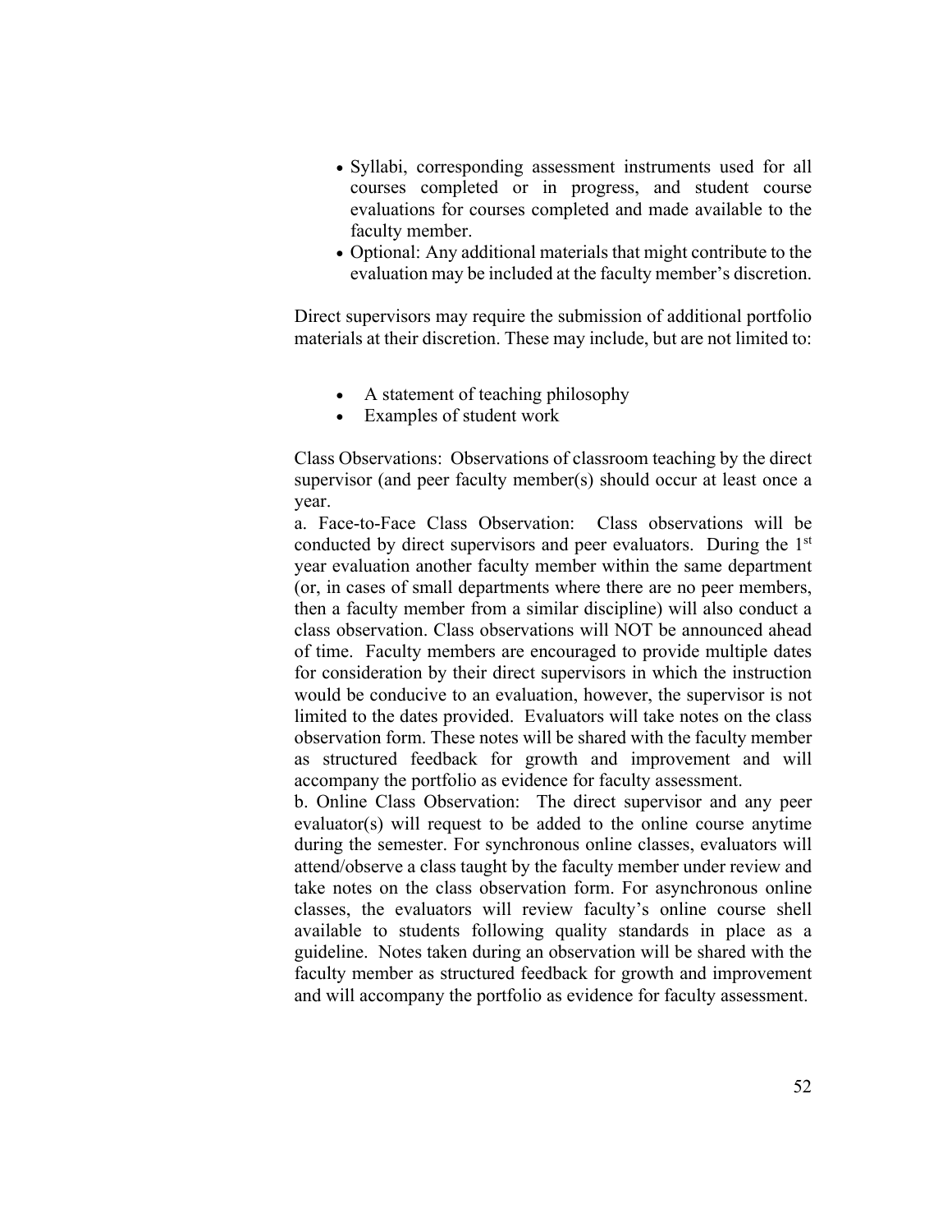- Syllabi, corresponding assessment instruments used for all courses completed or in progress, and student course evaluations for courses completed and made available to the faculty member.
- Optional: Any additional materials that might contribute to the evaluation may be included at the faculty member's discretion.

Direct supervisors may require the submission of additional portfolio materials at their discretion. These may include, but are not limited to:

- A statement of teaching philosophy
- Examples of student work

Class Observations: Observations of classroom teaching by the direct supervisor (and peer faculty member(s) should occur at least once a year.

a. Face-to-Face Class Observation: Class observations will be conducted by direct supervisors and peer evaluators. During the 1st year evaluation another faculty member within the same department (or, in cases of small departments where there are no peer members, then a faculty member from a similar discipline) will also conduct a class observation. Class observations will NOT be announced ahead of time. Faculty members are encouraged to provide multiple dates for consideration by their direct supervisors in which the instruction would be conducive to an evaluation, however, the supervisor is not limited to the dates provided. Evaluators will take notes on the class observation form. These notes will be shared with the faculty member as structured feedback for growth and improvement and will accompany the portfolio as evidence for faculty assessment.

b. Online Class Observation: The direct supervisor and any peer evaluator(s) will request to be added to the online course anytime during the semester. For synchronous online classes, evaluators will attend/observe a class taught by the faculty member under review and take notes on the class observation form. For asynchronous online classes, the evaluators will review faculty's online course shell available to students following quality standards in place as a guideline. Notes taken during an observation will be shared with the faculty member as structured feedback for growth and improvement and will accompany the portfolio as evidence for faculty assessment.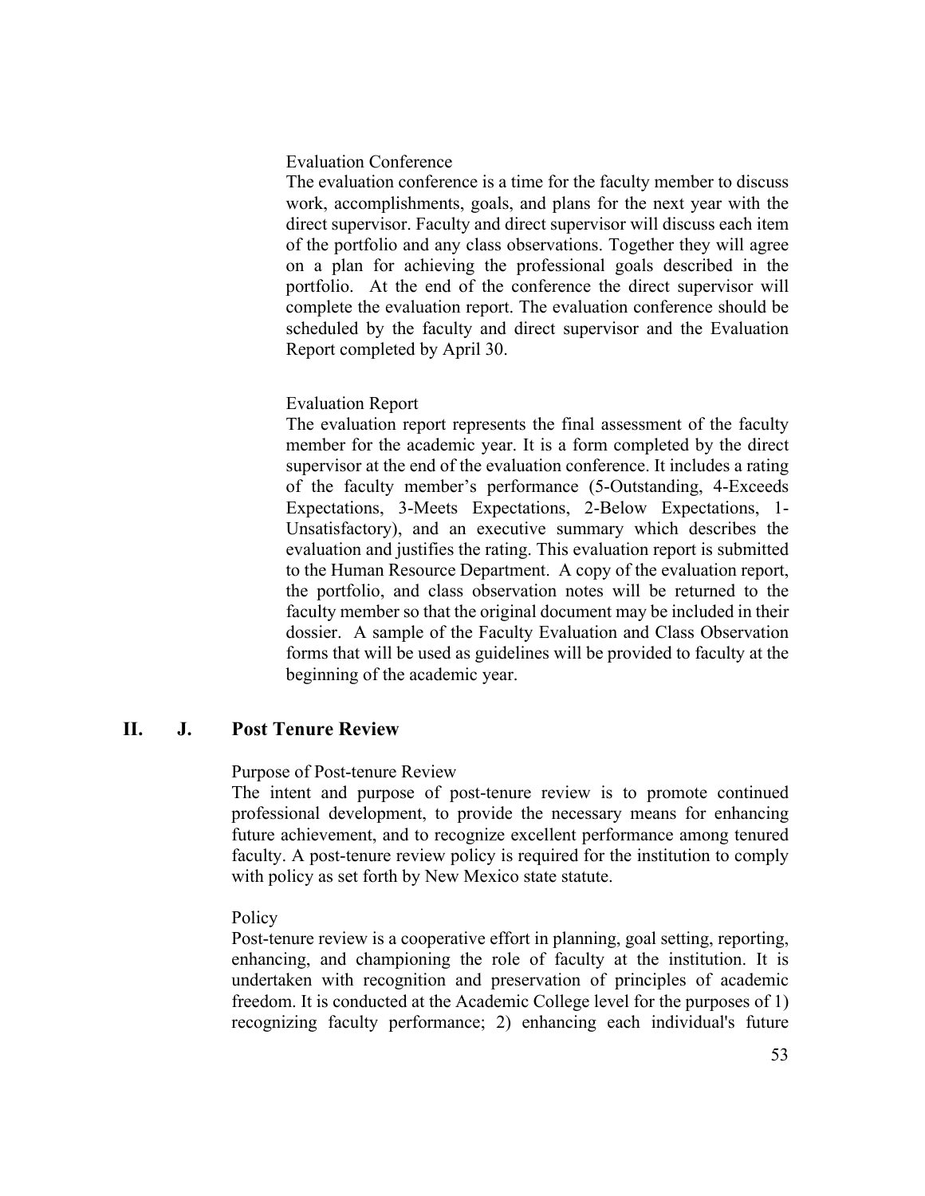Evaluation Conference

The evaluation conference is a time for the faculty member to discuss work, accomplishments, goals, and plans for the next year with the direct supervisor. Faculty and direct supervisor will discuss each item of the portfolio and any class observations. Together they will agree on a plan for achieving the professional goals described in the portfolio. At the end of the conference the direct supervisor will complete the evaluation report. The evaluation conference should be scheduled by the faculty and direct supervisor and the Evaluation Report completed by April 30.

Evaluation Report

The evaluation report represents the final assessment of the faculty member for the academic year. It is a form completed by the direct supervisor at the end of the evaluation conference. It includes a rating of the faculty member's performance (5-Outstanding, 4-Exceeds Expectations, 3-Meets Expectations, 2-Below Expectations, 1-Unsatisfactory), and an executive summary which describes the evaluation and justifies the rating. This evaluation report is submitted to the Human Resource Department. A copy of the evaluation report, the portfolio, and class observation notes will be returned to the faculty member so that the original document may be included in their dossier. A sample of the Faculty Evaluation and Class Observation forms that will be used as guidelines will be provided to faculty at the beginning of the academic year.

## II. J. Post Tenure Review

Purpose of Post-tenure Review

The intent and purpose of post-tenure review is to promote continued professional development, to provide the necessary means for enhancing future achievement, and to recognize excellent performance among tenured faculty. A post-tenure review policy is required for the institution to comply with policy as set forth by New Mexico state statute.

Policy

Post-tenure review is a cooperative effort in planning, goal setting, reporting, enhancing, and championing the role of faculty at the institution. It is undertaken with recognition and preservation of principles of academic freedom. It is conducted at the Academic College level for the purposes of 1) recognizing faculty performance; 2) enhancing each individual's future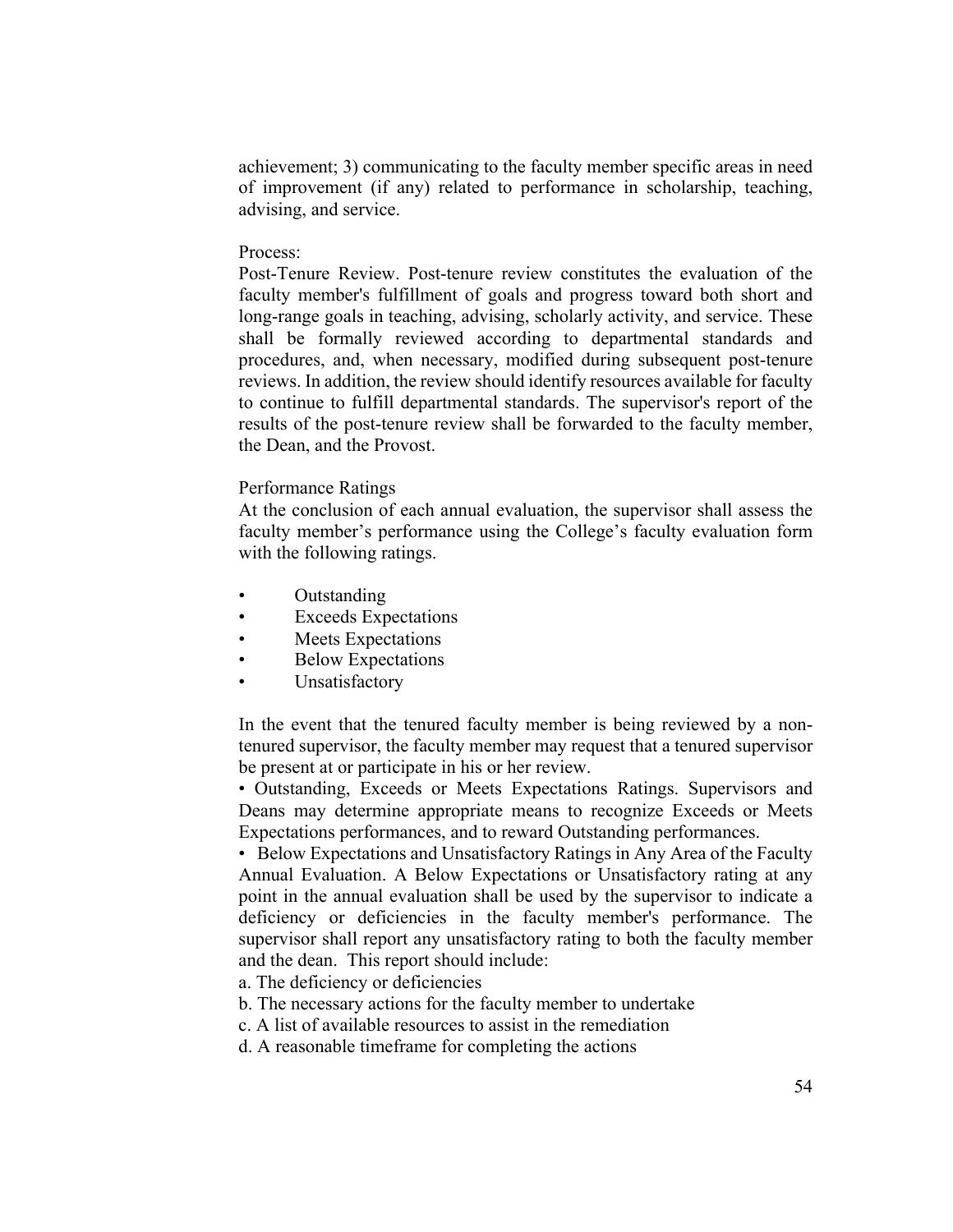achievement; 3) communicating to the faculty member specific areas in need of improvement (if any) related to performance in scholarship, teaching, advising, and service.

Process:

Post-Tenure Review. Post-tenure review constitutes the evaluation of the faculty member's fulfillment of goals and progress toward both short and long-range goals in teaching, advising, scholarly activity, and service. These shall be formally reviewed according to departmental standards and procedures, and, when necessary, modified during subsequent post-tenure reviews. In addition, the review should identify resources available for faculty to continue to fulfill departmental standards. The supervisor's report of the results of the post-tenure review shall be forwarded to the faculty member, the Dean, and the Provost.

Performance Ratings

At the conclusion of each annual evaluation, the supervisor shall assess the faculty member's performance using the College's faculty evaluation form with the following ratings.

- Outstanding
- Exceeds Expectations
- Meets Expectations
- Below Expectations
- Unsatisfactory

In the event that the tenured faculty member is being reviewed by a non-tenured supervisor, the faculty member may request that a tenured supervisor be present at or participate in his or her review.

- Outstanding, Exceeds or Meets Expectations Ratings. Supervisors and Deans may determine appropriate means to recognize Exceeds or Meets Expectations performances, and to reward Outstanding performances.
- Below Expectations and Unsatisfactory Ratings in Any Area of the Faculty Annual Evaluation. A Below Expectations or Unsatisfactory rating at any point in the annual evaluation shall be used by the supervisor to indicate a deficiency or deficiencies in the faculty member's performance. The supervisor shall report any unsatisfactory rating to both the faculty member and the dean. This report should include:

a. The deficiency or deficiencies

b. The necessary actions for the faculty member to undertake

c. A list of available resources to assist in the remediation

d. A reasonable timeframe for completing the actions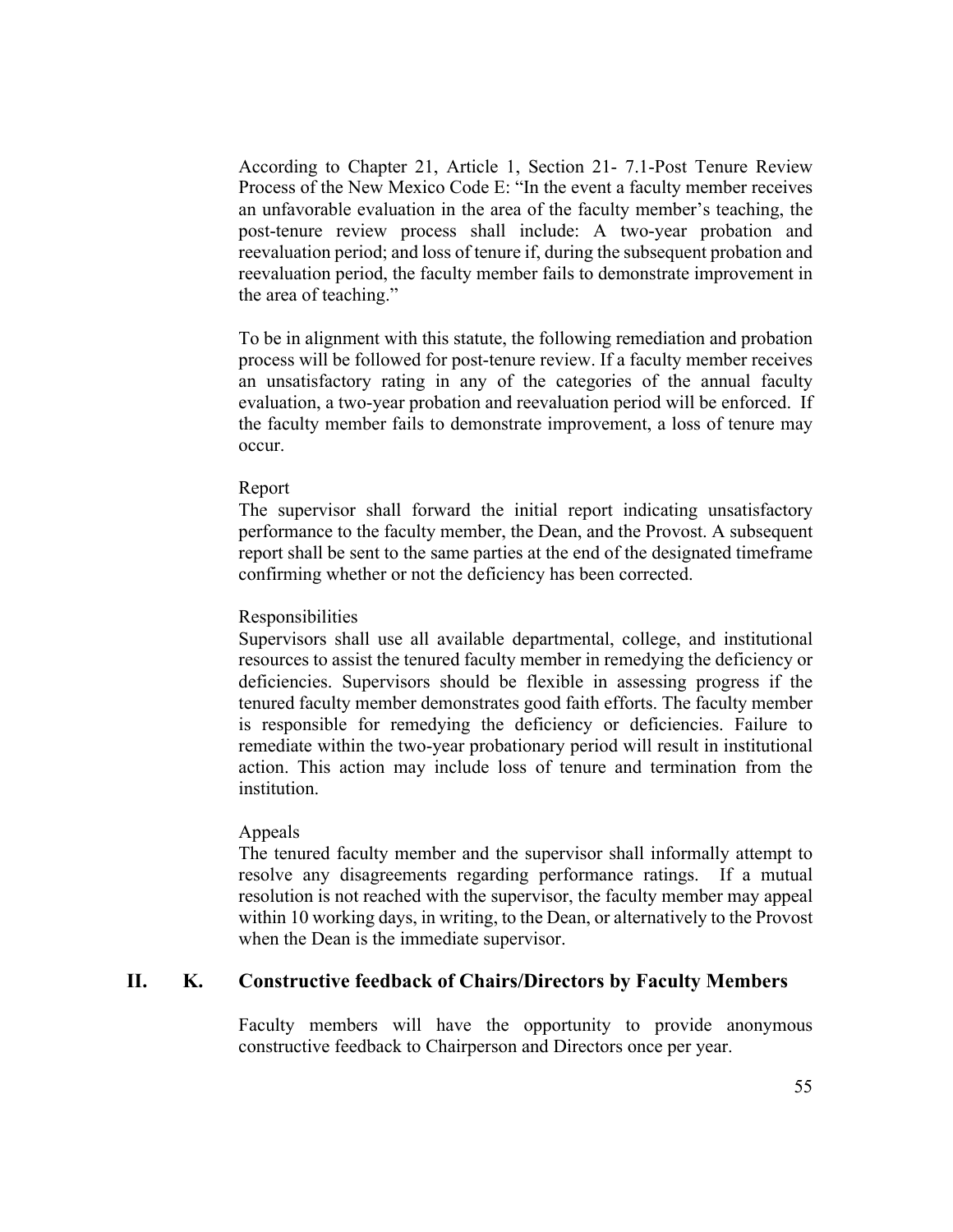According to Chapter 21, Article 1, Section 21- 7.1-Post Tenure Review Process of the New Mexico Code E: "In the event a faculty member receives an unfavorable evaluation in the area of the faculty member's teaching, the post-tenure review process shall include: A two-year probation and reevaluation period; and loss of tenure if, during the subsequent probation and reevaluation period, the faculty member fails to demonstrate improvement in the area of teaching."

To be in alignment with this statute, the following remediation and probation process will be followed for post-tenure review. If a faculty member receives an unsatisfactory rating in any of the categories of the annual faculty evaluation, a two-year probation and reevaluation period will be enforced. If the faculty member fails to demonstrate improvement, a loss of tenure may occur.

Report

The supervisor shall forward the initial report indicating unsatisfactory performance to the faculty member, the Dean, and the Provost. A subsequent report shall be sent to the same parties at the end of the designated timeframe confirming whether or not the deficiency has been corrected.

Responsibilities

Supervisors shall use all available departmental, college, and institutional resources to assist the tenured faculty member in remedying the deficiency or deficiencies. Supervisors should be flexible in assessing progress if the tenured faculty member demonstrates good faith efforts. The faculty member is responsible for remedying the deficiency or deficiencies. Failure to remediate within the two-year probationary period will result in institutional action. This action may include loss of tenure and termination from the institution.

Appeals

The tenured faculty member and the supervisor shall informally attempt to resolve any disagreements regarding performance ratings. If a mutual resolution is not reached with the supervisor, the faculty member may appeal within 10 working days, in writing, to the Dean, or alternatively to the Provost when the Dean is the immediate supervisor.

## II. K. Constructive feedback of Chairs/Directors by Faculty Members

Faculty members will have the opportunity to provide anonymous constructive feedback to Chairperson and Directors once per year.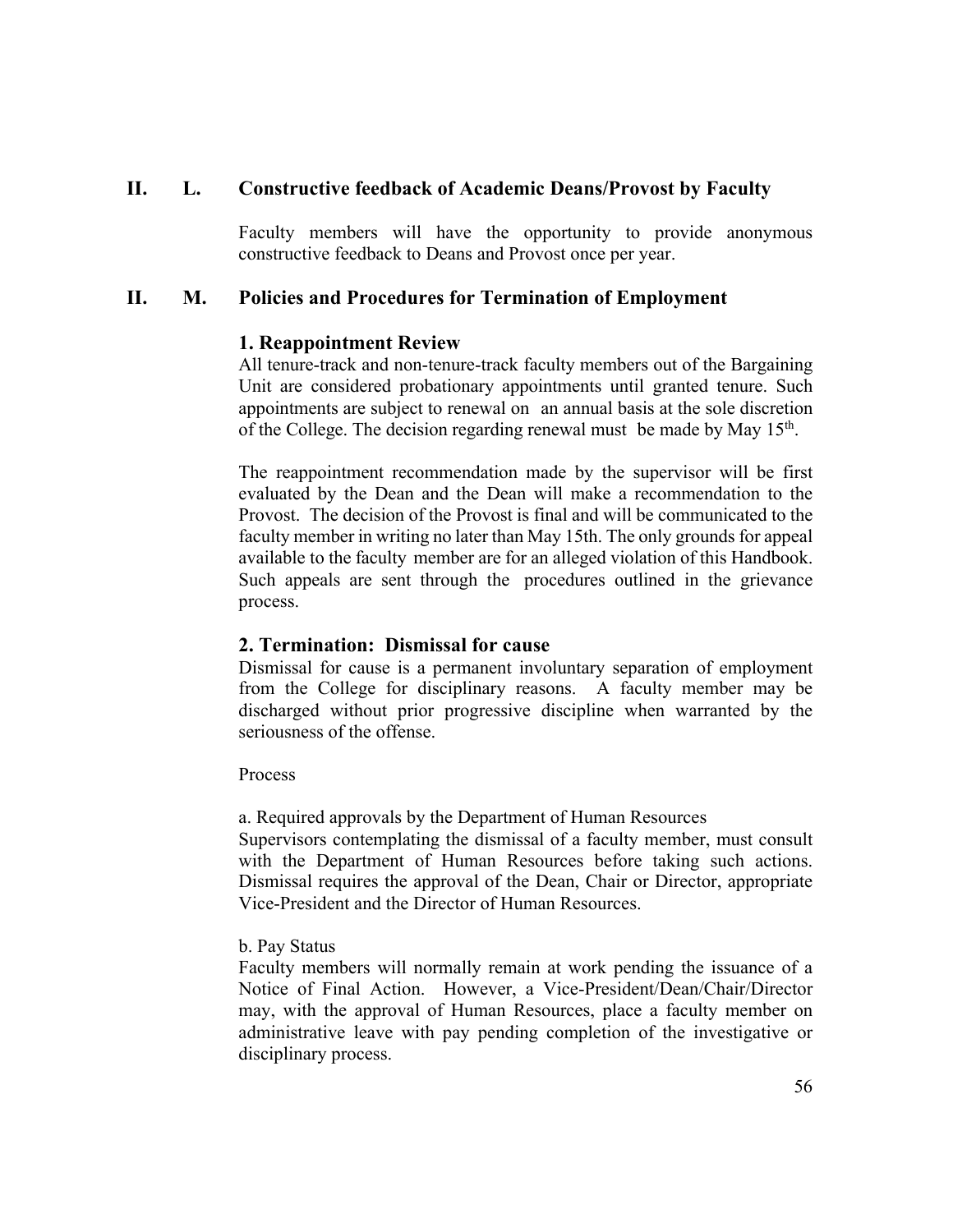## II. L. Constructive feedback of Academic Deans/Provost by Faculty

Faculty members will have the opportunity to provide anonymous constructive feedback to Deans and Provost once per year.

## II. M. Policies and Procedures for Termination of Employment

### 1. Reappointment Review

All tenure-track and non-tenure-track faculty members out of the Bargaining Unit are considered probationary appointments until granted tenure. Such appointments are subject to renewal on an annual basis at the sole discretion of the College. The decision regarding renewal must be made by May 15th.

The reappointment recommendation made by the supervisor will be first evaluated by the Dean and the Dean will make a recommendation to the Provost. The decision of the Provost is final and will be communicated to the faculty member in writing no later than May 15th. The only grounds for appeal available to the faculty member are for an alleged violation of this Handbook. Such appeals are sent through the procedures outlined in the grievance process.

### 2. Termination: Dismissal for cause

Dismissal for cause is a permanent involuntary separation of employment from the College for disciplinary reasons. A faculty member may be discharged without prior progressive discipline when warranted by the seriousness of the offense.

Process

a. Required approvals by the Department of Human Resources

Supervisors contemplating the dismissal of a faculty member, must consult with the Department of Human Resources before taking such actions. Dismissal requires the approval of the Dean, Chair or Director, appropriate Vice-President and the Director of Human Resources.

b. Pay Status

Faculty members will normally remain at work pending the issuance of a Notice of Final Action. However, a Vice-President/Dean/Chair/Director may, with the approval of Human Resources, place a faculty member on administrative leave with pay pending completion of the investigative or disciplinary process.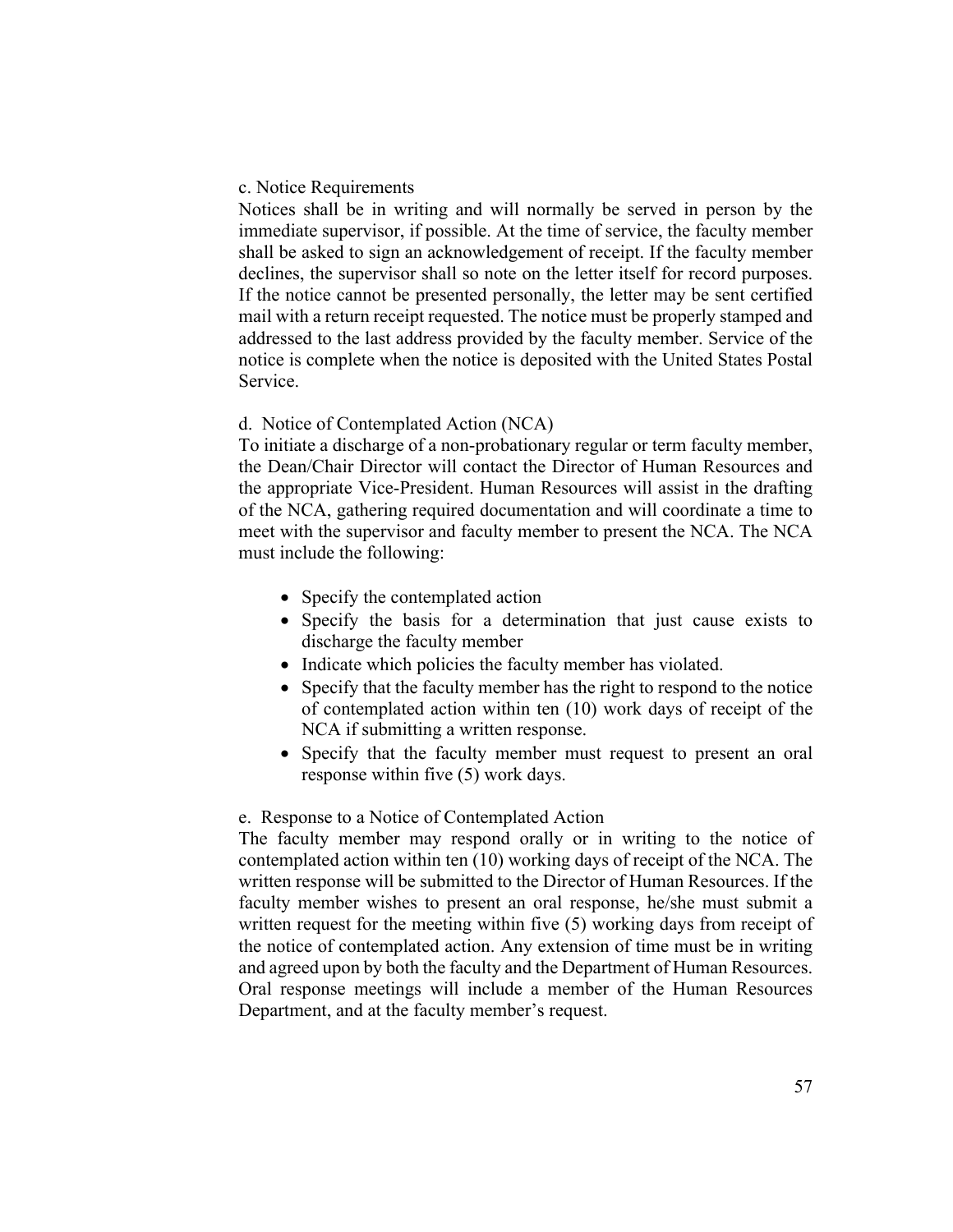c. Notice Requirements

Notices shall be in writing and will normally be served in person by the immediate supervisor, if possible. At the time of service, the faculty member shall be asked to sign an acknowledgement of receipt. If the faculty member declines, the supervisor shall so note on the letter itself for record purposes. If the notice cannot be presented personally, the letter may be sent certified mail with a return receipt requested. The notice must be properly stamped and addressed to the last address provided by the faculty member. Service of the notice is complete when the notice is deposited with the United States Postal Service.

d. Notice of Contemplated Action (NCA)

To initiate a discharge of a non-probationary regular or term faculty member, the Dean/Chair Director will contact the Director of Human Resources and the appropriate Vice-President. Human Resources will assist in the drafting of the NCA, gathering required documentation and will coordinate a time to meet with the supervisor and faculty member to present the NCA. The NCA must include the following:

- Specify the contemplated action
- Specify the basis for a determination that just cause exists to discharge the faculty member
- Indicate which policies the faculty member has violated.
- Specify that the faculty member has the right to respond to the notice of contemplated action within ten (10) work days of receipt of the NCA if submitting a written response.
- Specify that the faculty member must request to present an oral response within five (5) work days.

e. Response to a Notice of Contemplated Action

The faculty member may respond orally or in writing to the notice of contemplated action within ten (10) working days of receipt of the NCA. The written response will be submitted to the Director of Human Resources. If the faculty member wishes to present an oral response, he/she must submit a written request for the meeting within five (5) working days from receipt of the notice of contemplated action. Any extension of time must be in writing and agreed upon by both the faculty and the Department of Human Resources. Oral response meetings will include a member of the Human Resources Department, and at the faculty member's request.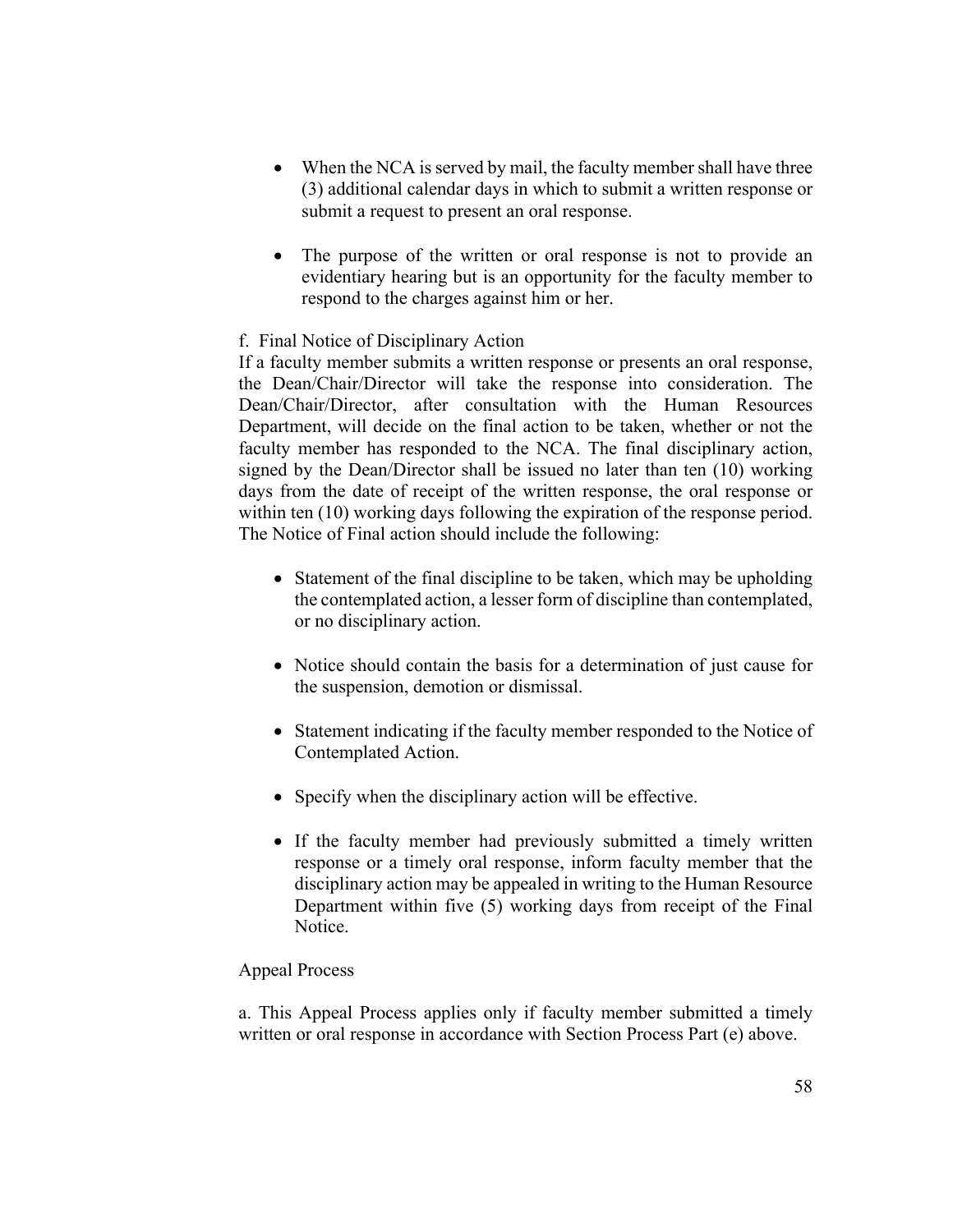- When the NCA is served by mail, the faculty member shall have three (3) additional calendar days in which to submit a written response or submit a request to present an oral response.

- The purpose of the written or oral response is not to provide an evidentiary hearing but is an opportunity for the faculty member to respond to the charges against him or her.

f. Final Notice of Disciplinary Action

If a faculty member submits a written response or presents an oral response, the Dean/Chair/Director will take the response into consideration. The Dean/Chair/Director, after consultation with the Human Resources Department, will decide on the final action to be taken, whether or not the faculty member has responded to the NCA. The final disciplinary action, signed by the Dean/Director shall be issued no later than ten (10) working days from the date of receipt of the written response, the oral response or within ten (10) working days following the expiration of the response period. The Notice of Final action should include the following:

- Statement of the final discipline to be taken, which may be upholding the contemplated action, a lesser form of discipline than contemplated, or no disciplinary action.

- Notice should contain the basis for a determination of just cause for the suspension, demotion or dismissal.

- Statement indicating if the faculty member responded to the Notice of Contemplated Action.

- Specify when the disciplinary action will be effective.

- If the faculty member had previously submitted a timely written response or a timely oral response, inform faculty member that the disciplinary action may be appealed in writing to the Human Resource Department within five (5) working days from receipt of the Final Notice.

Appeal Process

a. This Appeal Process applies only if faculty member submitted a timely written or oral response in accordance with Section Process Part (e) above.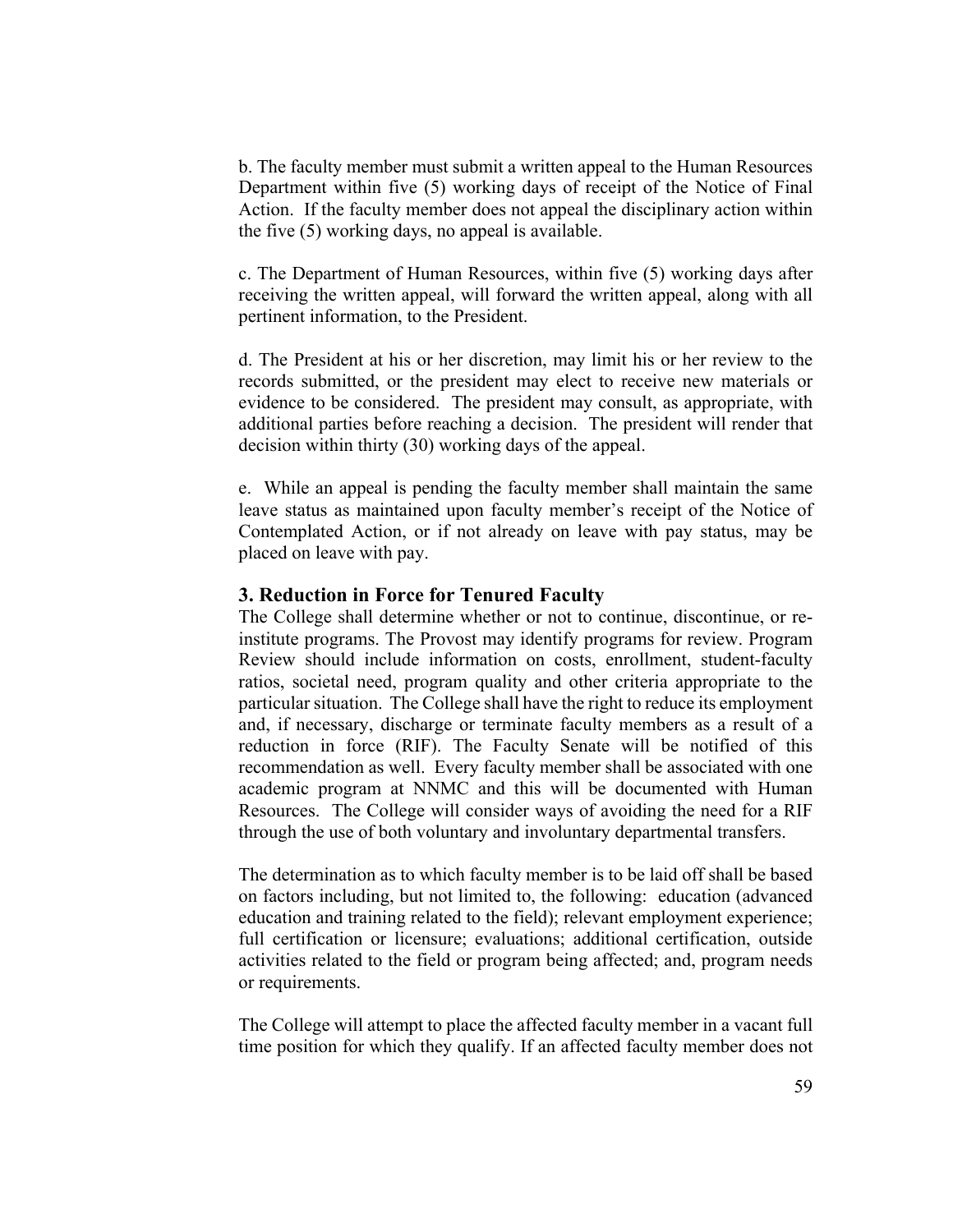b. The faculty member must submit a written appeal to the Human Resources Department within five (5) working days of receipt of the Notice of Final Action. If the faculty member does not appeal the disciplinary action within the five (5) working days, no appeal is available.

c. The Department of Human Resources, within five (5) working days after receiving the written appeal, will forward the written appeal, along with all pertinent information, to the President.

d. The President at his or her discretion, may limit his or her review to the records submitted, or the president may elect to receive new materials or evidence to be considered. The president may consult, as appropriate, with additional parties before reaching a decision. The president will render that decision within thirty (30) working days of the appeal.

e. While an appeal is pending the faculty member shall maintain the same leave status as maintained upon faculty member's receipt of the Notice of Contemplated Action, or if not already on leave with pay status, may be placed on leave with pay.

### 3. Reduction in Force for Tenured Faculty

The College shall determine whether or not to continue, discontinue, or re-institute programs. The Provost may identify programs for review. Program Review should include information on costs, enrollment, student-faculty ratios, societal need, program quality and other criteria appropriate to the particular situation. The College shall have the right to reduce its employment and, if necessary, discharge or terminate faculty members as a result of a reduction in force (RIF). The Faculty Senate will be notified of this recommendation as well. Every faculty member shall be associated with one academic program at NNMC and this will be documented with Human Resources. The College will consider ways of avoiding the need for a RIF through the use of both voluntary and involuntary departmental transfers.

The determination as to which faculty member is to be laid off shall be based on factors including, but not limited to, the following: education (advanced education and training related to the field); relevant employment experience; full certification or licensure; evaluations; additional certification, outside activities related to the field or program being affected; and, program needs or requirements.

The College will attempt to place the affected faculty member in a vacant full time position for which they qualify. If an affected faculty member does not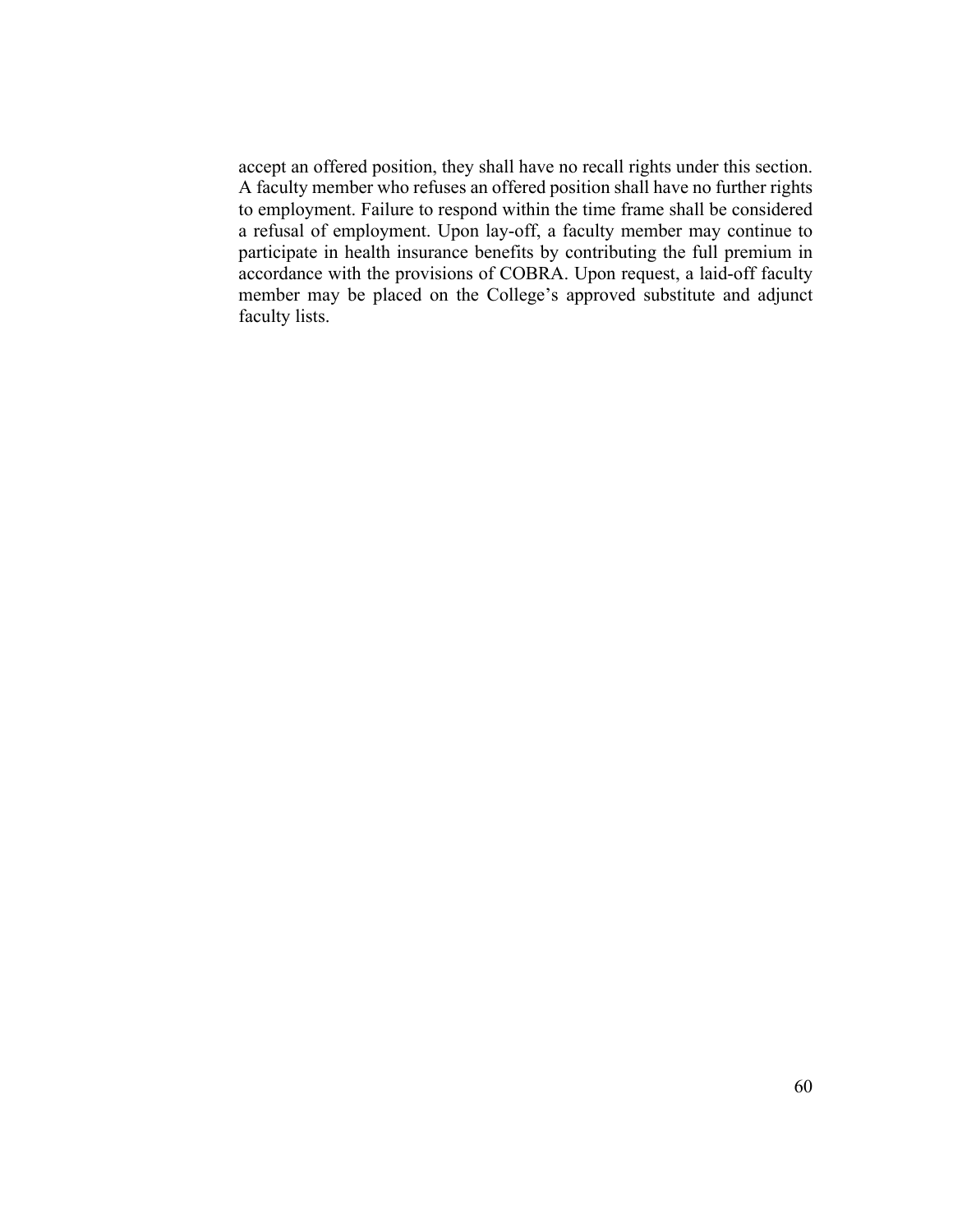accept an offered position, they shall have no recall rights under this section. A faculty member who refuses an offered position shall have no further rights to employment. Failure to respond within the time frame shall be considered a refusal of employment. Upon lay-off, a faculty member may continue to participate in health insurance benefits by contributing the full premium in accordance with the provisions of COBRA. Upon request, a laid-off faculty member may be placed on the College's approved substitute and adjunct faculty lists.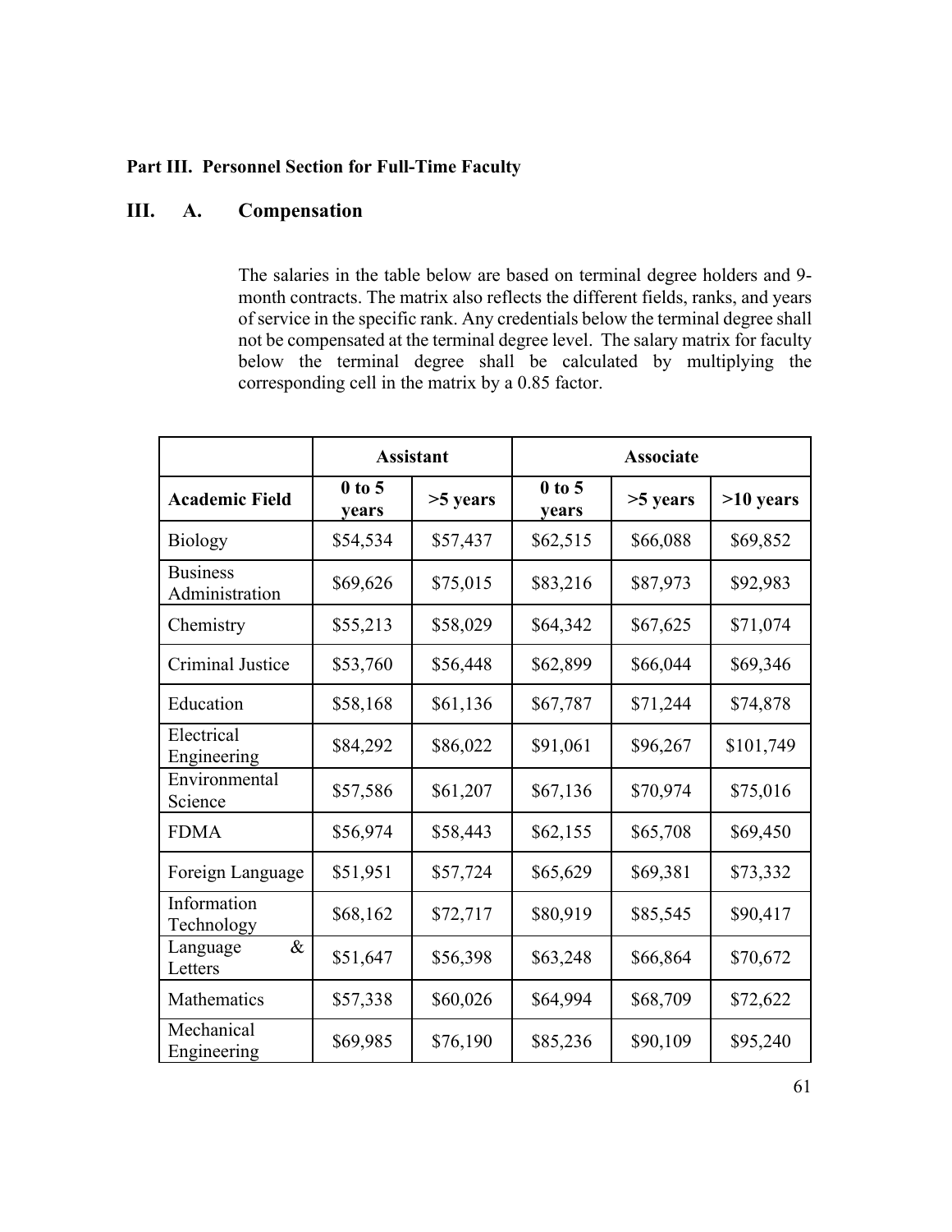**Part III. Personnel Section for Full-Time Faculty**

## III. A. Compensation

The salaries in the table below are based on terminal degree holders and 9-month contracts. The matrix also reflects the different fields, ranks, and years of service in the specific rank. Any credentials below the terminal degree shall not be compensated at the terminal degree level. The salary matrix for faculty below the terminal degree shall be calculated by multiplying the corresponding cell in the matrix by a 0.85 factor.

| | Assistant | | Associate | | |
|---|---|---|---|---|---|
| **Academic Field** | **0 to 5 years** | **>5 years** | **0 to 5 years** | **>5 years** | **>10 years** |
| Biology | $54,534 | $57,437 | $62,515 | $66,088 | $69,852 |
| Business Administration | $69,626 | $75,015 | $83,216 | $87,973 | $92,983 |
| Chemistry | $55,213 | $58,029 | $64,342 | $67,625 | $71,074 |
| Criminal Justice | $53,760 | $56,448 | $62,899 | $66,044 | $69,346 |
| Education | $58,168 | $61,136 | $67,787 | $71,244 | $74,878 |
| Electrical Engineering | $84,292 | $86,022 | $91,061 | $96,267 | $101,749 |
| Environmental Science | $57,586 | $61,207 | $67,136 | $70,974 | $75,016 |
| FDMA | $56,974 | $58,443 | $62,155 | $65,708 | $69,450 |
| Foreign Language | $51,951 | $57,724 | $65,629 | $69,381 | $73,332 |
| Information Technology | $68,162 | $72,717 | $80,919 | $85,545 | $90,417 |
| Language & Letters | $51,647 | $56,398 | $63,248 | $66,864 | $70,672 |
| Mathematics | $57,338 | $60,026 | $64,994 | $68,709 | $72,622 |
| Mechanical Engineering | $69,985 | $76,190 | $85,236 | $90,109 | $95,240 |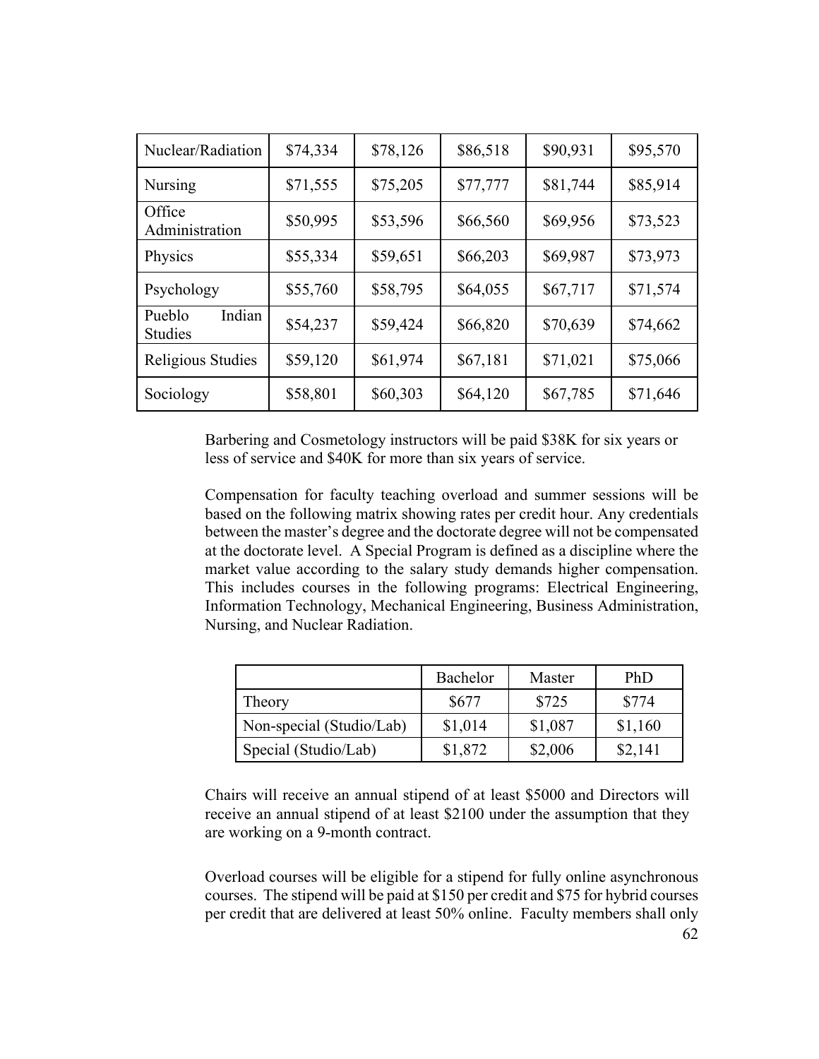| Nuclear/Radiation | $74,334 | $78,126 | $86,518 | $90,931 | $95,570 |
|---|---|---|---|---|---|
| Nursing | $71,555 | $75,205 | $77,777 | $81,744 | $85,914 |
| Office Administration | $50,995 | $53,596 | $66,560 | $69,956 | $73,523 |
| Physics | $55,334 | $59,651 | $66,203 | $69,987 | $73,973 |
| Psychology | $55,760 | $58,795 | $64,055 | $67,717 | $71,574 |
| Pueblo Indian Studies | $54,237 | $59,424 | $66,820 | $70,639 | $74,662 |
| Religious Studies | $59,120 | $61,974 | $67,181 | $71,021 | $75,066 |
| Sociology | $58,801 | $60,303 | $64,120 | $67,785 | $71,646 |

Barbering and Cosmetology instructors will be paid $38K for six years or less of service and $40K for more than six years of service.

Compensation for faculty teaching overload and summer sessions will be based on the following matrix showing rates per credit hour. Any credentials between the master's degree and the doctorate degree will not be compensated at the doctorate level. A Special Program is defined as a discipline where the market value according to the salary study demands higher compensation. This includes courses in the following programs: Electrical Engineering, Information Technology, Mechanical Engineering, Business Administration, Nursing, and Nuclear Radiation.

| | Bachelor | Master | PhD |
|---|---|---|---|
| Theory | $677 | $725 | $774 |
| Non-special (Studio/Lab) | $1,014 | $1,087 | $1,160 |
| Special (Studio/Lab) | $1,872 | $2,006 | $2,141 |

Chairs will receive an annual stipend of at least $5000 and Directors will receive an annual stipend of at least $2100 under the assumption that they are working on a 9-month contract.

Overload courses will be eligible for a stipend for fully online asynchronous courses. The stipend will be paid at $150 per credit and $75 for hybrid courses per credit that are delivered at least 50% online. Faculty members shall only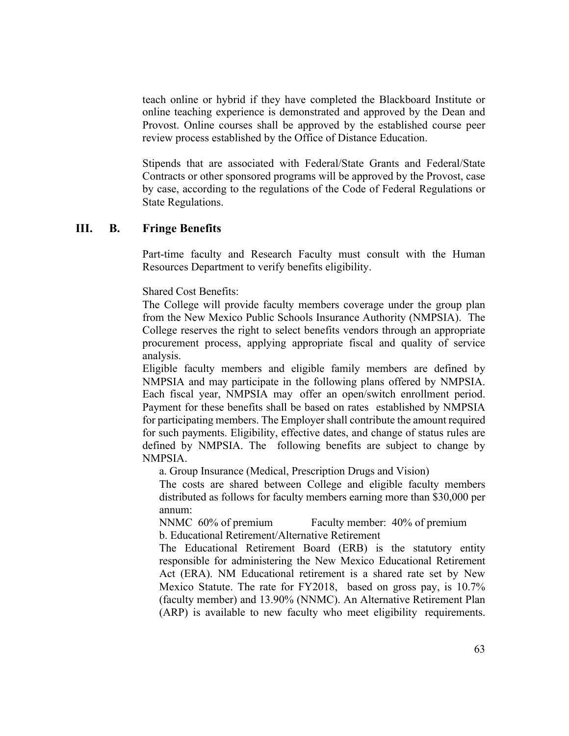teach online or hybrid if they have completed the Blackboard Institute or online teaching experience is demonstrated and approved by the Dean and Provost. Online courses shall be approved by the established course peer review process established by the Office of Distance Education.

Stipends that are associated with Federal/State Grants and Federal/State Contracts or other sponsored programs will be approved by the Provost, case by case, according to the regulations of the Code of Federal Regulations or State Regulations.

## III. B. Fringe Benefits

Part-time faculty and Research Faculty must consult with the Human Resources Department to verify benefits eligibility.

Shared Cost Benefits:
The College will provide faculty members coverage under the group plan from the New Mexico Public Schools Insurance Authority (NMPSIA). The College reserves the right to select benefits vendors through an appropriate procurement process, applying appropriate fiscal and quality of service analysis.
Eligible faculty members and eligible family members are defined by NMPSIA and may participate in the following plans offered by NMPSIA. Each fiscal year, NMPSIA may offer an open/switch enrollment period. Payment for these benefits shall be based on rates established by NMPSIA for participating members. The Employer shall contribute the amount required for such payments. Eligibility, effective dates, and change of status rules are defined by NMPSIA. The following benefits are subject to change by NMPSIA.

a. Group Insurance (Medical, Prescription Drugs and Vision)
The costs are shared between College and eligible faculty members distributed as follows for faculty members earning more than $30,000 per annum:
NNMC 60% of premium Faculty member: 40% of premium

b. Educational Retirement/Alternative Retirement
The Educational Retirement Board (ERB) is the statutory entity responsible for administering the New Mexico Educational Retirement Act (ERA). NM Educational retirement is a shared rate set by New Mexico Statute. The rate for FY2018, based on gross pay, is 10.7% (faculty member) and 13.90% (NNMC). An Alternative Retirement Plan (ARP) is available to new faculty who meet eligibility requirements.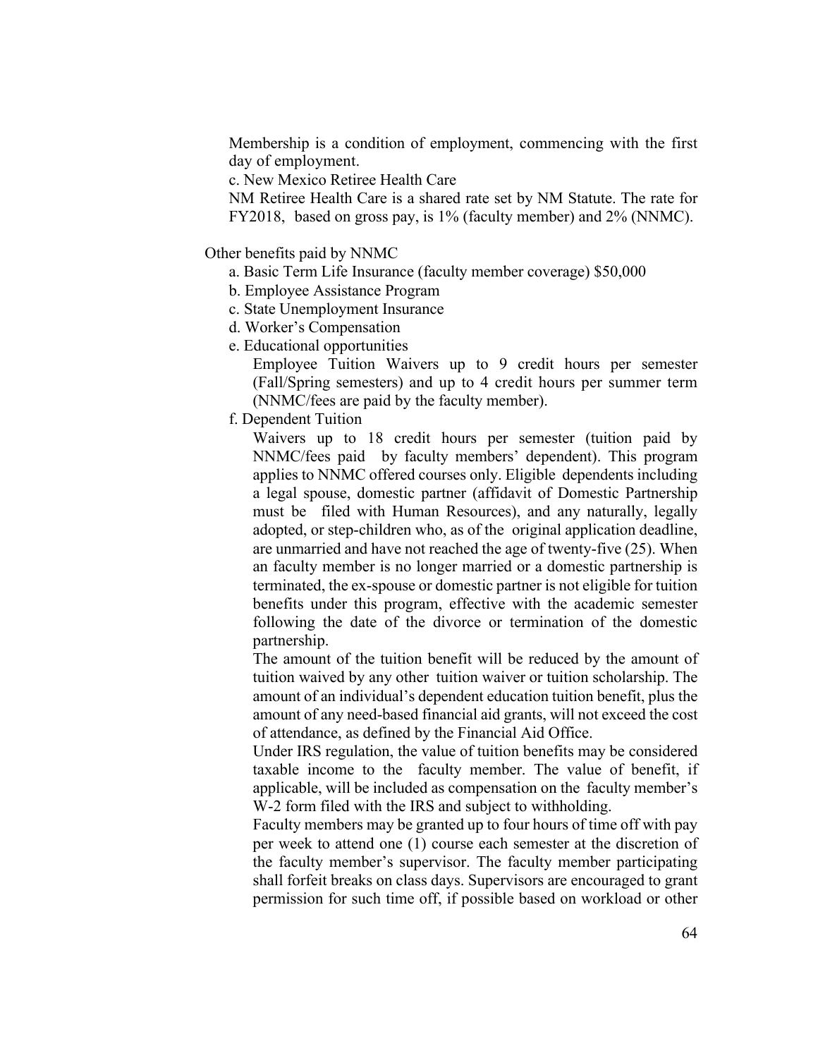Membership is a condition of employment, commencing with the first day of employment.

c. New Mexico Retiree Health Care

NM Retiree Health Care is a shared rate set by NM Statute. The rate for FY2018, based on gross pay, is 1% (faculty member) and 2% (NNMC).

Other benefits paid by NNMC

a. Basic Term Life Insurance (faculty member coverage) $50,000

b. Employee Assistance Program

c. State Unemployment Insurance

d. Worker's Compensation

e. Educational opportunities

Employee Tuition Waivers up to 9 credit hours per semester (Fall/Spring semesters) and up to 4 credit hours per summer term (NNMC/fees are paid by the faculty member).

f. Dependent Tuition

Waivers up to 18 credit hours per semester (tuition paid by NNMC/fees paid by faculty members' dependent). This program applies to NNMC offered courses only. Eligible dependents including a legal spouse, domestic partner (affidavit of Domestic Partnership must be filed with Human Resources), and any naturally, legally adopted, or step-children who, as of the original application deadline, are unmarried and have not reached the age of twenty-five (25). When an faculty member is no longer married or a domestic partnership is terminated, the ex-spouse or domestic partner is not eligible for tuition benefits under this program, effective with the academic semester following the date of the divorce or termination of the domestic partnership.

The amount of the tuition benefit will be reduced by the amount of tuition waived by any other tuition waiver or tuition scholarship. The amount of an individual's dependent education tuition benefit, plus the amount of any need-based financial aid grants, will not exceed the cost of attendance, as defined by the Financial Aid Office.

Under IRS regulation, the value of tuition benefits may be considered taxable income to the faculty member. The value of benefit, if applicable, will be included as compensation on the faculty member's W-2 form filed with the IRS and subject to withholding.

Faculty members may be granted up to four hours of time off with pay per week to attend one (1) course each semester at the discretion of the faculty member's supervisor. The faculty member participating shall forfeit breaks on class days. Supervisors are encouraged to grant permission for such time off, if possible based on workload or other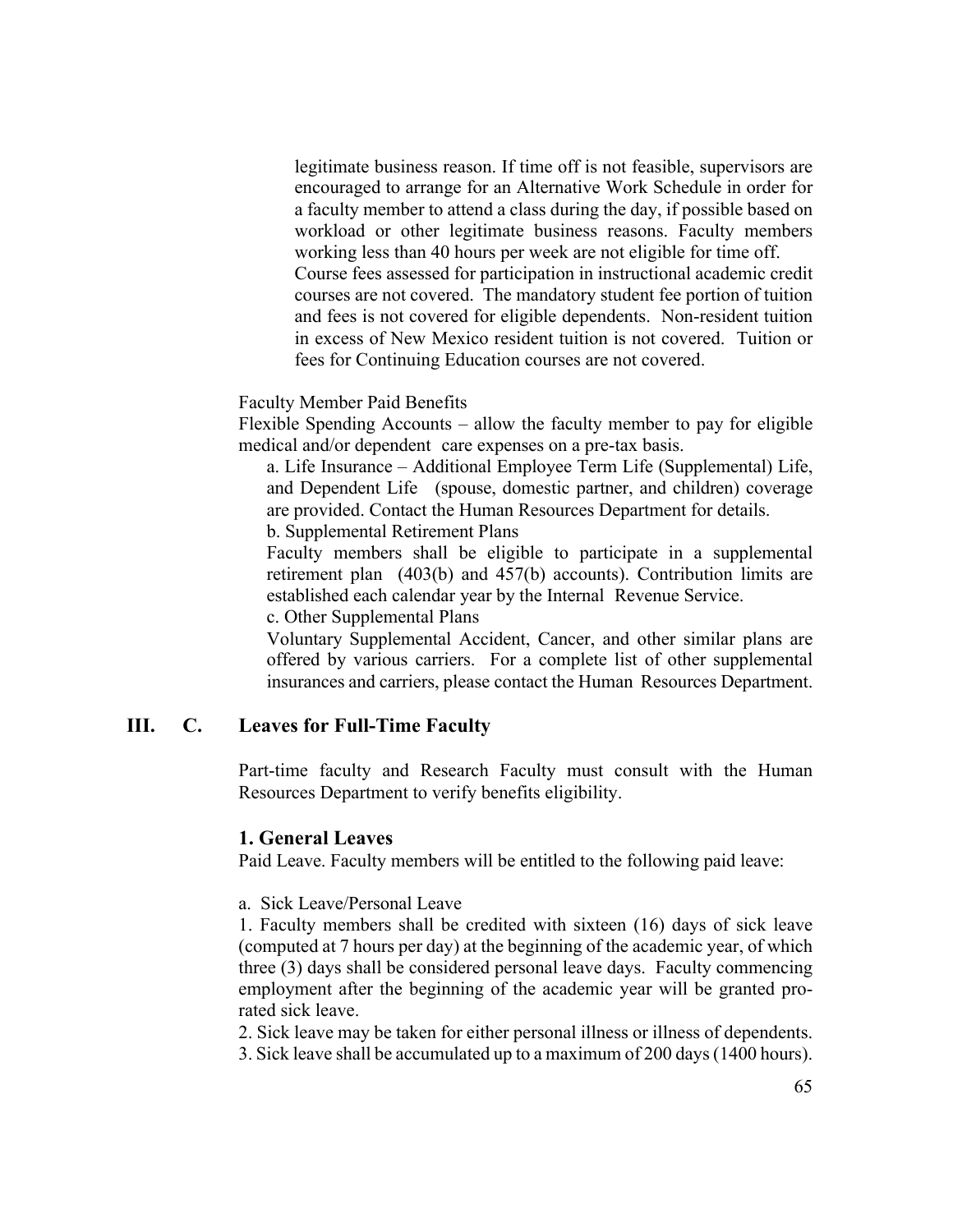legitimate business reason. If time off is not feasible, supervisors are encouraged to arrange for an Alternative Work Schedule in order for a faculty member to attend a class during the day, if possible based on workload or other legitimate business reasons. Faculty members working less than 40 hours per week are not eligible for time off. Course fees assessed for participation in instructional academic credit courses are not covered. The mandatory student fee portion of tuition and fees is not covered for eligible dependents. Non-resident tuition in excess of New Mexico resident tuition is not covered. Tuition or fees for Continuing Education courses are not covered.

Faculty Member Paid Benefits

Flexible Spending Accounts – allow the faculty member to pay for eligible medical and/or dependent care expenses on a pre-tax basis.

a. Life Insurance – Additional Employee Term Life (Supplemental) Life, and Dependent Life (spouse, domestic partner, and children) coverage are provided. Contact the Human Resources Department for details.

b. Supplemental Retirement Plans

Faculty members shall be eligible to participate in a supplemental retirement plan (403(b) and 457(b) accounts). Contribution limits are established each calendar year by the Internal Revenue Service.

c. Other Supplemental Plans

Voluntary Supplemental Accident, Cancer, and other similar plans are offered by various carriers. For a complete list of other supplemental insurances and carriers, please contact the Human Resources Department.

## III. C. Leaves for Full-Time Faculty

Part-time faculty and Research Faculty must consult with the Human Resources Department to verify benefits eligibility.

### 1. General Leaves

Paid Leave. Faculty members will be entitled to the following paid leave:

a. Sick Leave/Personal Leave

1. Faculty members shall be credited with sixteen (16) days of sick leave (computed at 7 hours per day) at the beginning of the academic year, of which three (3) days shall be considered personal leave days. Faculty commencing employment after the beginning of the academic year will be granted pro-rated sick leave.

2. Sick leave may be taken for either personal illness or illness of dependents.

3. Sick leave shall be accumulated up to a maximum of 200 days (1400 hours).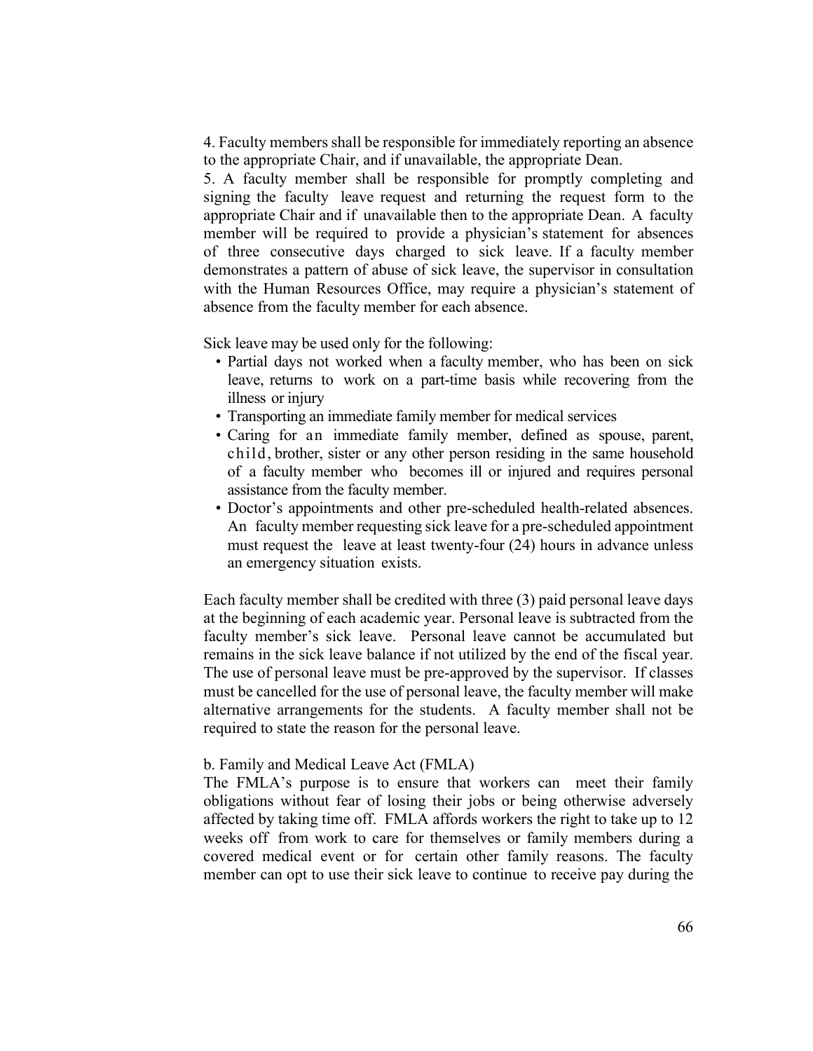4. Faculty members shall be responsible for immediately reporting an absence to the appropriate Chair, and if unavailable, the appropriate Dean.

5. A faculty member shall be responsible for promptly completing and signing the faculty leave request and returning the request form to the appropriate Chair and if unavailable then to the appropriate Dean. A faculty member will be required to provide a physician's statement for absences of three consecutive days charged to sick leave. If a faculty member demonstrates a pattern of abuse of sick leave, the supervisor in consultation with the Human Resources Office, may require a physician's statement of absence from the faculty member for each absence.

Sick leave may be used only for the following:

- Partial days not worked when a faculty member, who has been on sick leave, returns to work on a part-time basis while recovering from the illness or injury
- Transporting an immediate family member for medical services
- Caring for an immediate family member, defined as spouse, parent, child, brother, sister or any other person residing in the same household of a faculty member who becomes ill or injured and requires personal assistance from the faculty member.
- Doctor's appointments and other pre-scheduled health-related absences. An faculty member requesting sick leave for a pre-scheduled appointment must request the leave at least twenty-four (24) hours in advance unless an emergency situation exists.

Each faculty member shall be credited with three (3) paid personal leave days at the beginning of each academic year. Personal leave is subtracted from the faculty member's sick leave. Personal leave cannot be accumulated but remains in the sick leave balance if not utilized by the end of the fiscal year. The use of personal leave must be pre-approved by the supervisor. If classes must be cancelled for the use of personal leave, the faculty member will make alternative arrangements for the students. A faculty member shall not be required to state the reason for the personal leave.

b. Family and Medical Leave Act (FMLA)

The FMLA's purpose is to ensure that workers can meet their family obligations without fear of losing their jobs or being otherwise adversely affected by taking time off. FMLA affords workers the right to take up to 12 weeks off from work to care for themselves or family members during a covered medical event or for certain other family reasons. The faculty member can opt to use their sick leave to continue to receive pay during the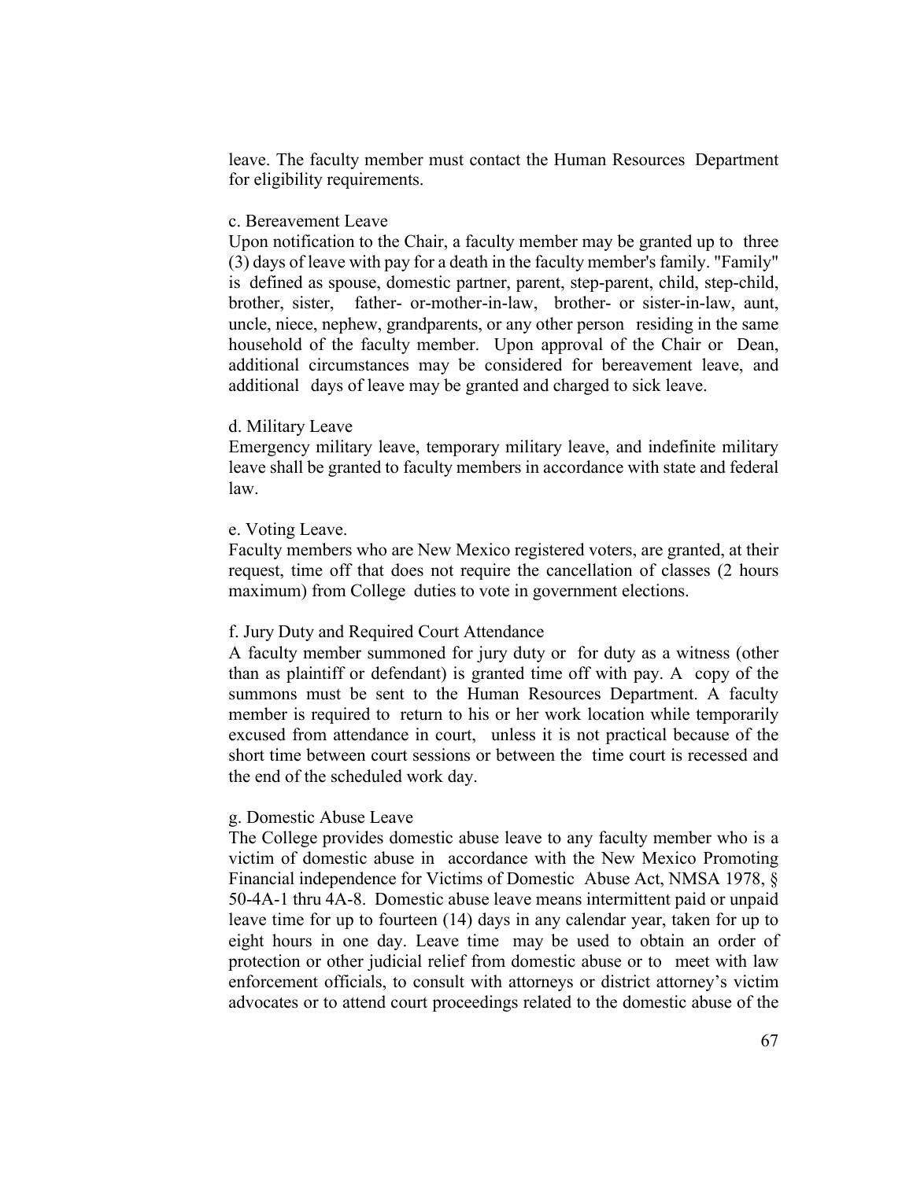leave. The faculty member must contact the Human Resources Department for eligibility requirements.

c. Bereavement Leave

Upon notification to the Chair, a faculty member may be granted up to three (3) days of leave with pay for a death in the faculty member's family. "Family" is defined as spouse, domestic partner, parent, step-parent, child, step-child, brother, sister, father- or-mother-in-law, brother- or sister-in-law, aunt, uncle, niece, nephew, grandparents, or any other person residing in the same household of the faculty member. Upon approval of the Chair or Dean, additional circumstances may be considered for bereavement leave, and additional days of leave may be granted and charged to sick leave.

d. Military Leave

Emergency military leave, temporary military leave, and indefinite military leave shall be granted to faculty members in accordance with state and federal law.

e. Voting Leave.

Faculty members who are New Mexico registered voters, are granted, at their request, time off that does not require the cancellation of classes (2 hours maximum) from College duties to vote in government elections.

f. Jury Duty and Required Court Attendance

A faculty member summoned for jury duty or for duty as a witness (other than as plaintiff or defendant) is granted time off with pay. A copy of the summons must be sent to the Human Resources Department. A faculty member is required to return to his or her work location while temporarily excused from attendance in court, unless it is not practical because of the short time between court sessions or between the time court is recessed and the end of the scheduled work day.

g. Domestic Abuse Leave

The College provides domestic abuse leave to any faculty member who is a victim of domestic abuse in accordance with the New Mexico Promoting Financial independence for Victims of Domestic Abuse Act, NMSA 1978, § 50-4A-1 thru 4A-8. Domestic abuse leave means intermittent paid or unpaid leave time for up to fourteen (14) days in any calendar year, taken for up to eight hours in one day. Leave time may be used to obtain an order of protection or other judicial relief from domestic abuse or to meet with law enforcement officials, to consult with attorneys or district attorney's victim advocates or to attend court proceedings related to the domestic abuse of the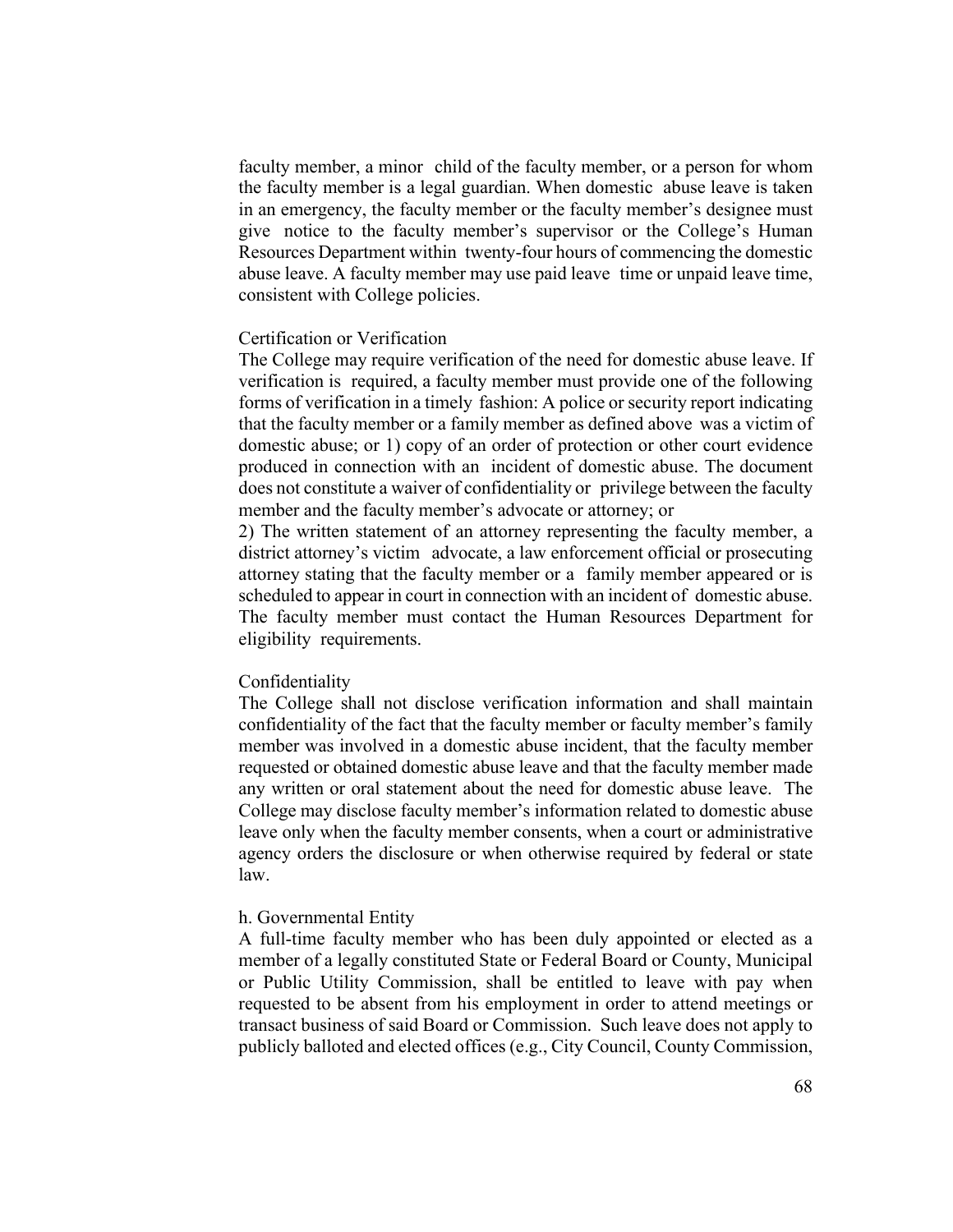faculty member, a minor child of the faculty member, or a person for whom the faculty member is a legal guardian. When domestic abuse leave is taken in an emergency, the faculty member or the faculty member's designee must give notice to the faculty member's supervisor or the College's Human Resources Department within twenty-four hours of commencing the domestic abuse leave. A faculty member may use paid leave time or unpaid leave time, consistent with College policies.

Certification or Verification

The College may require verification of the need for domestic abuse leave. If verification is required, a faculty member must provide one of the following forms of verification in a timely fashion: A police or security report indicating that the faculty member or a family member as defined above was a victim of domestic abuse; or 1) copy of an order of protection or other court evidence produced in connection with an incident of domestic abuse. The document does not constitute a waiver of confidentiality or privilege between the faculty member and the faculty member's advocate or attorney; or

2) The written statement of an attorney representing the faculty member, a district attorney's victim advocate, a law enforcement official or prosecuting attorney stating that the faculty member or a family member appeared or is scheduled to appear in court in connection with an incident of domestic abuse. The faculty member must contact the Human Resources Department for eligibility requirements.

Confidentiality

The College shall not disclose verification information and shall maintain confidentiality of the fact that the faculty member or faculty member's family member was involved in a domestic abuse incident, that the faculty member requested or obtained domestic abuse leave and that the faculty member made any written or oral statement about the need for domestic abuse leave. The College may disclose faculty member's information related to domestic abuse leave only when the faculty member consents, when a court or administrative agency orders the disclosure or when otherwise required by federal or state law.

h. Governmental Entity

A full-time faculty member who has been duly appointed or elected as a member of a legally constituted State or Federal Board or County, Municipal or Public Utility Commission, shall be entitled to leave with pay when requested to be absent from his employment in order to attend meetings or transact business of said Board or Commission. Such leave does not apply to publicly balloted and elected offices (e.g., City Council, County Commission,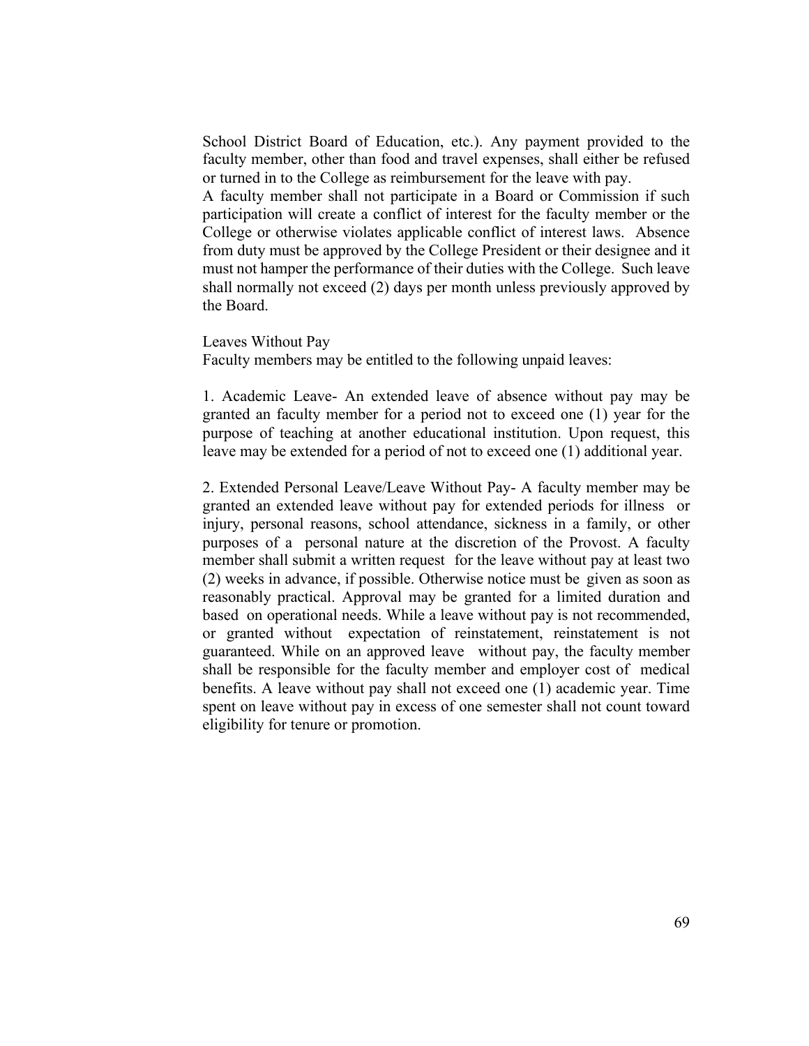School District Board of Education, etc.). Any payment provided to the faculty member, other than food and travel expenses, shall either be refused or turned in to the College as reimbursement for the leave with pay.
A faculty member shall not participate in a Board or Commission if such participation will create a conflict of interest for the faculty member or the College or otherwise violates applicable conflict of interest laws. Absence from duty must be approved by the College President or their designee and it must not hamper the performance of their duties with the College. Such leave shall normally not exceed (2) days per month unless previously approved by the Board.

Leaves Without Pay
Faculty members may be entitled to the following unpaid leaves:

1. Academic Leave- An extended leave of absence without pay may be granted an faculty member for a period not to exceed one (1) year for the purpose of teaching at another educational institution. Upon request, this leave may be extended for a period of not to exceed one (1) additional year.

2. Extended Personal Leave/Leave Without Pay- A faculty member may be granted an extended leave without pay for extended periods for illness or injury, personal reasons, school attendance, sickness in a family, or other purposes of a personal nature at the discretion of the Provost. A faculty member shall submit a written request for the leave without pay at least two (2) weeks in advance, if possible. Otherwise notice must be given as soon as reasonably practical. Approval may be granted for a limited duration and based on operational needs. While a leave without pay is not recommended, or granted without expectation of reinstatement, reinstatement is not guaranteed. While on an approved leave without pay, the faculty member shall be responsible for the faculty member and employer cost of medical benefits. A leave without pay shall not exceed one (1) academic year. Time spent on leave without pay in excess of one semester shall not count toward eligibility for tenure or promotion.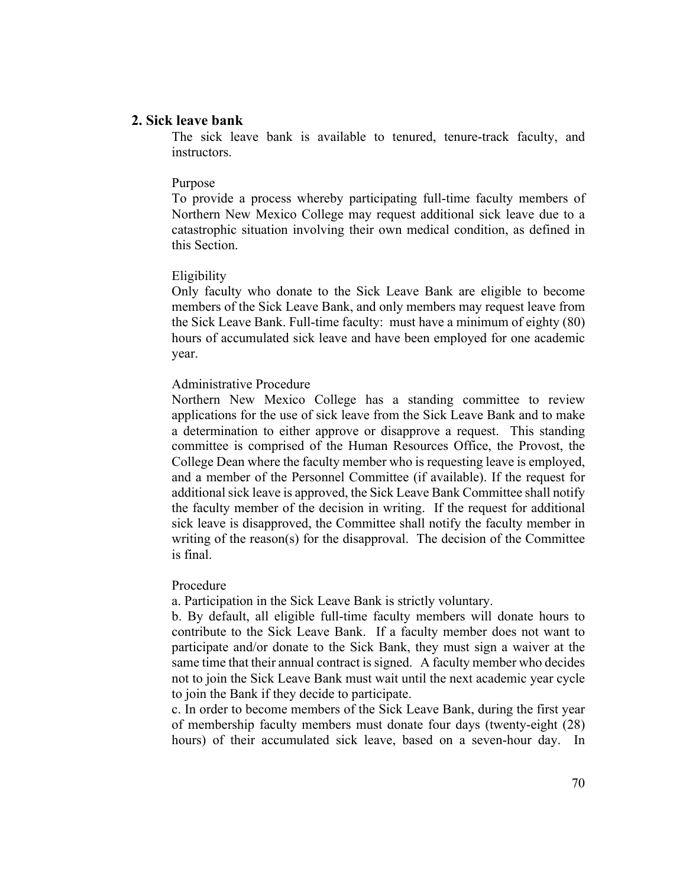## 2. Sick leave bank

The sick leave bank is available to tenured, tenure-track faculty, and instructors.

Purpose

To provide a process whereby participating full-time faculty members of Northern New Mexico College may request additional sick leave due to a catastrophic situation involving their own medical condition, as defined in this Section.

Eligibility

Only faculty who donate to the Sick Leave Bank are eligible to become members of the Sick Leave Bank, and only members may request leave from the Sick Leave Bank. Full-time faculty: must have a minimum of eighty (80) hours of accumulated sick leave and have been employed for one academic year.

Administrative Procedure

Northern New Mexico College has a standing committee to review applications for the use of sick leave from the Sick Leave Bank and to make a determination to either approve or disapprove a request. This standing committee is comprised of the Human Resources Office, the Provost, the College Dean where the faculty member who is requesting leave is employed, and a member of the Personnel Committee (if available). If the request for additional sick leave is approved, the Sick Leave Bank Committee shall notify the faculty member of the decision in writing. If the request for additional sick leave is disapproved, the Committee shall notify the faculty member in writing of the reason(s) for the disapproval. The decision of the Committee is final.

Procedure

a. Participation in the Sick Leave Bank is strictly voluntary.

b. By default, all eligible full-time faculty members will donate hours to contribute to the Sick Leave Bank. If a faculty member does not want to participate and/or donate to the Sick Bank, they must sign a waiver at the same time that their annual contract is signed. A faculty member who decides not to join the Sick Leave Bank must wait until the next academic year cycle to join the Bank if they decide to participate.

c. In order to become members of the Sick Leave Bank, during the first year of membership faculty members must donate four days (twenty-eight (28) hours) of their accumulated sick leave, based on a seven-hour day. In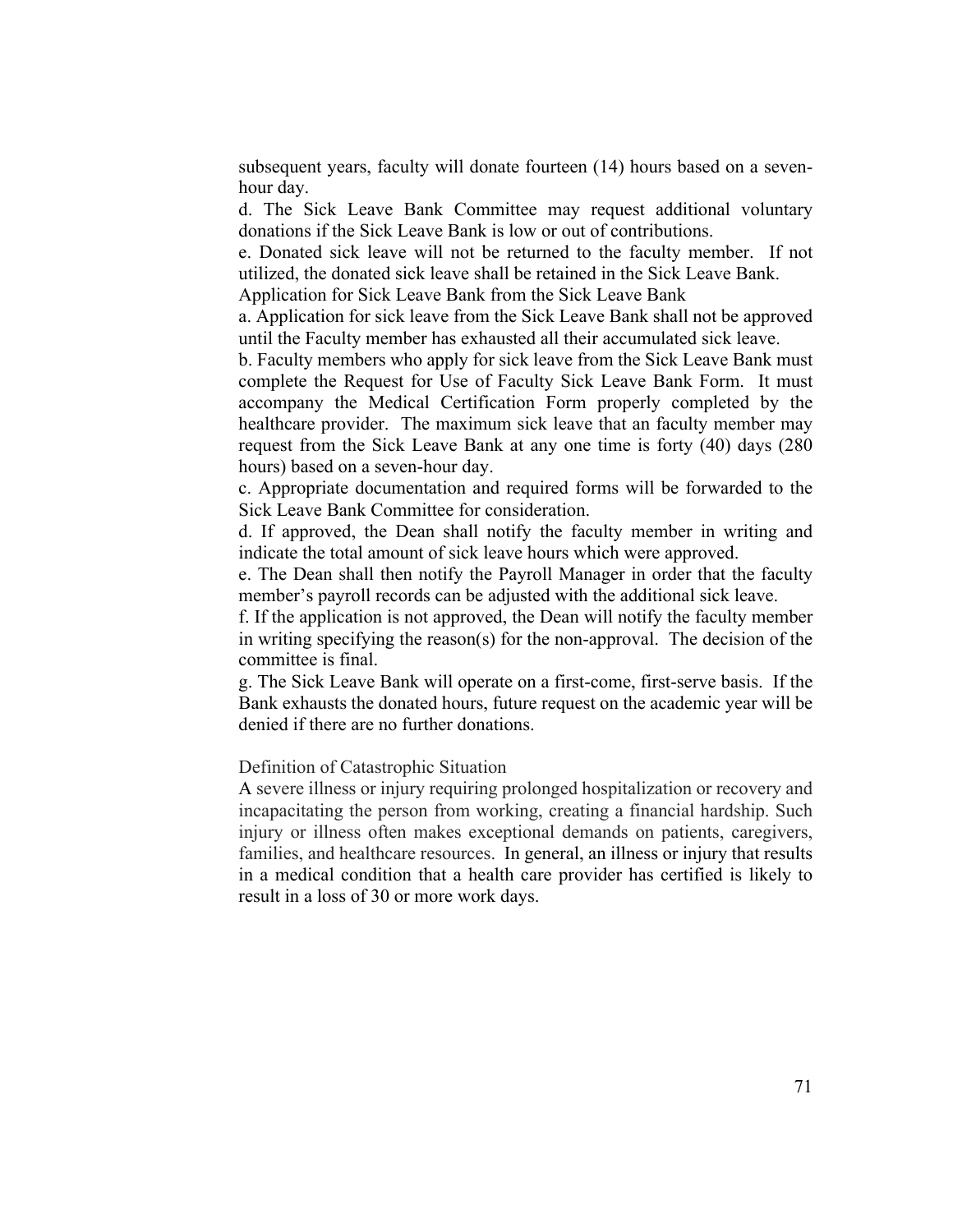subsequent years, faculty will donate fourteen (14) hours based on a seven-hour day.

d. The Sick Leave Bank Committee may request additional voluntary donations if the Sick Leave Bank is low or out of contributions.

e. Donated sick leave will not be returned to the faculty member. If not utilized, the donated sick leave shall be retained in the Sick Leave Bank.

Application for Sick Leave Bank from the Sick Leave Bank

a. Application for sick leave from the Sick Leave Bank shall not be approved until the Faculty member has exhausted all their accumulated sick leave.

b. Faculty members who apply for sick leave from the Sick Leave Bank must complete the Request for Use of Faculty Sick Leave Bank Form. It must accompany the Medical Certification Form properly completed by the healthcare provider. The maximum sick leave that an faculty member may request from the Sick Leave Bank at any one time is forty (40) days (280 hours) based on a seven-hour day.

c. Appropriate documentation and required forms will be forwarded to the Sick Leave Bank Committee for consideration.

d. If approved, the Dean shall notify the faculty member in writing and indicate the total amount of sick leave hours which were approved.

e. The Dean shall then notify the Payroll Manager in order that the faculty member's payroll records can be adjusted with the additional sick leave.

f. If the application is not approved, the Dean will notify the faculty member in writing specifying the reason(s) for the non-approval. The decision of the committee is final.

g. The Sick Leave Bank will operate on a first-come, first-serve basis. If the Bank exhausts the donated hours, future request on the academic year will be denied if there are no further donations.

Definition of Catastrophic Situation

A severe illness or injury requiring prolonged hospitalization or recovery and incapacitating the person from working, creating a financial hardship. Such injury or illness often makes exceptional demands on patients, caregivers, families, and healthcare resources. In general, an illness or injury that results in a medical condition that a health care provider has certified is likely to result in a loss of 30 or more work days.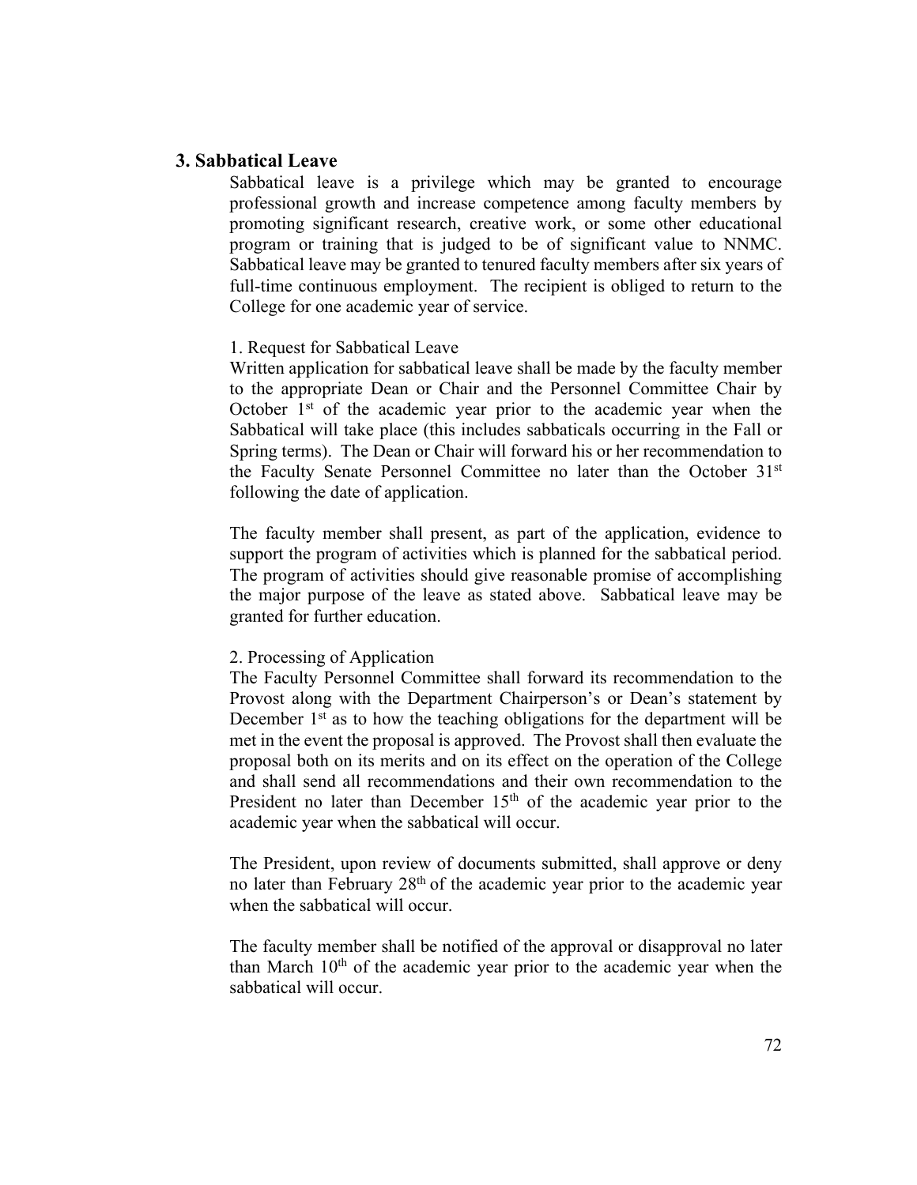## 3. Sabbatical Leave

Sabbatical leave is a privilege which may be granted to encourage professional growth and increase competence among faculty members by promoting significant research, creative work, or some other educational program or training that is judged to be of significant value to NNMC. Sabbatical leave may be granted to tenured faculty members after six years of full-time continuous employment. The recipient is obliged to return to the College for one academic year of service.

1. Request for Sabbatical Leave

Written application for sabbatical leave shall be made by the faculty member to the appropriate Dean or Chair and the Personnel Committee Chair by October 1st of the academic year prior to the academic year when the Sabbatical will take place (this includes sabbaticals occurring in the Fall or Spring terms). The Dean or Chair will forward his or her recommendation to the Faculty Senate Personnel Committee no later than the October 31st following the date of application.

The faculty member shall present, as part of the application, evidence to support the program of activities which is planned for the sabbatical period. The program of activities should give reasonable promise of accomplishing the major purpose of the leave as stated above. Sabbatical leave may be granted for further education.

2. Processing of Application

The Faculty Personnel Committee shall forward its recommendation to the Provost along with the Department Chairperson's or Dean's statement by December 1st as to how the teaching obligations for the department will be met in the event the proposal is approved. The Provost shall then evaluate the proposal both on its merits and on its effect on the operation of the College and shall send all recommendations and their own recommendation to the President no later than December 15th of the academic year prior to the academic year when the sabbatical will occur.

The President, upon review of documents submitted, shall approve or deny no later than February 28th of the academic year prior to the academic year when the sabbatical will occur.

The faculty member shall be notified of the approval or disapproval no later than March 10th of the academic year prior to the academic year when the sabbatical will occur.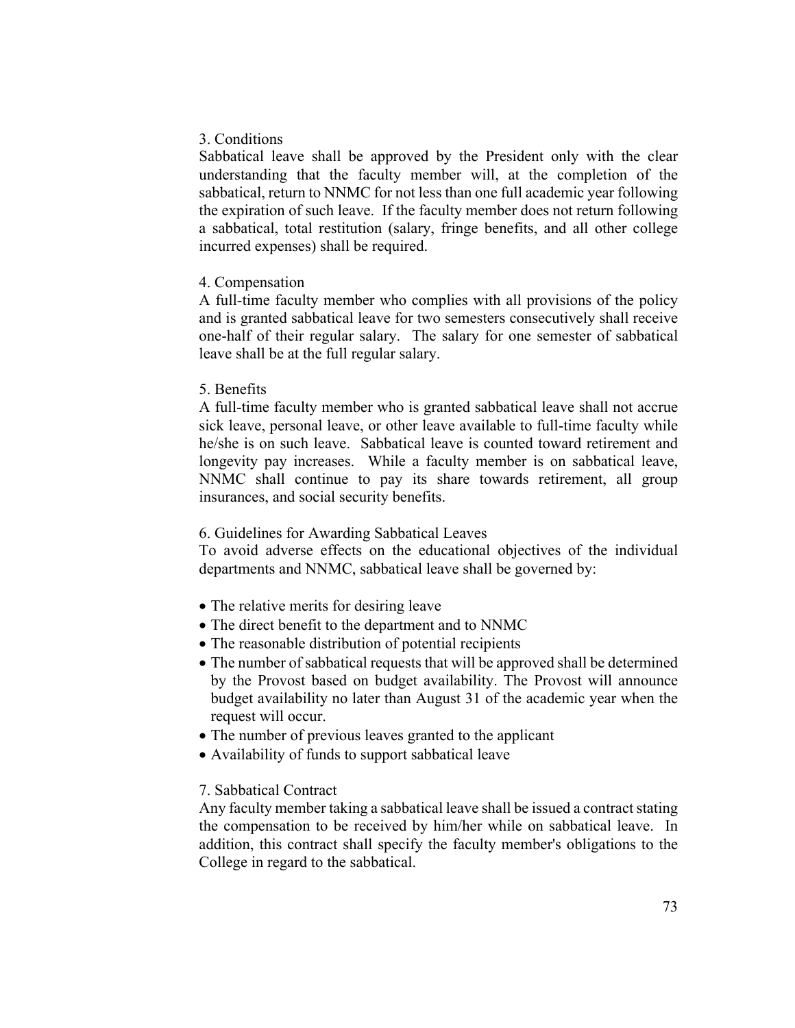3. Conditions

Sabbatical leave shall be approved by the President only with the clear understanding that the faculty member will, at the completion of the sabbatical, return to NNMC for not less than one full academic year following the expiration of such leave. If the faculty member does not return following a sabbatical, total restitution (salary, fringe benefits, and all other college incurred expenses) shall be required.

4. Compensation

A full-time faculty member who complies with all provisions of the policy and is granted sabbatical leave for two semesters consecutively shall receive one-half of their regular salary. The salary for one semester of sabbatical leave shall be at the full regular salary.

5. Benefits

A full-time faculty member who is granted sabbatical leave shall not accrue sick leave, personal leave, or other leave available to full-time faculty while he/she is on such leave. Sabbatical leave is counted toward retirement and longevity pay increases. While a faculty member is on sabbatical leave, NNMC shall continue to pay its share towards retirement, all group insurances, and social security benefits.

6. Guidelines for Awarding Sabbatical Leaves

To avoid adverse effects on the educational objectives of the individual departments and NNMC, sabbatical leave shall be governed by:

- The relative merits for desiring leave
- The direct benefit to the department and to NNMC
- The reasonable distribution of potential recipients
- The number of sabbatical requests that will be approved shall be determined by the Provost based on budget availability. The Provost will announce budget availability no later than August 31 of the academic year when the request will occur.
- The number of previous leaves granted to the applicant
- Availability of funds to support sabbatical leave

7. Sabbatical Contract

Any faculty member taking a sabbatical leave shall be issued a contract stating the compensation to be received by him/her while on sabbatical leave. In addition, this contract shall specify the faculty member's obligations to the College in regard to the sabbatical.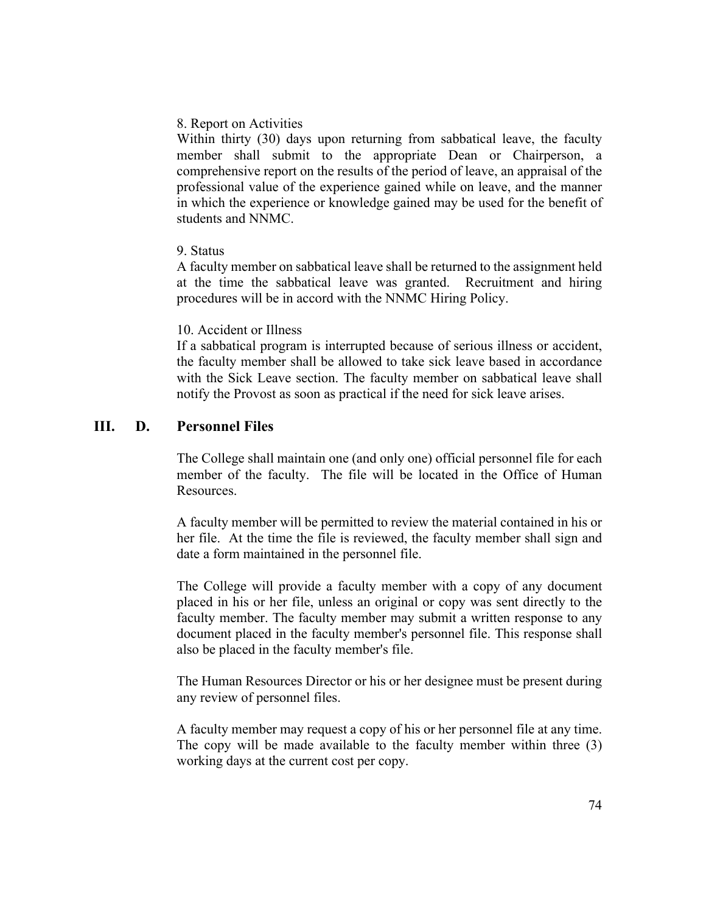8. Report on Activities

Within thirty (30) days upon returning from sabbatical leave, the faculty member shall submit to the appropriate Dean or Chairperson, a comprehensive report on the results of the period of leave, an appraisal of the professional value of the experience gained while on leave, and the manner in which the experience or knowledge gained may be used for the benefit of students and NNMC.

9. Status

A faculty member on sabbatical leave shall be returned to the assignment held at the time the sabbatical leave was granted. Recruitment and hiring procedures will be in accord with the NNMC Hiring Policy.

10. Accident or Illness

If a sabbatical program is interrupted because of serious illness or accident, the faculty member shall be allowed to take sick leave based in accordance with the Sick Leave section. The faculty member on sabbatical leave shall notify the Provost as soon as practical if the need for sick leave arises.

## III. D. Personnel Files

The College shall maintain one (and only one) official personnel file for each member of the faculty. The file will be located in the Office of Human Resources.

A faculty member will be permitted to review the material contained in his or her file. At the time the file is reviewed, the faculty member shall sign and date a form maintained in the personnel file.

The College will provide a faculty member with a copy of any document placed in his or her file, unless an original or copy was sent directly to the faculty member. The faculty member may submit a written response to any document placed in the faculty member's personnel file. This response shall also be placed in the faculty member's file.

The Human Resources Director or his or her designee must be present during any review of personnel files.

A faculty member may request a copy of his or her personnel file at any time. The copy will be made available to the faculty member within three (3) working days at the current cost per copy.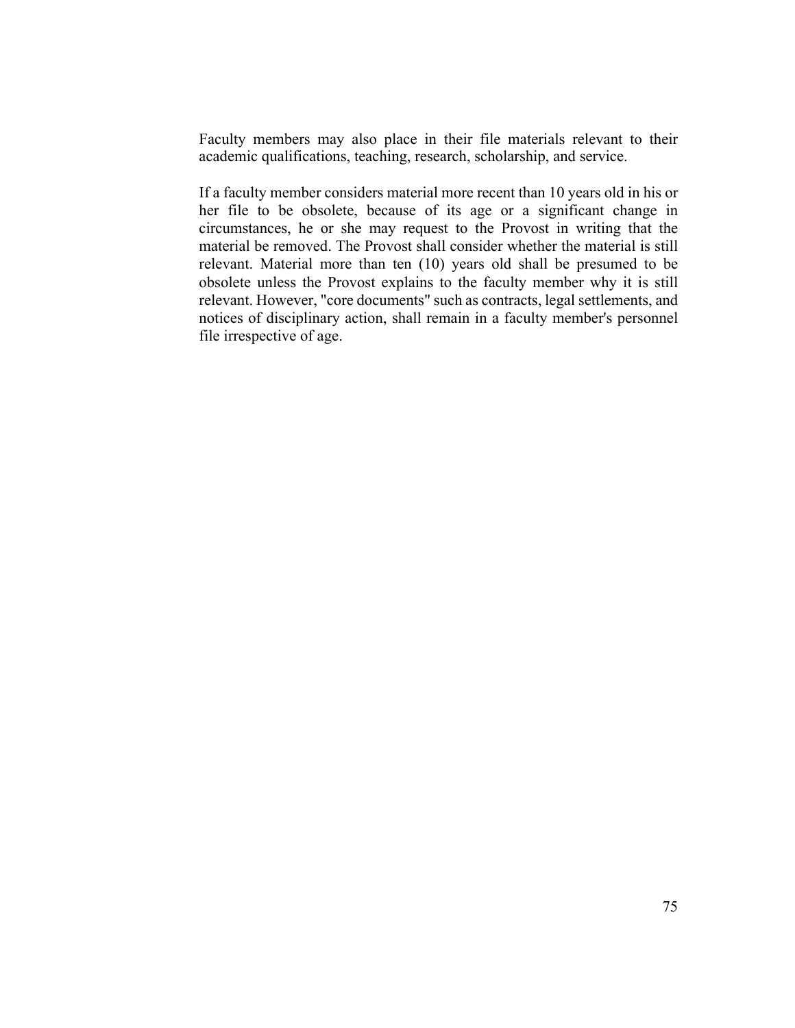Faculty members may also place in their file materials relevant to their academic qualifications, teaching, research, scholarship, and service.

If a faculty member considers material more recent than 10 years old in his or her file to be obsolete, because of its age or a significant change in circumstances, he or she may request to the Provost in writing that the material be removed. The Provost shall consider whether the material is still relevant. Material more than ten (10) years old shall be presumed to be obsolete unless the Provost explains to the faculty member why it is still relevant. However, "core documents" such as contracts, legal settlements, and notices of disciplinary action, shall remain in a faculty member's personnel file irrespective of age.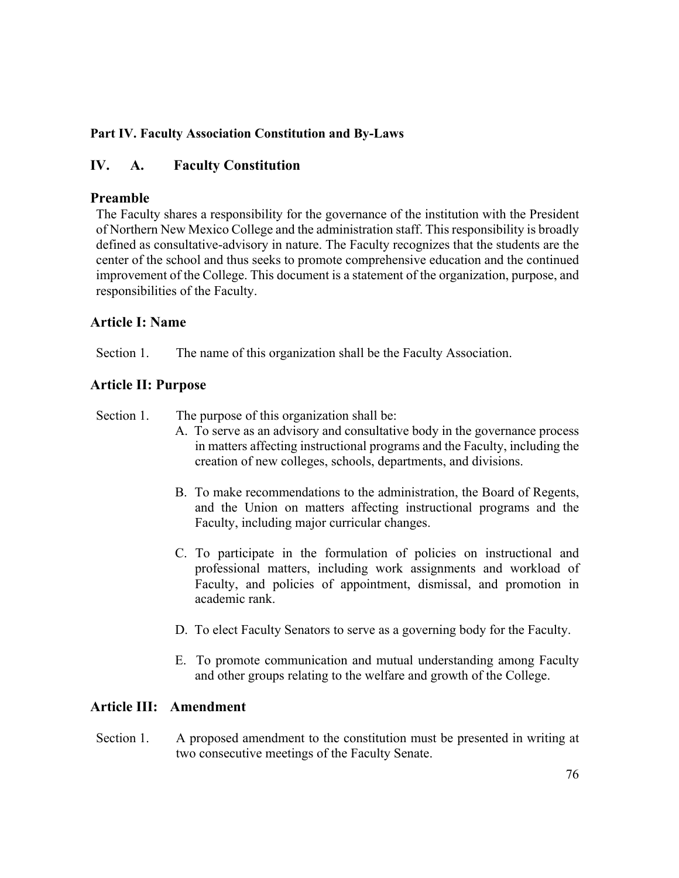**Part IV. Faculty Association Constitution and By-Laws**

## IV. A. Faculty Constitution

### Preamble

The Faculty shares a responsibility for the governance of the institution with the President of Northern New Mexico College and the administration staff. This responsibility is broadly defined as consultative-advisory in nature. The Faculty recognizes that the students are the center of the school and thus seeks to promote comprehensive education and the continued improvement of the College. This document is a statement of the organization, purpose, and responsibilities of the Faculty.

### Article I: Name

Section 1. The name of this organization shall be the Faculty Association.

### Article II: Purpose

Section 1. The purpose of this organization shall be:

A. To serve as an advisory and consultative body in the governance process in matters affecting instructional programs and the Faculty, including the creation of new colleges, schools, departments, and divisions.

B. To make recommendations to the administration, the Board of Regents, and the Union on matters affecting instructional programs and the Faculty, including major curricular changes.

C. To participate in the formulation of policies on instructional and professional matters, including work assignments and workload of Faculty, and policies of appointment, dismissal, and promotion in academic rank.

D. To elect Faculty Senators to serve as a governing body for the Faculty.

E. To promote communication and mutual understanding among Faculty and other groups relating to the welfare and growth of the College.

### Article III: Amendment

Section 1. A proposed amendment to the constitution must be presented in writing at two consecutive meetings of the Faculty Senate.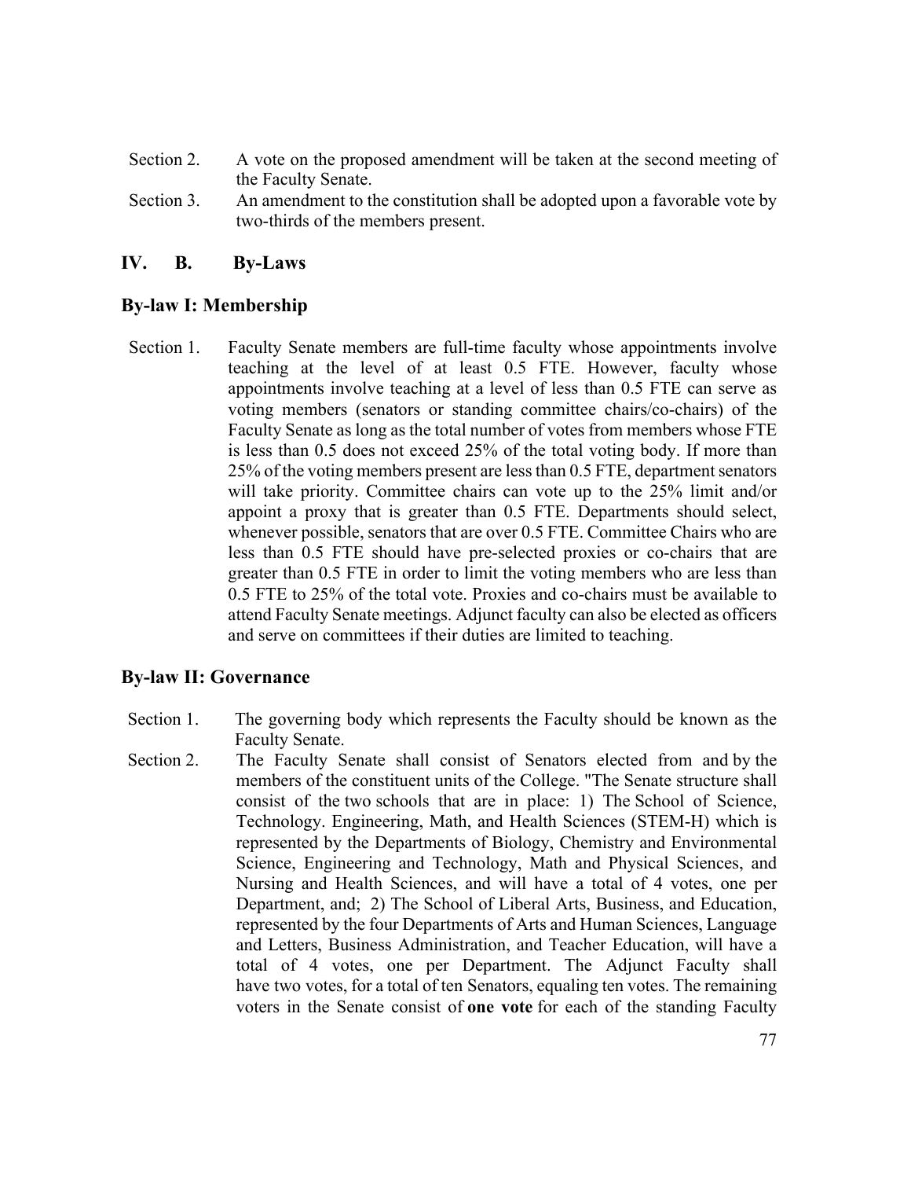Section 2. A vote on the proposed amendment will be taken at the second meeting of the Faculty Senate.

Section 3. An amendment to the constitution shall be adopted upon a favorable vote by two-thirds of the members present.

## IV. B. By-Laws

### By-law I: Membership

Section 1. Faculty Senate members are full-time faculty whose appointments involve teaching at the level of at least 0.5 FTE. However, faculty whose appointments involve teaching at a level of less than 0.5 FTE can serve as voting members (senators or standing committee chairs/co-chairs) of the Faculty Senate as long as the total number of votes from members whose FTE is less than 0.5 does not exceed 25% of the total voting body. If more than 25% of the voting members present are less than 0.5 FTE, department senators will take priority. Committee chairs can vote up to the 25% limit and/or appoint a proxy that is greater than 0.5 FTE. Departments should select, whenever possible, senators that are over 0.5 FTE. Committee Chairs who are less than 0.5 FTE should have pre-selected proxies or co-chairs that are greater than 0.5 FTE in order to limit the voting members who are less than 0.5 FTE to 25% of the total vote. Proxies and co-chairs must be available to attend Faculty Senate meetings. Adjunct faculty can also be elected as officers and serve on committees if their duties are limited to teaching.

### By-law II: Governance

Section 1. The governing body which represents the Faculty should be known as the Faculty Senate.

Section 2. The Faculty Senate shall consist of Senators elected from and by the members of the constituent units of the College. "The Senate structure shall consist of the two schools that are in place: 1) The School of Science, Technology. Engineering, Math, and Health Sciences (STEM-H) which is represented by the Departments of Biology, Chemistry and Environmental Science, Engineering and Technology, Math and Physical Sciences, and Nursing and Health Sciences, and will have a total of 4 votes, one per Department, and; 2) The School of Liberal Arts, Business, and Education, represented by the four Departments of Arts and Human Sciences, Language and Letters, Business Administration, and Teacher Education, will have a total of 4 votes, one per Department. The Adjunct Faculty shall have two votes, for a total of ten Senators, equaling ten votes. The remaining voters in the Senate consist of **one vote** for each of the standing Faculty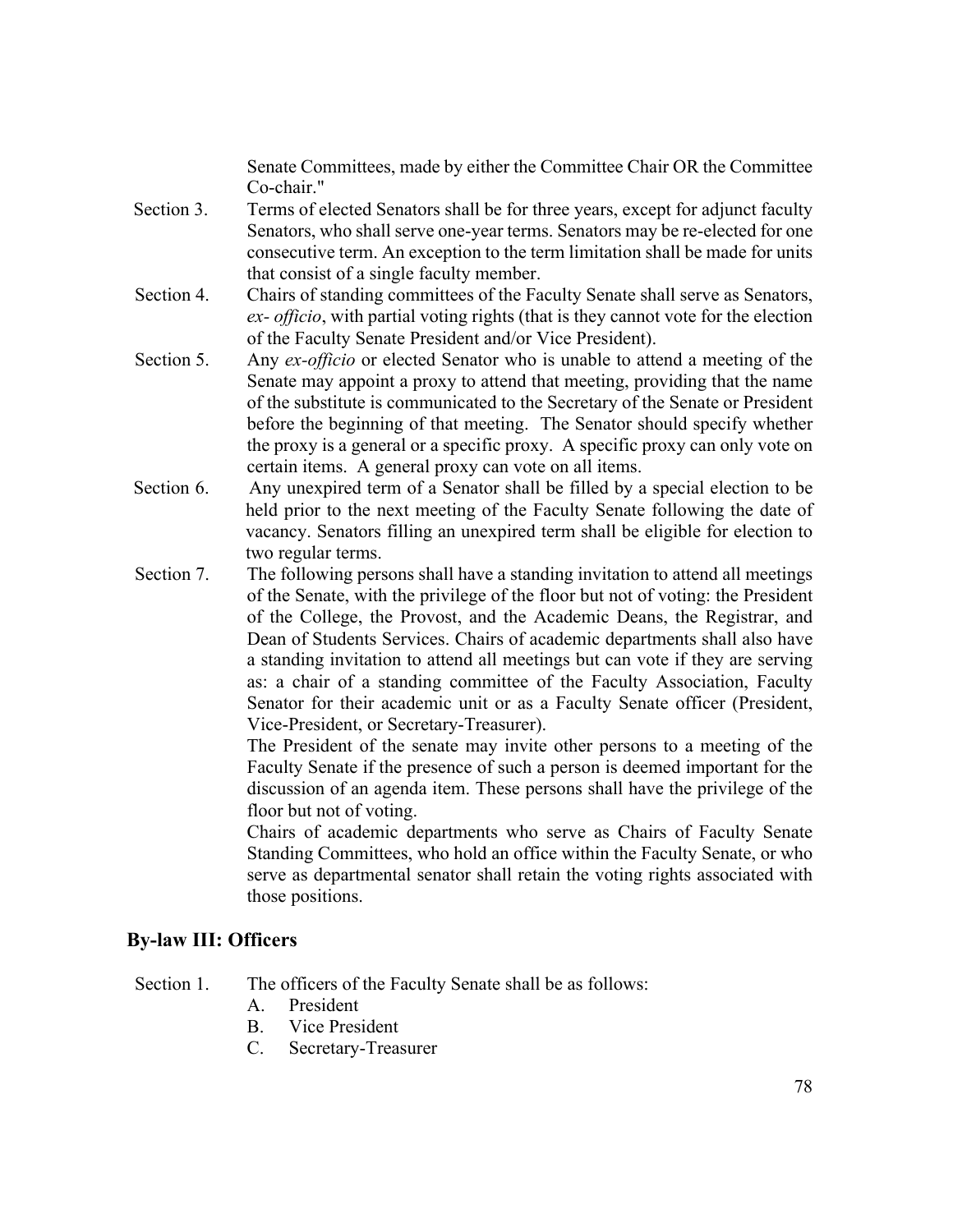Senate Committees, made by either the Committee Chair OR the Committee Co-chair."

Section 3. Terms of elected Senators shall be for three years, except for adjunct faculty Senators, who shall serve one-year terms. Senators may be re-elected for one consecutive term. An exception to the term limitation shall be made for units that consist of a single faculty member.

Section 4. Chairs of standing committees of the Faculty Senate shall serve as Senators, *ex- officio*, with partial voting rights (that is they cannot vote for the election of the Faculty Senate President and/or Vice President).

Section 5. Any *ex-officio* or elected Senator who is unable to attend a meeting of the Senate may appoint a proxy to attend that meeting, providing that the name of the substitute is communicated to the Secretary of the Senate or President before the beginning of that meeting. The Senator should specify whether the proxy is a general or a specific proxy. A specific proxy can only vote on certain items. A general proxy can vote on all items.

Section 6. Any unexpired term of a Senator shall be filled by a special election to be held prior to the next meeting of the Faculty Senate following the date of vacancy. Senators filling an unexpired term shall be eligible for election to two regular terms.

Section 7. The following persons shall have a standing invitation to attend all meetings of the Senate, with the privilege of the floor but not of voting: the President of the College, the Provost, and the Academic Deans, the Registrar, and Dean of Students Services. Chairs of academic departments shall also have a standing invitation to attend all meetings but can vote if they are serving as: a chair of a standing committee of the Faculty Association, Faculty Senator for their academic unit or as a Faculty Senate officer (President, Vice-President, or Secretary-Treasurer).

The President of the senate may invite other persons to a meeting of the Faculty Senate if the presence of such a person is deemed important for the discussion of an agenda item. These persons shall have the privilege of the floor but not of voting.

Chairs of academic departments who serve as Chairs of Faculty Senate Standing Committees, who hold an office within the Faculty Senate, or who serve as departmental senator shall retain the voting rights associated with those positions.

## By-law III: Officers

Section 1. The officers of the Faculty Senate shall be as follows:

A. President
B. Vice President
C. Secretary-Treasurer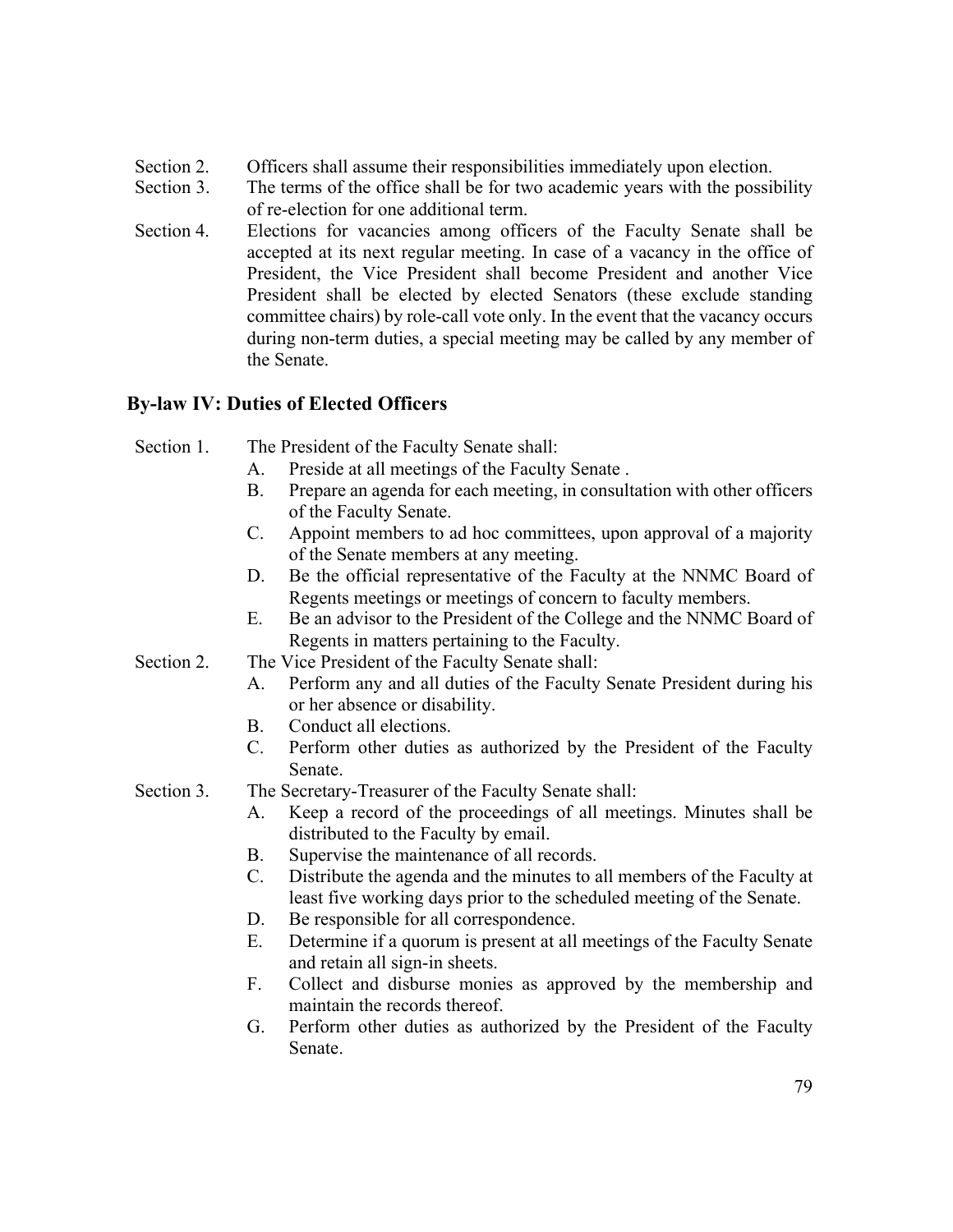Section 2. Officers shall assume their responsibilities immediately upon election.

Section 3. The terms of the office shall be for two academic years with the possibility of re-election for one additional term.

Section 4. Elections for vacancies among officers of the Faculty Senate shall be accepted at its next regular meeting. In case of a vacancy in the office of President, the Vice President shall become President and another Vice President shall be elected by elected Senators (these exclude standing committee chairs) by role-call vote only. In the event that the vacancy occurs during non-term duties, a special meeting may be called by any member of the Senate.

## By-law IV: Duties of Elected Officers

Section 1. The President of the Faculty Senate shall:

- A. Preside at all meetings of the Faculty Senate .
- B. Prepare an agenda for each meeting, in consultation with other officers of the Faculty Senate.
- C. Appoint members to ad hoc committees, upon approval of a majority of the Senate members at any meeting.
- D. Be the official representative of the Faculty at the NNMC Board of Regents meetings or meetings of concern to faculty members.
- E. Be an advisor to the President of the College and the NNMC Board of Regents in matters pertaining to the Faculty.

Section 2. The Vice President of the Faculty Senate shall:

- A. Perform any and all duties of the Faculty Senate President during his or her absence or disability.
- B. Conduct all elections.
- C. Perform other duties as authorized by the President of the Faculty Senate.

Section 3. The Secretary-Treasurer of the Faculty Senate shall:

- A. Keep a record of the proceedings of all meetings. Minutes shall be distributed to the Faculty by email.
- B. Supervise the maintenance of all records.
- C. Distribute the agenda and the minutes to all members of the Faculty at least five working days prior to the scheduled meeting of the Senate.
- D. Be responsible for all correspondence.
- E. Determine if a quorum is present at all meetings of the Faculty Senate and retain all sign-in sheets.
- F. Collect and disburse monies as approved by the membership and maintain the records thereof.
- G. Perform other duties as authorized by the President of the Faculty Senate.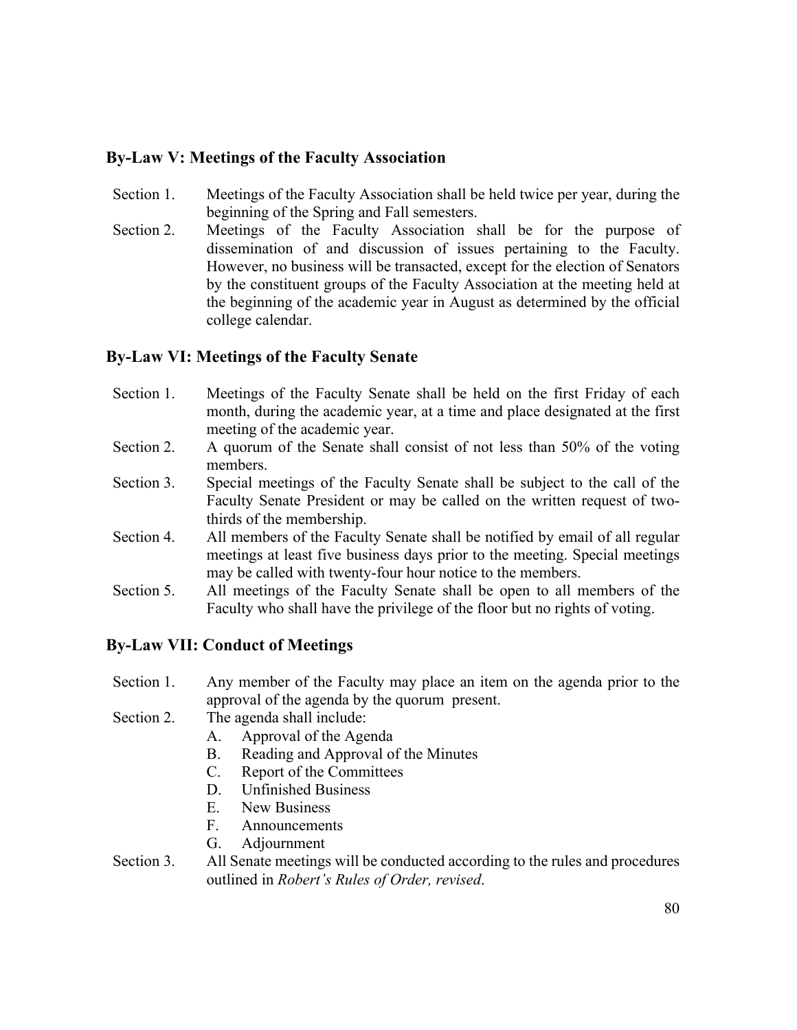## By-Law V: Meetings of the Faculty Association

Section 1. Meetings of the Faculty Association shall be held twice per year, during the beginning of the Spring and Fall semesters.

Section 2. Meetings of the Faculty Association shall be for the purpose of dissemination of and discussion of issues pertaining to the Faculty. However, no business will be transacted, except for the election of Senators by the constituent groups of the Faculty Association at the meeting held at the beginning of the academic year in August as determined by the official college calendar.

## By-Law VI: Meetings of the Faculty Senate

Section 1. Meetings of the Faculty Senate shall be held on the first Friday of each month, during the academic year, at a time and place designated at the first meeting of the academic year.

Section 2. A quorum of the Senate shall consist of not less than 50% of the voting members.

Section 3. Special meetings of the Faculty Senate shall be subject to the call of the Faculty Senate President or may be called on the written request of two-thirds of the membership.

Section 4. All members of the Faculty Senate shall be notified by email of all regular meetings at least five business days prior to the meeting. Special meetings may be called with twenty-four hour notice to the members.

Section 5. All meetings of the Faculty Senate shall be open to all members of the Faculty who shall have the privilege of the floor but no rights of voting.

## By-Law VII: Conduct of Meetings

Section 1. Any member of the Faculty may place an item on the agenda prior to the approval of the agenda by the quorum present.

Section 2. The agenda shall include:

- A. Approval of the Agenda
- B. Reading and Approval of the Minutes
- C. Report of the Committees
- D. Unfinished Business
- E. New Business
- F. Announcements
- G. Adjournment

Section 3. All Senate meetings will be conducted according to the rules and procedures outlined in *Robert's Rules of Order, revised*.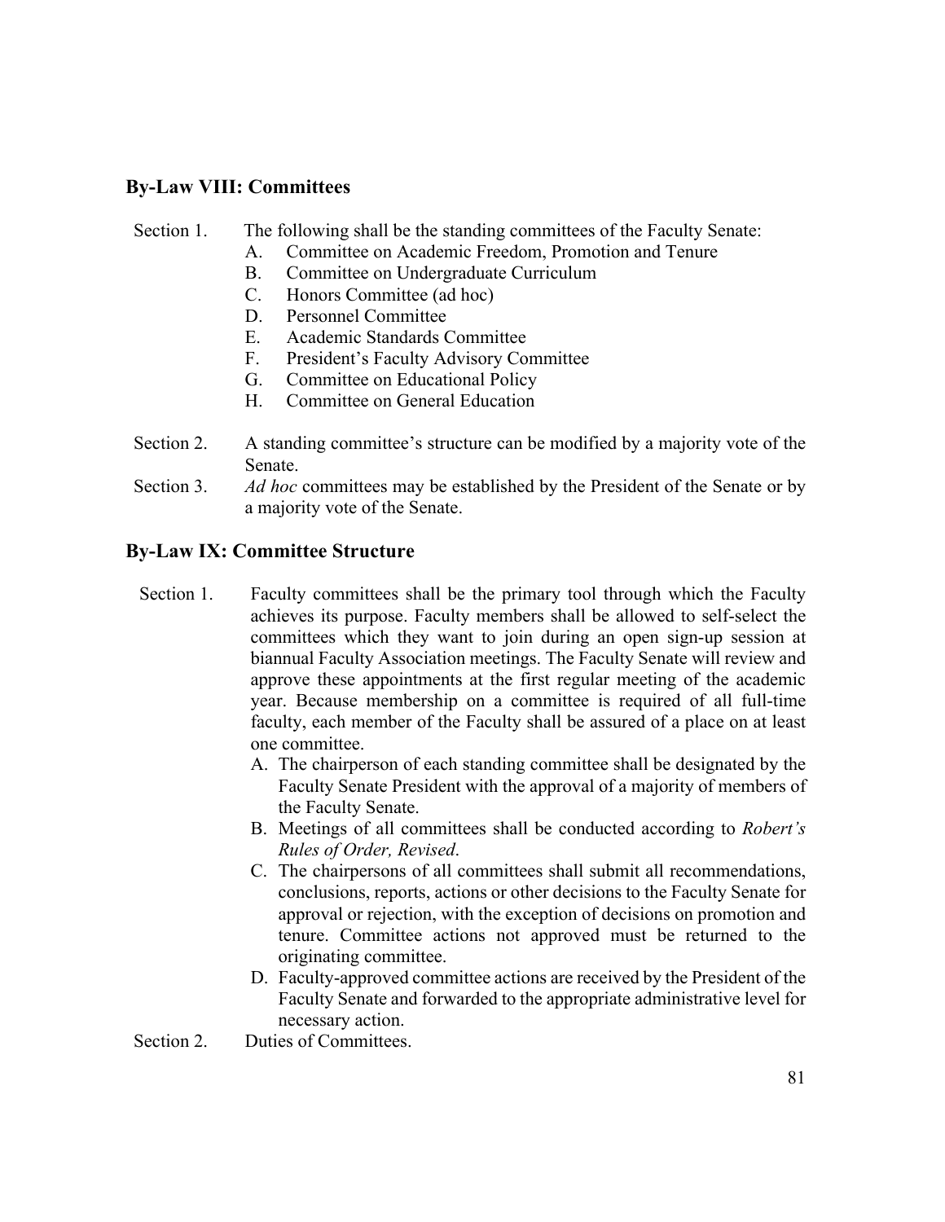## By-Law VIII: Committees

Section 1. The following shall be the standing committees of the Faculty Senate:

A. Committee on Academic Freedom, Promotion and Tenure
B. Committee on Undergraduate Curriculum
C. Honors Committee (ad hoc)
D. Personnel Committee
E. Academic Standards Committee
F. President's Faculty Advisory Committee
G. Committee on Educational Policy
H. Committee on General Education

Section 2. A standing committee's structure can be modified by a majority vote of the Senate.

Section 3. *Ad hoc* committees may be established by the President of the Senate or by a majority vote of the Senate.

## By-Law IX: Committee Structure

Section 1. Faculty committees shall be the primary tool through which the Faculty achieves its purpose. Faculty members shall be allowed to self-select the committees which they want to join during an open sign-up session at biannual Faculty Association meetings. The Faculty Senate will review and approve these appointments at the first regular meeting of the academic year. Because membership on a committee is required of all full-time faculty, each member of the Faculty shall be assured of a place on at least one committee.

A. The chairperson of each standing committee shall be designated by the Faculty Senate President with the approval of a majority of members of the Faculty Senate.
B. Meetings of all committees shall be conducted according to *Robert's Rules of Order, Revised*.
C. The chairpersons of all committees shall submit all recommendations, conclusions, reports, actions or other decisions to the Faculty Senate for approval or rejection, with the exception of decisions on promotion and tenure. Committee actions not approved must be returned to the originating committee.
D. Faculty-approved committee actions are received by the President of the Faculty Senate and forwarded to the appropriate administrative level for necessary action.

Section 2. Duties of Committees.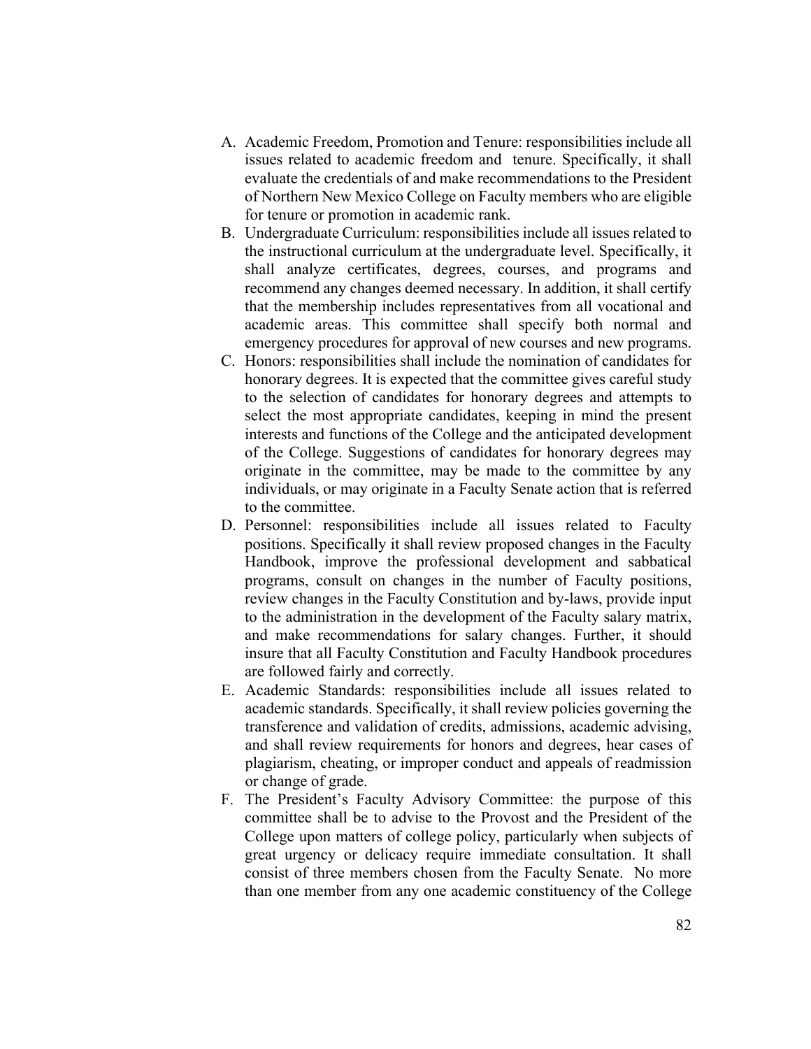A. Academic Freedom, Promotion and Tenure: responsibilities include all issues related to academic freedom and tenure. Specifically, it shall evaluate the credentials of and make recommendations to the President of Northern New Mexico College on Faculty members who are eligible for tenure or promotion in academic rank.
B. Undergraduate Curriculum: responsibilities include all issues related to the instructional curriculum at the undergraduate level. Specifically, it shall analyze certificates, degrees, courses, and programs and recommend any changes deemed necessary. In addition, it shall certify that the membership includes representatives from all vocational and academic areas. This committee shall specify both normal and emergency procedures for approval of new courses and new programs.
C. Honors: responsibilities shall include the nomination of candidates for honorary degrees. It is expected that the committee gives careful study to the selection of candidates for honorary degrees and attempts to select the most appropriate candidates, keeping in mind the present interests and functions of the College and the anticipated development of the College. Suggestions of candidates for honorary degrees may originate in the committee, may be made to the committee by any individuals, or may originate in a Faculty Senate action that is referred to the committee.
D. Personnel: responsibilities include all issues related to Faculty positions. Specifically it shall review proposed changes in the Faculty Handbook, improve the professional development and sabbatical programs, consult on changes in the number of Faculty positions, review changes in the Faculty Constitution and by-laws, provide input to the administration in the development of the Faculty salary matrix, and make recommendations for salary changes. Further, it should insure that all Faculty Constitution and Faculty Handbook procedures are followed fairly and correctly.
E. Academic Standards: responsibilities include all issues related to academic standards. Specifically, it shall review policies governing the transference and validation of credits, admissions, academic advising, and shall review requirements for honors and degrees, hear cases of plagiarism, cheating, or improper conduct and appeals of readmission or change of grade.
F. The President's Faculty Advisory Committee: the purpose of this committee shall be to advise to the Provost and the President of the College upon matters of college policy, particularly when subjects of great urgency or delicacy require immediate consultation. It shall consist of three members chosen from the Faculty Senate. No more than one member from any one academic constituency of the College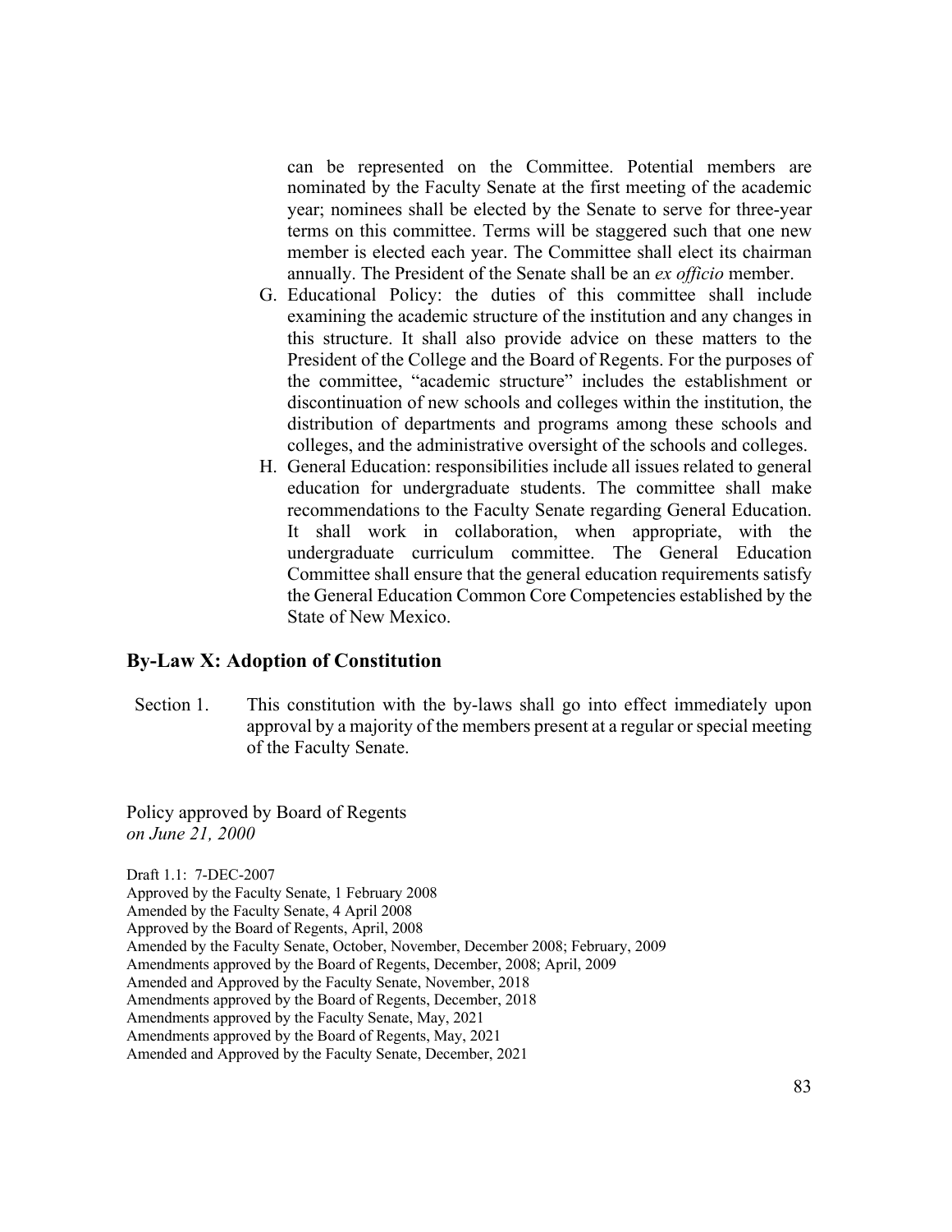can be represented on the Committee. Potential members are nominated by the Faculty Senate at the first meeting of the academic year; nominees shall be elected by the Senate to serve for three-year terms on this committee. Terms will be staggered such that one new member is elected each year. The Committee shall elect its chairman annually. The President of the Senate shall be an *ex officio* member.

G. Educational Policy: the duties of this committee shall include examining the academic structure of the institution and any changes in this structure. It shall also provide advice on these matters to the President of the College and the Board of Regents. For the purposes of the committee, "academic structure" includes the establishment or discontinuation of new schools and colleges within the institution, the distribution of departments and programs among these schools and colleges, and the administrative oversight of the schools and colleges.

H. General Education: responsibilities include all issues related to general education for undergraduate students. The committee shall make recommendations to the Faculty Senate regarding General Education. It shall work in collaboration, when appropriate, with the undergraduate curriculum committee. The General Education Committee shall ensure that the general education requirements satisfy the General Education Common Core Competencies established by the State of New Mexico.

## By-Law X: Adoption of Constitution

Section 1. This constitution with the by-laws shall go into effect immediately upon approval by a majority of the members present at a regular or special meeting of the Faculty Senate.

Policy approved by Board of Regents
*on June 21, 2000*

Draft 1.1: 7-DEC-2007
Approved by the Faculty Senate, 1 February 2008
Amended by the Faculty Senate, 4 April 2008
Approved by the Board of Regents, April, 2008
Amended by the Faculty Senate, October, November, December 2008; February, 2009
Amendments approved by the Board of Regents, December, 2008; April, 2009
Amended and Approved by the Faculty Senate, November, 2018
Amendments approved by the Board of Regents, December, 2018
Amendments approved by the Faculty Senate, May, 2021
Amendments approved by the Board of Regents, May, 2021
Amended and Approved by the Faculty Senate, December, 2021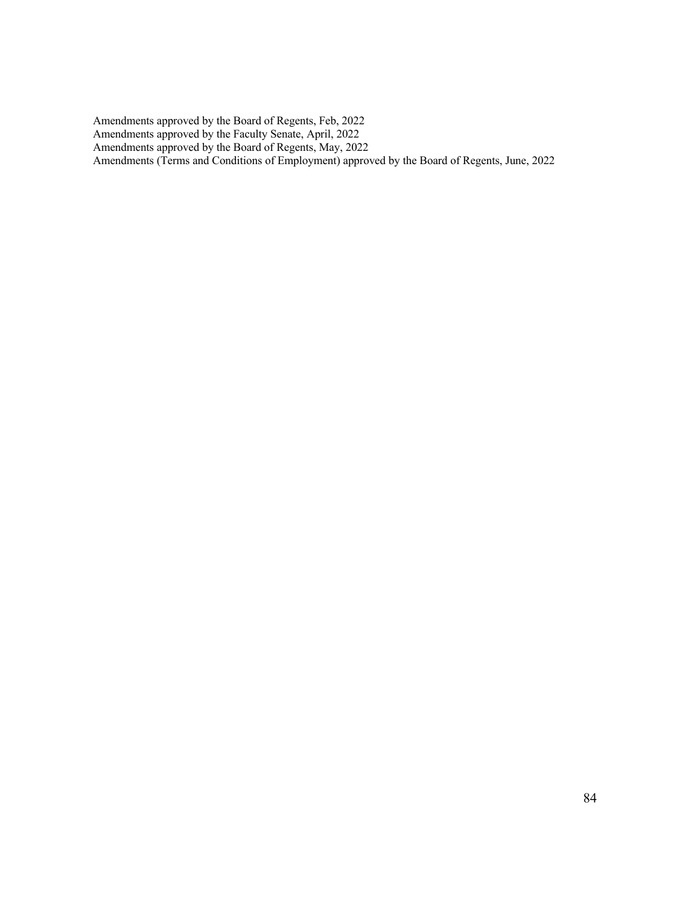Amendments approved by the Board of Regents, Feb, 2022
Amendments approved by the Faculty Senate, April, 2022
Amendments approved by the Board of Regents, May, 2022
Amendments (Terms and Conditions of Employment) approved by the Board of Regents, June, 2022